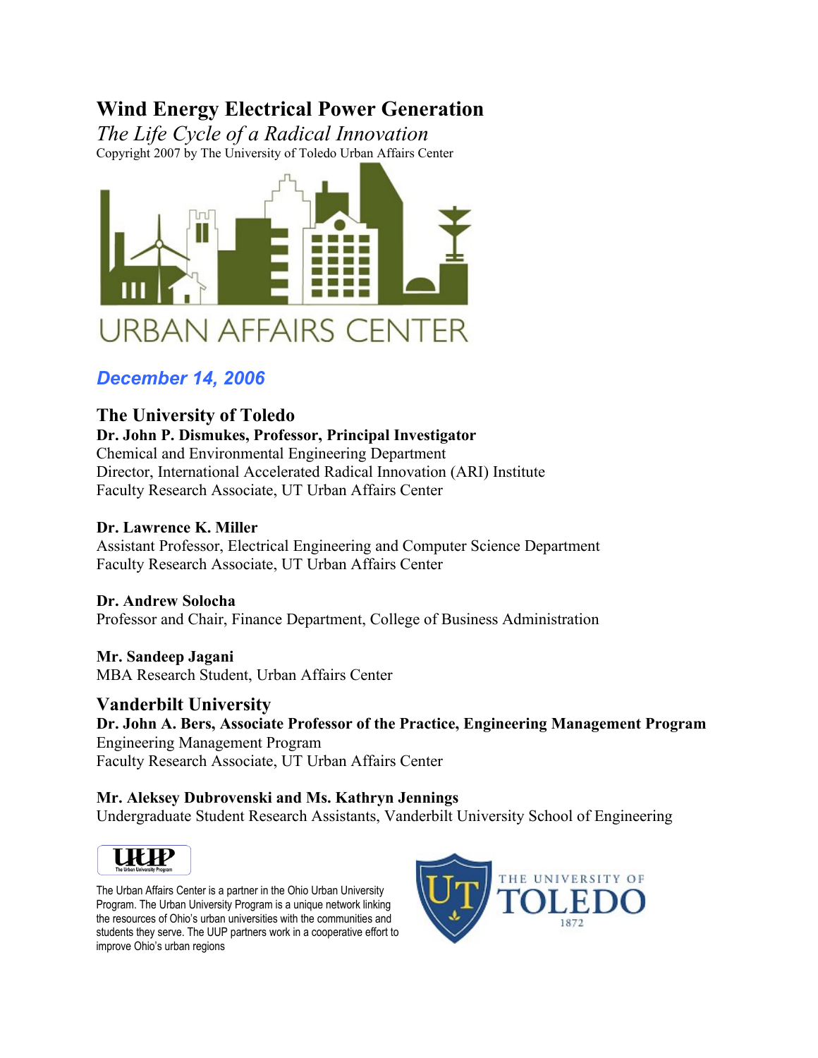# Wind Energy Electrical Power Generation

*The Life Cycle of a Radical Innovation*

Copyright 2007 by The University of Toledo Urban Affairs Center

URBAN AFFAIRS CENTER

***December 14, 2006***

## The University of Toledo

**Dr. John P. Dismukes, Professor, Principal Investigator**
Chemical and Environmental Engineering Department
Director, International Accelerated Radical Innovation (ARI) Institute
Faculty Research Associate, UT Urban Affairs Center

**Dr. Lawrence K. Miller**
Assistant Professor, Electrical Engineering and Computer Science Department
Faculty Research Associate, UT Urban Affairs Center

**Dr. Andrew Solocha**
Professor and Chair, Finance Department, College of Business Administration

**Mr. Sandeep Jagani**
MBA Research Student, Urban Affairs Center

## Vanderbilt University

**Dr. John A. Bers, Associate Professor of the Practice, Engineering Management Program**
Engineering Management Program
Faculty Research Associate, UT Urban Affairs Center

**Mr. Aleksey Dubrovenski and Ms. Kathryn Jennings**
Undergraduate Student Research Assistants, Vanderbilt University School of Engineering

UUP
The Urban University Program

The Urban Affairs Center is a partner in the Ohio Urban University Program. The Urban University Program is a unique network linking the resources of Ohio's urban universities with the communities and students they serve. The UUP partners work in a cooperative effort to improve Ohio's urban regions

THE UNIVERSITY OF TOLEDO 1872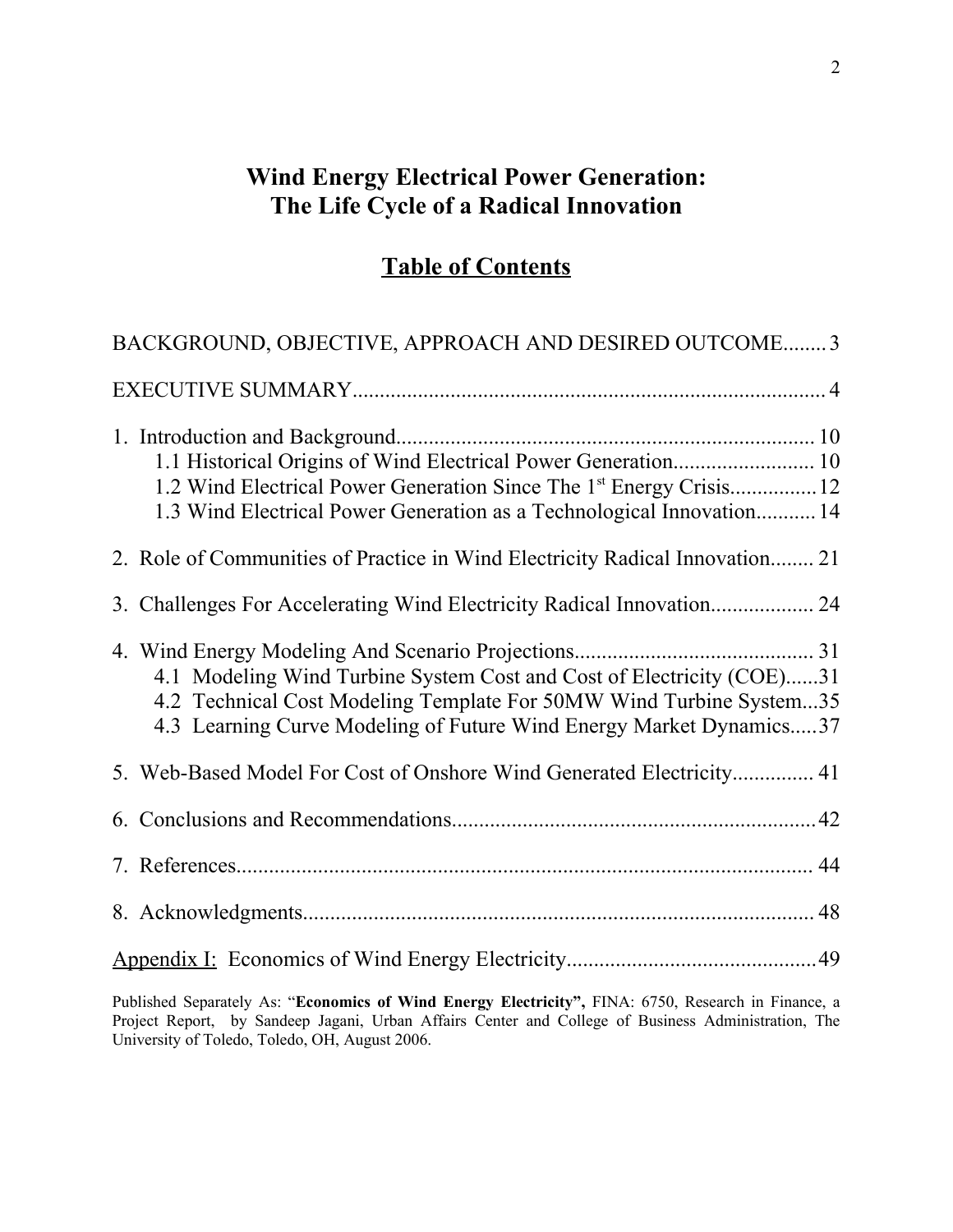# Wind Energy Electrical Power Generation: The Life Cycle of a Radical Innovation

## Table of Contents

BACKGROUND, OBJECTIVE, APPROACH AND DESIRED OUTCOME........3

EXECUTIVE SUMMARY........................................................................................4

1. Introduction and Background............................................................................10
    - 1.1 Historical Origins of Wind Electrical Power Generation..........................10
    - 1.2 Wind Electrical Power Generation Since The 1st Energy Crisis................12
    - 1.3 Wind Electrical Power Generation as a Technological Innovation...........14

2. Role of Communities of Practice in Wind Electricity Radical Innovation........21

3. Challenges For Accelerating Wind Electricity Radical Innovation...................24

4. Wind Energy Modeling And Scenario Projections............................................31
    - 4.1 Modeling Wind Turbine System Cost and Cost of Electricity (COE)......31
    - 4.2 Technical Cost Modeling Template For 50MW Wind Turbine System...35
    - 4.3 Learning Curve Modeling of Future Wind Energy Market Dynamics.....37

5. Web-Based Model For Cost of Onshore Wind Generated Electricity...............41

6. Conclusions and Recommendations..................................................................42

7. References.........................................................................................................44

8. Acknowledgments.............................................................................................48

Appendix I: Economics of Wind Energy Electricity.............................................49

Published Separately As: "**Economics of Wind Energy Electricity",** FINA: 6750, Research in Finance, a Project Report, by Sandeep Jagani, Urban Affairs Center and College of Business Administration, The University of Toledo, Toledo, OH, August 2006.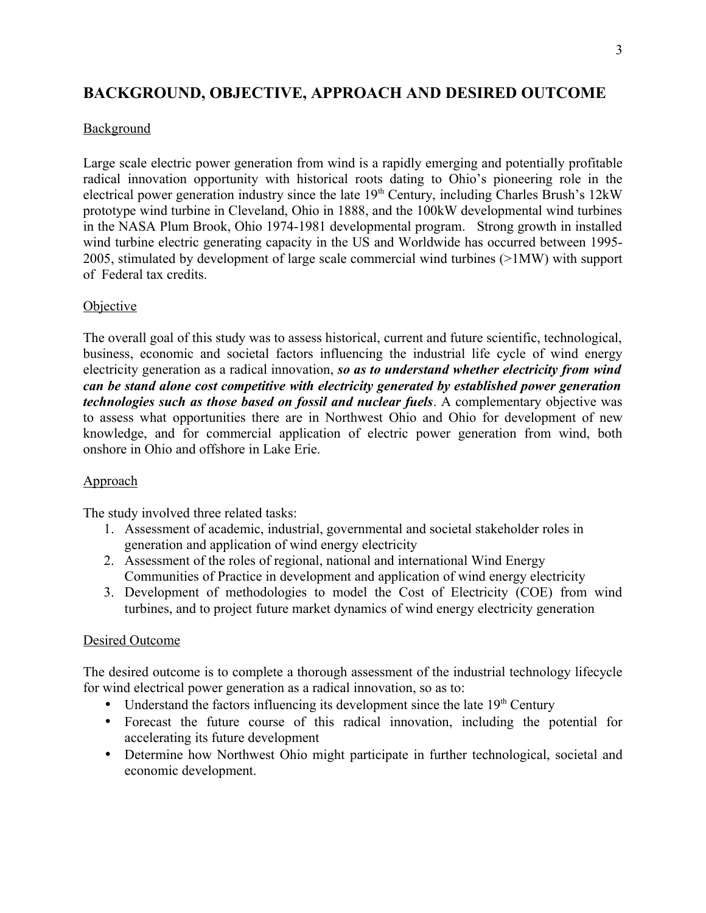## BACKGROUND, OBJECTIVE, APPROACH AND DESIRED OUTCOME

### Background

Large scale electric power generation from wind is a rapidly emerging and potentially profitable radical innovation opportunity with historical roots dating to Ohio's pioneering role in the electrical power generation industry since the late 19th Century, including Charles Brush's 12kW prototype wind turbine in Cleveland, Ohio in 1888, and the 100kW developmental wind turbines in the NASA Plum Brook, Ohio 1974-1981 developmental program. Strong growth in installed wind turbine electric generating capacity in the US and Worldwide has occurred between 1995-2005, stimulated by development of large scale commercial wind turbines (>1MW) with support of Federal tax credits.

### Objective

The overall goal of this study was to assess historical, current and future scientific, technological, business, economic and societal factors influencing the industrial life cycle of wind energy electricity generation as a radical innovation, ***so as to understand whether electricity from wind can be stand alone cost competitive with electricity generated by established power generation technologies such as those based on fossil and nuclear fuels***. A complementary objective was to assess what opportunities there are in Northwest Ohio and Ohio for development of new knowledge, and for commercial application of electric power generation from wind, both onshore in Ohio and offshore in Lake Erie.

### Approach

The study involved three related tasks:

1. Assessment of academic, industrial, governmental and societal stakeholder roles in generation and application of wind energy electricity
2. Assessment of the roles of regional, national and international Wind Energy Communities of Practice in development and application of wind energy electricity
3. Development of methodologies to model the Cost of Electricity (COE) from wind turbines, and to project future market dynamics of wind energy electricity generation

### Desired Outcome

The desired outcome is to complete a thorough assessment of the industrial technology lifecycle for wind electrical power generation as a radical innovation, so as to:

- Understand the factors influencing its development since the late 19th Century
- Forecast the future course of this radical innovation, including the potential for accelerating its future development
- Determine how Northwest Ohio might participate in further technological, societal and economic development.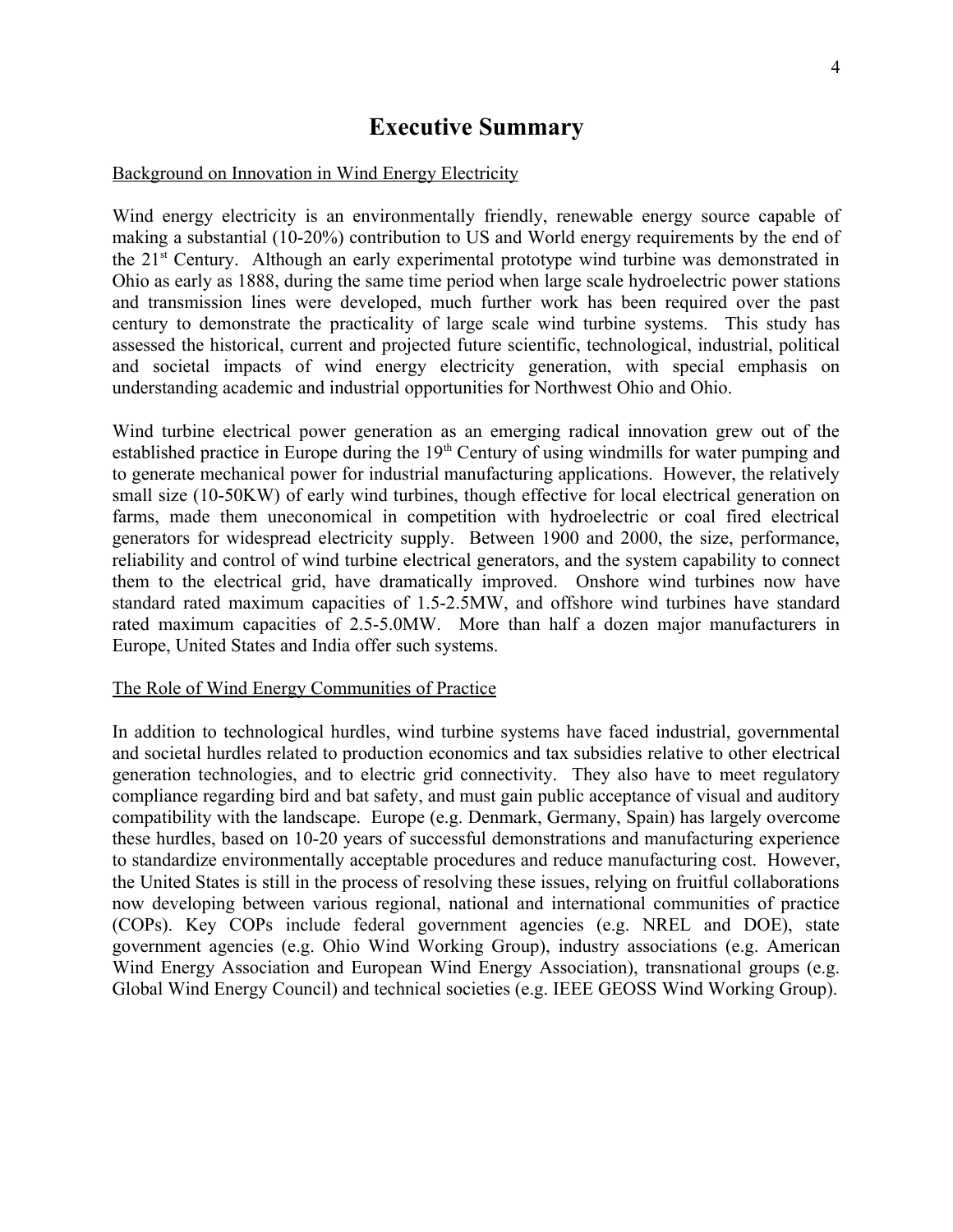# Executive Summary

Background on Innovation in Wind Energy Electricity

Wind energy electricity is an environmentally friendly, renewable energy source capable of making a substantial (10-20%) contribution to US and World energy requirements by the end of the 21st Century. Although an early experimental prototype wind turbine was demonstrated in Ohio as early as 1888, during the same time period when large scale hydroelectric power stations and transmission lines were developed, much further work has been required over the past century to demonstrate the practicality of large scale wind turbine systems. This study has assessed the historical, current and projected future scientific, technological, industrial, political and societal impacts of wind energy electricity generation, with special emphasis on understanding academic and industrial opportunities for Northwest Ohio and Ohio.

Wind turbine electrical power generation as an emerging radical innovation grew out of the established practice in Europe during the 19th Century of using windmills for water pumping and to generate mechanical power for industrial manufacturing applications. However, the relatively small size (10-50KW) of early wind turbines, though effective for local electrical generation on farms, made them uneconomical in competition with hydroelectric or coal fired electrical generators for widespread electricity supply. Between 1900 and 2000, the size, performance, reliability and control of wind turbine electrical generators, and the system capability to connect them to the electrical grid, have dramatically improved. Onshore wind turbines now have standard rated maximum capacities of 1.5-2.5MW, and offshore wind turbines have standard rated maximum capacities of 2.5-5.0MW. More than half a dozen major manufacturers in Europe, United States and India offer such systems.

The Role of Wind Energy Communities of Practice

In addition to technological hurdles, wind turbine systems have faced industrial, governmental and societal hurdles related to production economics and tax subsidies relative to other electrical generation technologies, and to electric grid connectivity. They also have to meet regulatory compliance regarding bird and bat safety, and must gain public acceptance of visual and auditory compatibility with the landscape. Europe (e.g. Denmark, Germany, Spain) has largely overcome these hurdles, based on 10-20 years of successful demonstrations and manufacturing experience to standardize environmentally acceptable procedures and reduce manufacturing cost. However, the United States is still in the process of resolving these issues, relying on fruitful collaborations now developing between various regional, national and international communities of practice (COPs). Key COPs include federal government agencies (e.g. NREL and DOE), state government agencies (e.g. Ohio Wind Working Group), industry associations (e.g. American Wind Energy Association and European Wind Energy Association), transnational groups (e.g. Global Wind Energy Council) and technical societies (e.g. IEEE GEOSS Wind Working Group).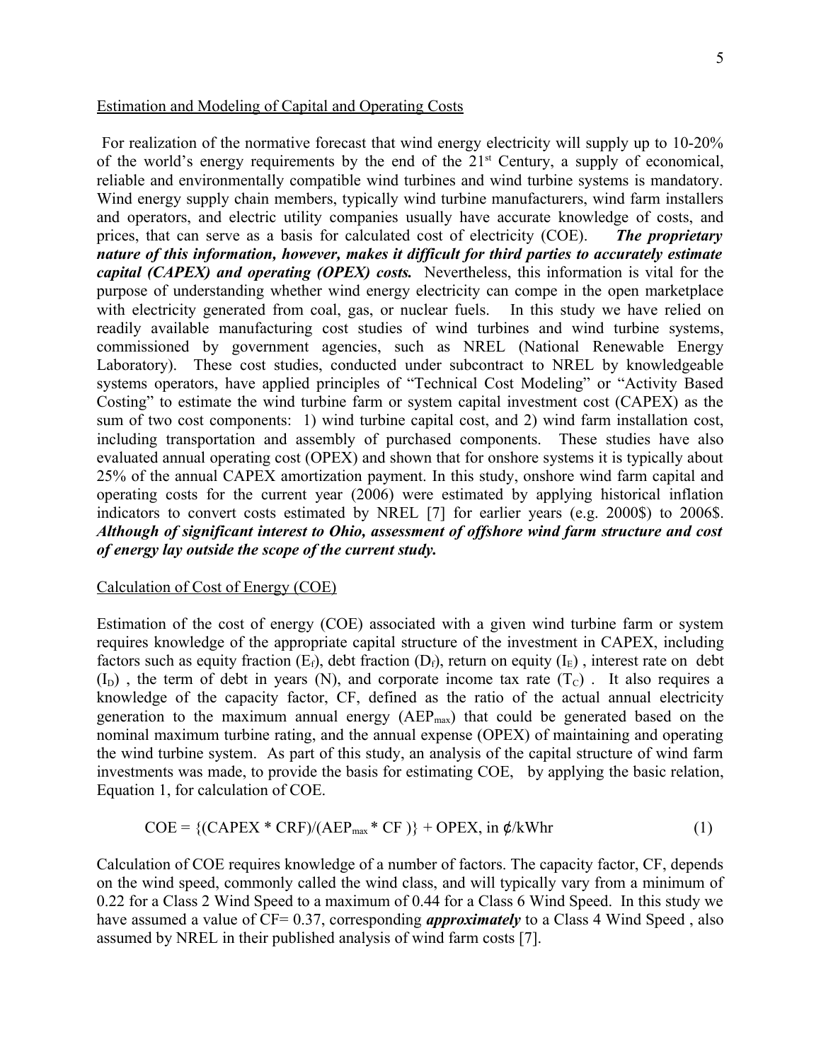Estimation and Modeling of Capital and Operating Costs

For realization of the normative forecast that wind energy electricity will supply up to 10-20% of the world's energy requirements by the end of the 21st Century, a supply of economical, reliable and environmentally compatible wind turbines and wind turbine systems is mandatory. Wind energy supply chain members, typically wind turbine manufacturers, wind farm installers and operators, and electric utility companies usually have accurate knowledge of costs, and prices, that can serve as a basis for calculated cost of electricity (COE). ***The proprietary nature of this information, however, makes it difficult for third parties to accurately estimate capital (CAPEX) and operating (OPEX) costs.*** Nevertheless, this information is vital for the purpose of understanding whether wind energy electricity can compe in the open marketplace with electricity generated from coal, gas, or nuclear fuels. In this study we have relied on readily available manufacturing cost studies of wind turbines and wind turbine systems, commissioned by government agencies, such as NREL (National Renewable Energy Laboratory). These cost studies, conducted under subcontract to NREL by knowledgeable systems operators, have applied principles of "Technical Cost Modeling" or "Activity Based Costing" to estimate the wind turbine farm or system capital investment cost (CAPEX) as the sum of two cost components: 1) wind turbine capital cost, and 2) wind farm installation cost, including transportation and assembly of purchased components. These studies have also evaluated annual operating cost (OPEX) and shown that for onshore systems it is typically about 25% of the annual CAPEX amortization payment. In this study, onshore wind farm capital and operating costs for the current year (2006) were estimated by applying historical inflation indicators to convert costs estimated by NREL [7] for earlier years (e.g. 2000$) to 2006$. ***Although of significant interest to Ohio, assessment of offshore wind farm structure and cost of energy lay outside the scope of the current study.***

Calculation of Cost of Energy (COE)

Estimation of the cost of energy (COE) associated with a given wind turbine farm or system requires knowledge of the appropriate capital structure of the investment in CAPEX, including factors such as equity fraction ($E_f$), debt fraction ($D_f$), return on equity ($I_E$), interest rate on debt ($I_D$), the term of debt in years (N), and corporate income tax rate ($T_C$). It also requires a knowledge of the capacity factor, CF, defined as the ratio of the actual annual electricity generation to the maximum annual energy ($AEP_{max}$) that could be generated based on the nominal maximum turbine rating, and the annual expense (OPEX) of maintaining and operating the wind turbine system. As part of this study, an analysis of the capital structure of wind farm investments was made, to provide the basis for estimating COE, by applying the basic relation, Equation 1, for calculation of COE.

$$COE = \{(CAPEX * CRF)/(AEP_{max} * CF)\} + OPEX, \text{ in ¢/kWhr} \tag{1}$$

Calculation of COE requires knowledge of a number of factors. The capacity factor, CF, depends on the wind speed, commonly called the wind class, and will typically vary from a minimum of 0.22 for a Class 2 Wind Speed to a maximum of 0.44 for a Class 6 Wind Speed. In this study we have assumed a value of CF= 0.37, corresponding ***approximately*** to a Class 4 Wind Speed, also assumed by NREL in their published analysis of wind farm costs [7].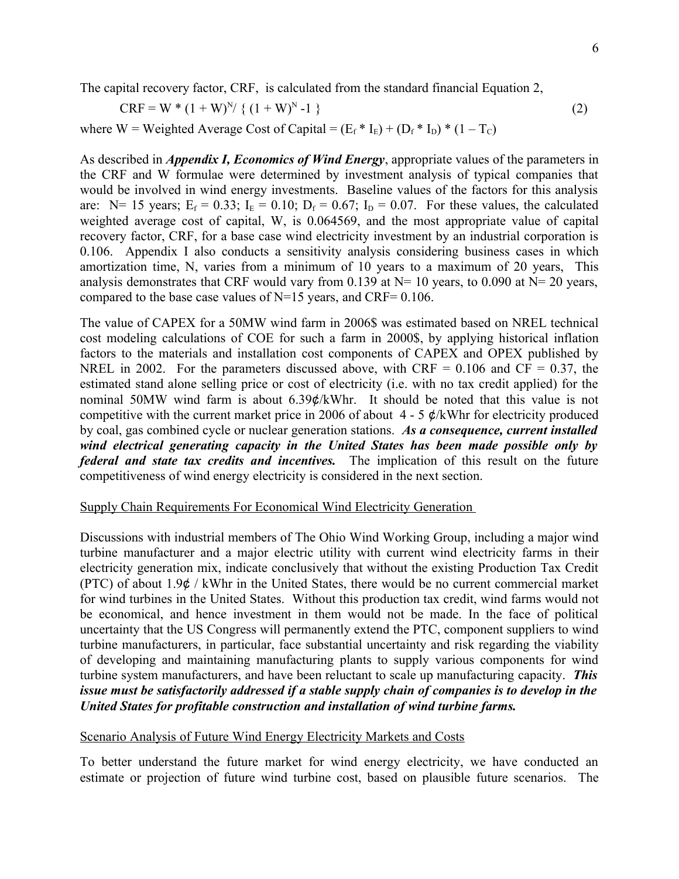The capital recovery factor, CRF, is calculated from the standard financial Equation 2,

$$\text{CRF} = W * (1 + W)^N / \{ (1 + W)^N - 1 \} \qquad (2)$$

where W = Weighted Average Cost of Capital = $(E_f * I_E) + (D_f * I_D) * (1 - T_C)$

As described in ***Appendix I, Economics of Wind Energy***, appropriate values of the parameters in the CRF and W formulae were determined by investment analysis of typical companies that would be involved in wind energy investments. Baseline values of the factors for this analysis are: N= 15 years; $E_f = 0.33$; $I_E = 0.10$; $D_f = 0.67$; $I_D = 0.07$. For these values, the calculated weighted average cost of capital, W, is 0.064569, and the most appropriate value of capital recovery factor, CRF, for a base case wind electricity investment by an industrial corporation is 0.106. Appendix I also conducts a sensitivity analysis considering business cases in which amortization time, N, varies from a minimum of 10 years to a maximum of 20 years, This analysis demonstrates that CRF would vary from 0.139 at N= 10 years, to 0.090 at N= 20 years, compared to the base case values of N=15 years, and CRF= 0.106.

The value of CAPEX for a 50MW wind farm in 2006$ was estimated based on NREL technical cost modeling calculations of COE for such a farm in 2000$, by applying historical inflation factors to the materials and installation cost components of CAPEX and OPEX published by NREL in 2002. For the parameters discussed above, with CRF = 0.106 and CF = 0.37, the estimated stand alone selling price or cost of electricity (i.e. with no tax credit applied) for the nominal 50MW wind farm is about 6.39¢/kWhr. It should be noted that this value is not competitive with the current market price in 2006 of about 4 - 5 ¢/kWhr for electricity produced by coal, gas combined cycle or nuclear generation stations. ***As a consequence, current installed wind electrical generating capacity in the United States has been made possible only by federal and state tax credits and incentives.*** The implication of this result on the future competitiveness of wind energy electricity is considered in the next section.

Supply Chain Requirements For Economical Wind Electricity Generation

Discussions with industrial members of The Ohio Wind Working Group, including a major wind turbine manufacturer and a major electric utility with current wind electricity farms in their electricity generation mix, indicate conclusively that without the existing Production Tax Credit (PTC) of about 1.9¢ / kWhr in the United States, there would be no current commercial market for wind turbines in the United States. Without this production tax credit, wind farms would not be economical, and hence investment in them would not be made. In the face of political uncertainty that the US Congress will permanently extend the PTC, component suppliers to wind turbine manufacturers, in particular, face substantial uncertainty and risk regarding the viability of developing and maintaining manufacturing plants to supply various components for wind turbine system manufacturers, and have been reluctant to scale up manufacturing capacity. ***This issue must be satisfactorily addressed if a stable supply chain of companies is to develop in the United States for profitable construction and installation of wind turbine farms.***

Scenario Analysis of Future Wind Energy Electricity Markets and Costs

To better understand the future market for wind energy electricity, we have conducted an estimate or projection of future wind turbine cost, based on plausible future scenarios. The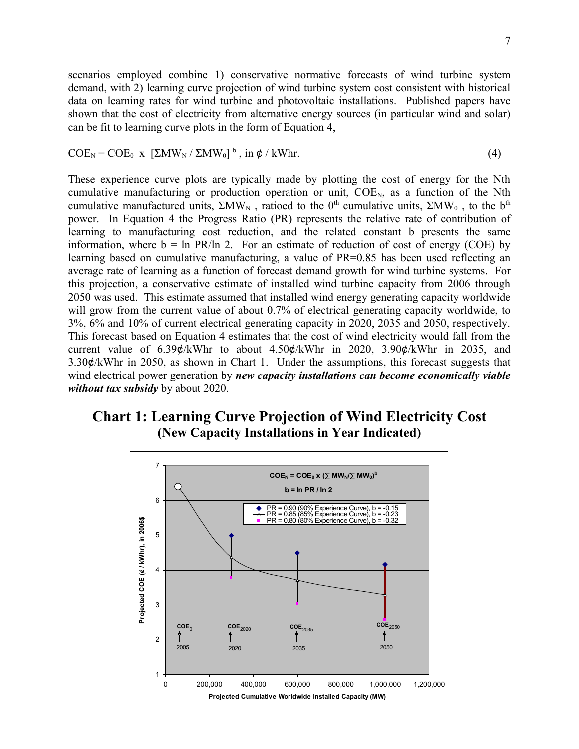scenarios employed combine 1) conservative normative forecasts of wind turbine system demand, with 2) learning curve projection of wind turbine system cost consistent with historical data on learning rates for wind turbine and photovoltaic installations. Published papers have shown that the cost of electricity from alternative energy sources (in particular wind and solar) can be fit to learning curve plots in the form of Equation 4,

$$COE_N = COE_0 \times [\Sigma MW_N / \Sigma MW_0]^{b}, \text{ in ¢ / kWhr.} \quad (4)$$

These experience curve plots are typically made by plotting the cost of energy for the Nth cumulative manufacturing or production operation or unit, $COE_N$, as a function of the Nth cumulative manufactured units, $\Sigma MW_N$, ratioed to the $0^{th}$ cumulative units, $\Sigma MW_0$, to the $b^{th}$ power. In Equation 4 the Progress Ratio (PR) represents the relative rate of contribution of learning to manufacturing cost reduction, and the related constant b presents the same information, where $b = \ln PR/\ln 2$. For an estimate of reduction of cost of energy (COE) by learning based on cumulative manufacturing, a value of PR=0.85 has been used reflecting an average rate of learning as a function of forecast demand growth for wind turbine systems. For this projection, a conservative estimate of installed wind turbine capacity from 2006 through 2050 was used. This estimate assumed that installed wind energy generating capacity worldwide will grow from the current value of about 0.7% of electrical generating capacity worldwide, to 3%, 6% and 10% of current electrical generating capacity in 2020, 2035 and 2050, respectively. This forecast based on Equation 4 estimates that the cost of wind electricity would fall from the current value of 6.39¢/kWhr to about 4.50¢/kWhr in 2020, 3.90¢/kWhr in 2035, and 3.30¢/kWhr in 2050, as shown in Chart 1. Under the assumptions, this forecast suggests that wind electrical power generation by ***new capacity installations can become economically viable without tax subsidy*** by about 2020.

## Chart 1: Learning Curve Projection of Wind Electricity Cost
### (New Capacity Installations in Year Indicated)

$$COE_N = COE_0 \times (\sum MW_N / \sum MW_0)^b$$

$$b = \ln PR / \ln 2$$

- PR = 0.90 (90% Experience Curve), b = -0.15
- PR = 0.85 (85% Experience Curve), b = -0.23
- PR = 0.80 (80% Experience Curve), b = -0.32

Y-axis: Projected COE (¢ / kWhr), in 2006$ (1–7)

X-axis: Projected Cumulative Worldwide Installed Capacity (MW) (0–1,200,000)

Markers: $COE_0$ (2005), $COE_{2020}$ (2020), $COE_{2035}$ (2035), $COE_{2050}$ (2050)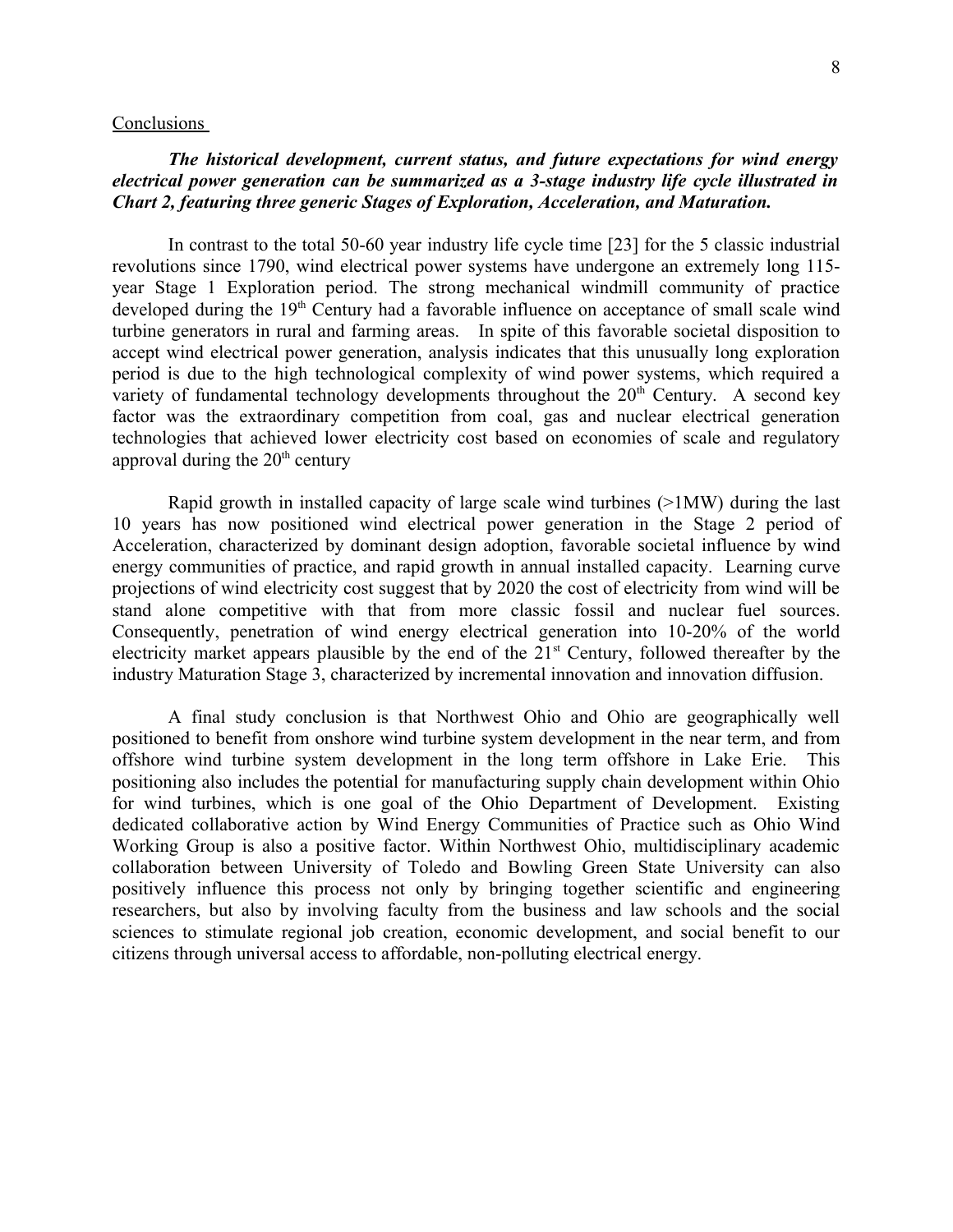## Conclusions

***The historical development, current status, and future expectations for wind energy electrical power generation can be summarized as a 3-stage industry life cycle illustrated in Chart 2, featuring three generic Stages of Exploration, Acceleration, and Maturation.***

In contrast to the total 50-60 year industry life cycle time [23] for the 5 classic industrial revolutions since 1790, wind electrical power systems have undergone an extremely long 115-year Stage 1 Exploration period. The strong mechanical windmill community of practice developed during the 19th Century had a favorable influence on acceptance of small scale wind turbine generators in rural and farming areas. In spite of this favorable societal disposition to accept wind electrical power generation, analysis indicates that this unusually long exploration period is due to the high technological complexity of wind power systems, which required a variety of fundamental technology developments throughout the 20th Century. A second key factor was the extraordinary competition from coal, gas and nuclear electrical generation technologies that achieved lower electricity cost based on economies of scale and regulatory approval during the 20th century

Rapid growth in installed capacity of large scale wind turbines (>1MW) during the last 10 years has now positioned wind electrical power generation in the Stage 2 period of Acceleration, characterized by dominant design adoption, favorable societal influence by wind energy communities of practice, and rapid growth in annual installed capacity. Learning curve projections of wind electricity cost suggest that by 2020 the cost of electricity from wind will be stand alone competitive with that from more classic fossil and nuclear fuel sources. Consequently, penetration of wind energy electrical generation into 10-20% of the world electricity market appears plausible by the end of the 21st Century, followed thereafter by the industry Maturation Stage 3, characterized by incremental innovation and innovation diffusion.

A final study conclusion is that Northwest Ohio and Ohio are geographically well positioned to benefit from onshore wind turbine system development in the near term, and from offshore wind turbine system development in the long term offshore in Lake Erie. This positioning also includes the potential for manufacturing supply chain development within Ohio for wind turbines, which is one goal of the Ohio Department of Development. Existing dedicated collaborative action by Wind Energy Communities of Practice such as Ohio Wind Working Group is also a positive factor. Within Northwest Ohio, multidisciplinary academic collaboration between University of Toledo and Bowling Green State University can also positively influence this process not only by bringing together scientific and engineering researchers, but also by involving faculty from the business and law schools and the social sciences to stimulate regional job creation, economic development, and social benefit to our citizens through universal access to affordable, non-polluting electrical energy.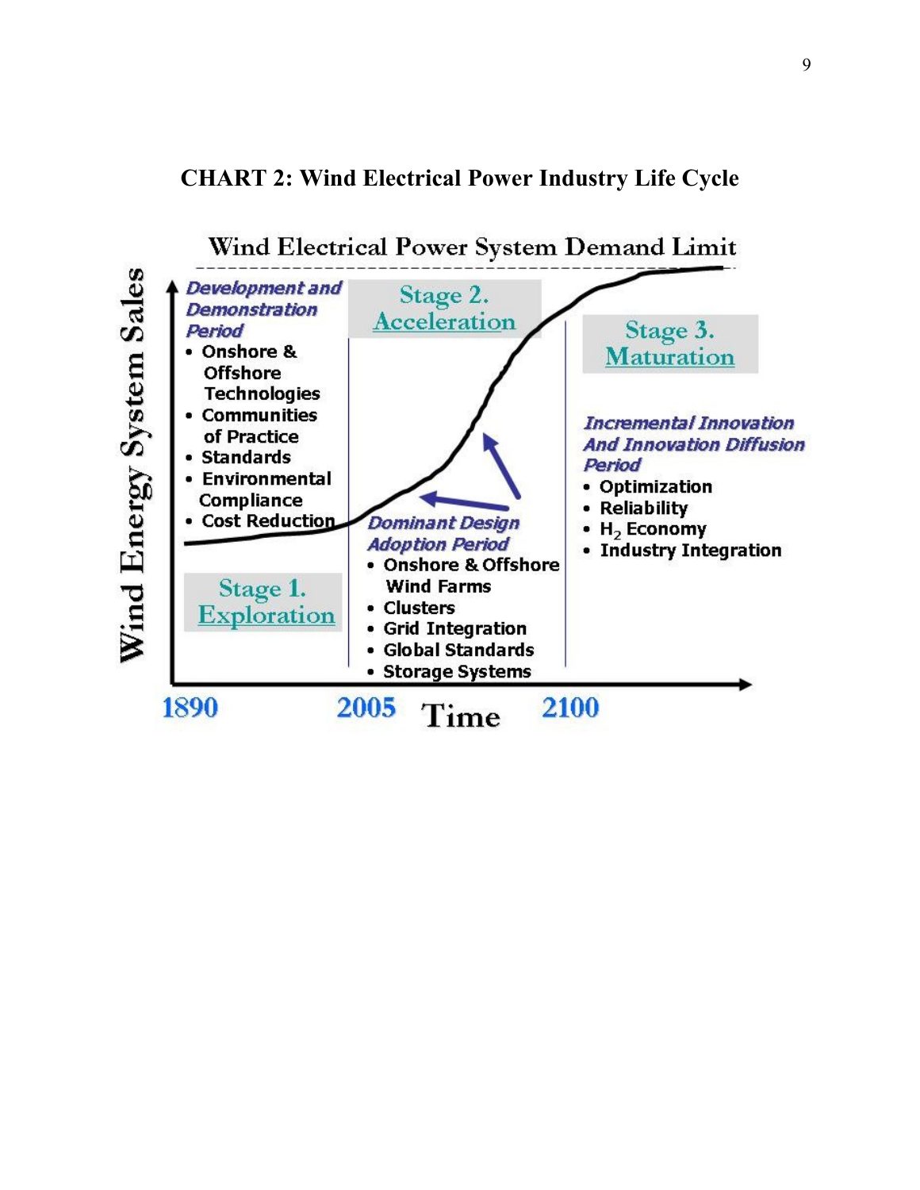**CHART 2: Wind Electrical Power Industry Life Cycle**

Wind Electrical Power System Demand Limit

*Development and Demonstration Period*

- Onshore & Offshore Technologies
- Communities of Practice
- Standards
- Environmental Compliance
- Cost Reduction

Stage 1. Exploration

Stage 2. Acceleration

*Dominant Design Adoption Period*

- Onshore & Offshore Wind Farms
- Clusters
- Grid Integration
- Global Standards
- Storage Systems

Stage 3. Maturation

*Incremental Innovation And Innovation Diffusion Period*

- Optimization
- Reliability
- $H_2$ Economy
- Industry Integration

Wind Energy System Sales

1890 2005 Time 2100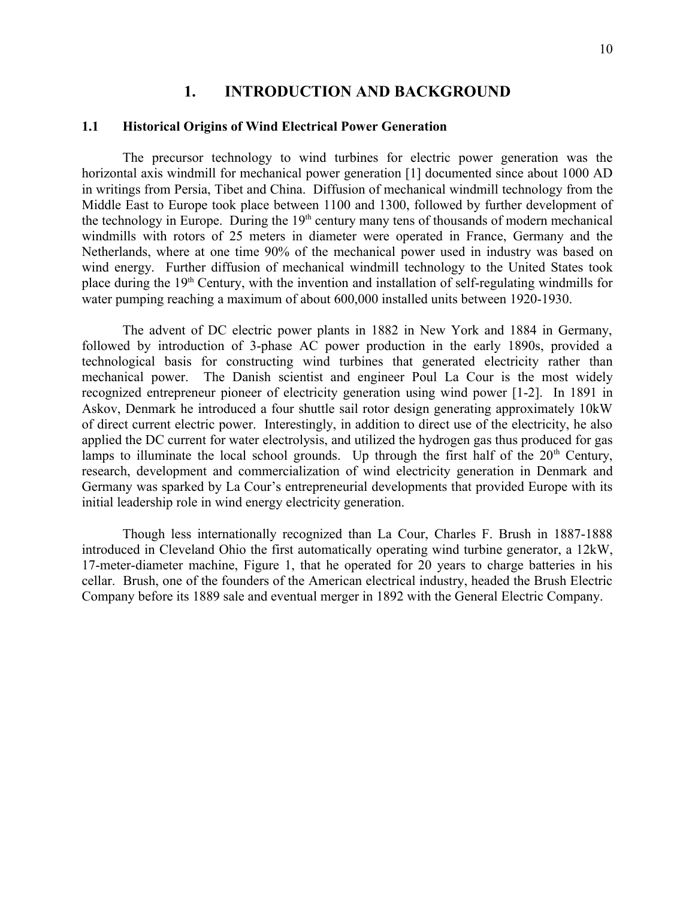# 1. INTRODUCTION AND BACKGROUND

## 1.1 Historical Origins of Wind Electrical Power Generation

The precursor technology to wind turbines for electric power generation was the horizontal axis windmill for mechanical power generation [1] documented since about 1000 AD in writings from Persia, Tibet and China. Diffusion of mechanical windmill technology from the Middle East to Europe took place between 1100 and 1300, followed by further development of the technology in Europe. During the 19th century many tens of thousands of modern mechanical windmills with rotors of 25 meters in diameter were operated in France, Germany and the Netherlands, where at one time 90% of the mechanical power used in industry was based on wind energy. Further diffusion of mechanical windmill technology to the United States took place during the 19th Century, with the invention and installation of self-regulating windmills for water pumping reaching a maximum of about 600,000 installed units between 1920-1930.

The advent of DC electric power plants in 1882 in New York and 1884 in Germany, followed by introduction of 3-phase AC power production in the early 1890s, provided a technological basis for constructing wind turbines that generated electricity rather than mechanical power. The Danish scientist and engineer Poul La Cour is the most widely recognized entrepreneur pioneer of electricity generation using wind power [1-2]. In 1891 in Askov, Denmark he introduced a four shuttle sail rotor design generating approximately 10kW of direct current electric power. Interestingly, in addition to direct use of the electricity, he also applied the DC current for water electrolysis, and utilized the hydrogen gas thus produced for gas lamps to illuminate the local school grounds. Up through the first half of the 20th Century, research, development and commercialization of wind electricity generation in Denmark and Germany was sparked by La Cour's entrepreneurial developments that provided Europe with its initial leadership role in wind energy electricity generation.

Though less internationally recognized than La Cour, Charles F. Brush in 1887-1888 introduced in Cleveland Ohio the first automatically operating wind turbine generator, a 12kW, 17-meter-diameter machine, Figure 1, that he operated for 20 years to charge batteries in his cellar. Brush, one of the founders of the American electrical industry, headed the Brush Electric Company before its 1889 sale and eventual merger in 1892 with the General Electric Company.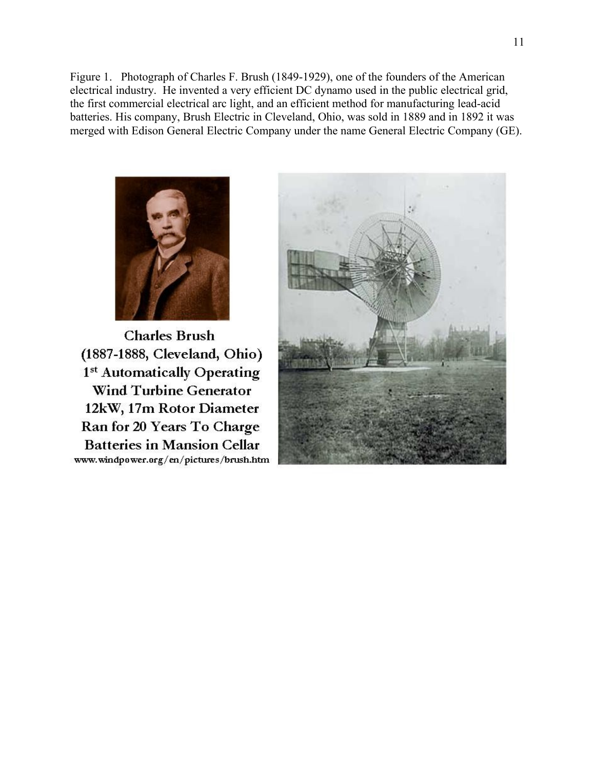Figure 1. Photograph of Charles F. Brush (1849-1929), one of the founders of the American electrical industry. He invented a very efficient DC dynamo used in the public electrical grid, the first commercial electrical arc light, and an efficient method for manufacturing lead-acid batteries. His company, Brush Electric in Cleveland, Ohio, was sold in 1889 and in 1892 it was merged with Edison General Electric Company under the name General Electric Company (GE).

Charles Brush
(1887-1888, Cleveland, Ohio)
1st Automatically Operating
Wind Turbine Generator
12kW, 17m Rotor Diameter
Ran for 20 Years To Charge
Batteries in Mansion Cellar
www.windpower.org/en/pictures/brush.htm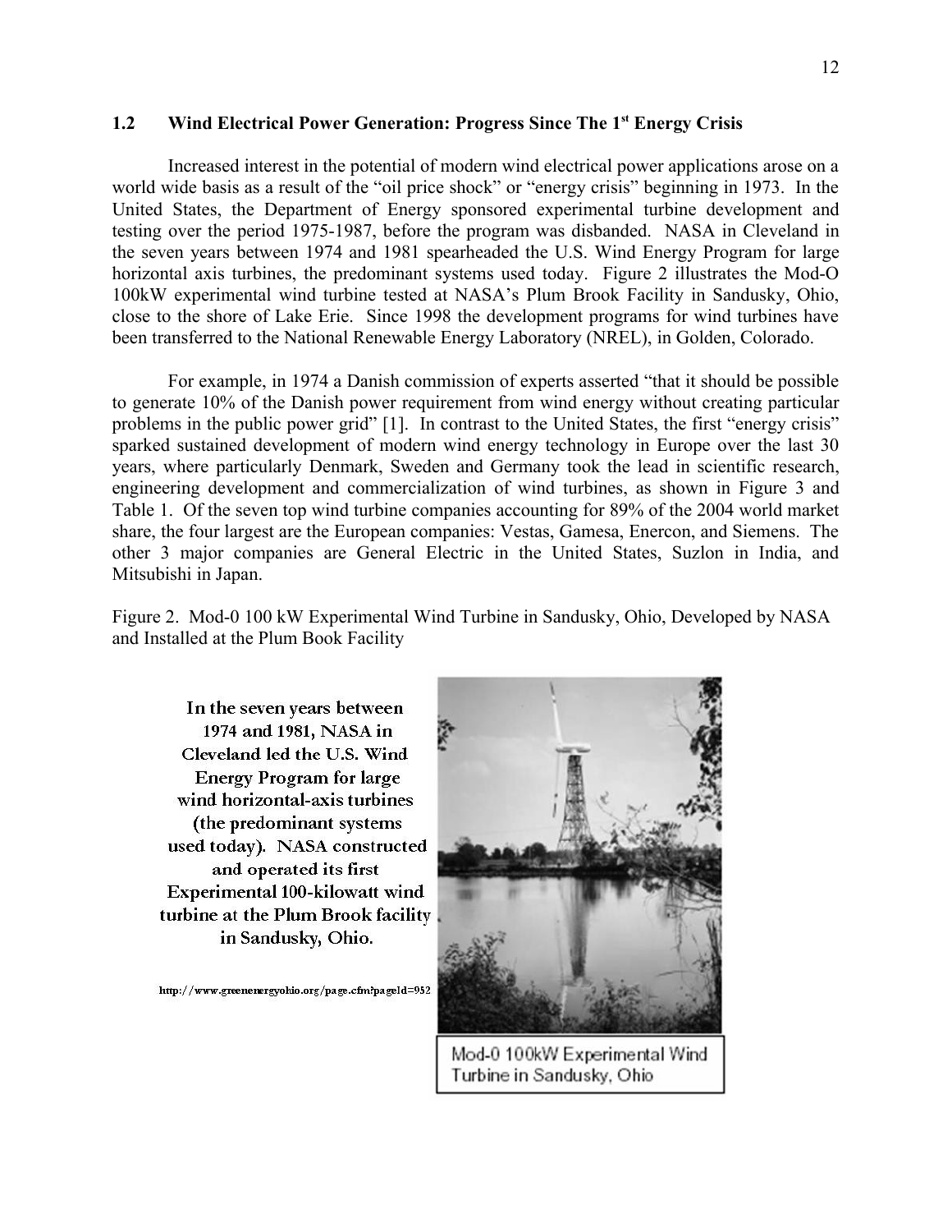## 1.2 Wind Electrical Power Generation: Progress Since The 1st Energy Crisis

Increased interest in the potential of modern wind electrical power applications arose on a world wide basis as a result of the "oil price shock" or "energy crisis" beginning in 1973. In the United States, the Department of Energy sponsored experimental turbine development and testing over the period 1975-1987, before the program was disbanded. NASA in Cleveland in the seven years between 1974 and 1981 spearheaded the U.S. Wind Energy Program for large horizontal axis turbines, the predominant systems used today. Figure 2 illustrates the Mod-O 100kW experimental wind turbine tested at NASA's Plum Brook Facility in Sandusky, Ohio, close to the shore of Lake Erie. Since 1998 the development programs for wind turbines have been transferred to the National Renewable Energy Laboratory (NREL), in Golden, Colorado.

For example, in 1974 a Danish commission of experts asserted "that it should be possible to generate 10% of the Danish power requirement from wind energy without creating particular problems in the public power grid" [1]. In contrast to the United States, the first "energy crisis" sparked sustained development of modern wind energy technology in Europe over the last 30 years, where particularly Denmark, Sweden and Germany took the lead in scientific research, engineering development and commercialization of wind turbines, as shown in Figure 3 and Table 1. Of the seven top wind turbine companies accounting for 89% of the 2004 world market share, the four largest are the European companies: Vestas, Gamesa, Enercon, and Siemens. The other 3 major companies are General Electric in the United States, Suzlon in India, and Mitsubishi in Japan.

Figure 2. Mod-0 100 kW Experimental Wind Turbine in Sandusky, Ohio, Developed by NASA and Installed at the Plum Book Facility

**In the seven years between 1974 and 1981, NASA in Cleveland led the U.S. Wind Energy Program for large wind horizontal-axis turbines (the predominant systems used today). NASA constructed and operated its first Experimental 100-kilowatt wind turbine at the Plum Brook facility in Sandusky, Ohio.**

http://www.greenenergyohio.org/page.cfm?pageId=952

Mod-0 100kW Experimental Wind Turbine in Sandusky, Ohio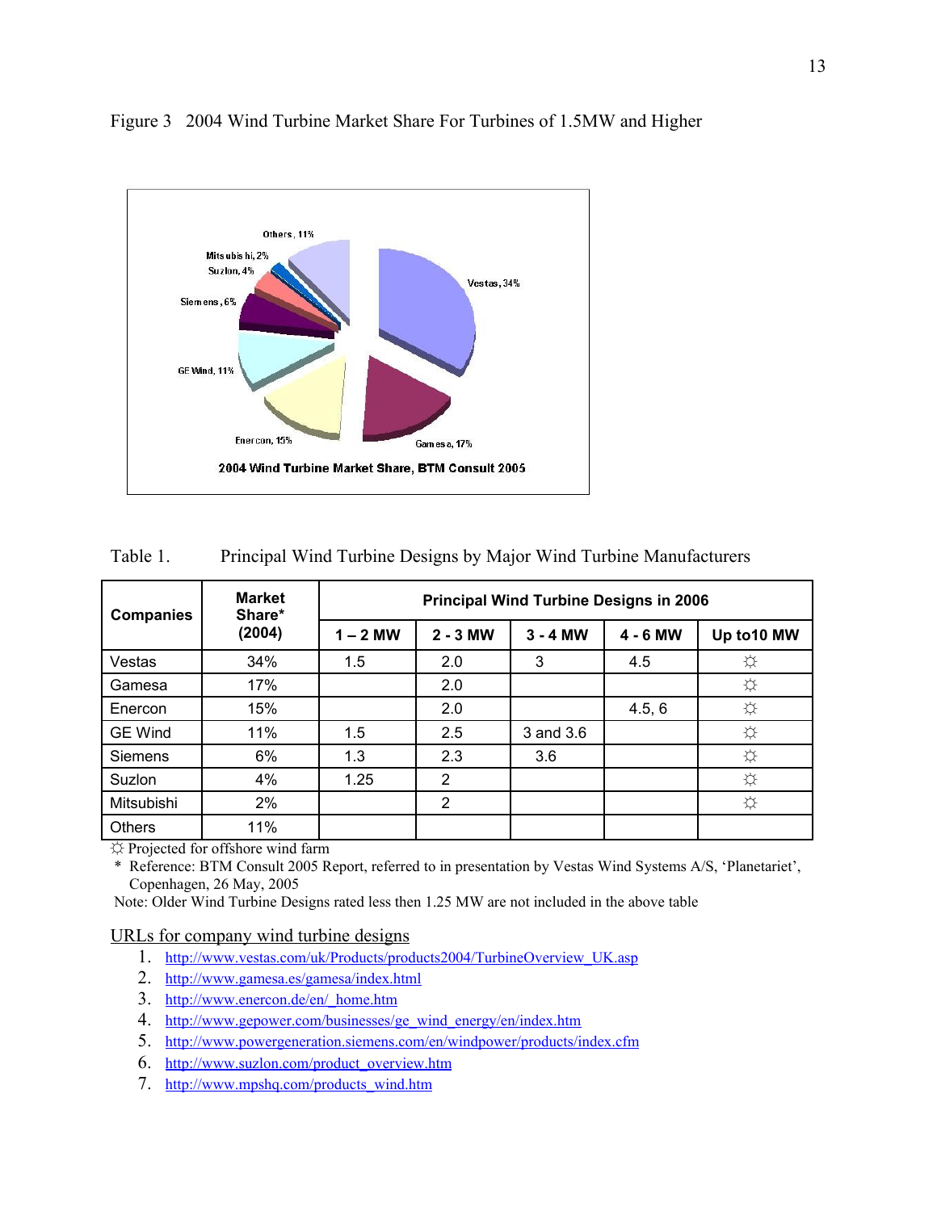Figure 3   2004 Wind Turbine Market Share For Turbines of 1.5MW and Higher

Table 1.   Principal Wind Turbine Designs by Major Wind Turbine Manufacturers

| Companies | Market Share* (2004) | Principal Wind Turbine Designs in 2006 | | | | |
|---|---|---|---|---|---|---|
| | | 1 – 2 MW | 2 - 3 MW | 3 - 4 MW | 4 - 6 MW | Up to10 MW |
| Vestas | 34% | 1.5 | 2.0 | 3 | 4.5 | ☼ |
| Gamesa | 17% | | 2.0 | | | ☼ |
| Enercon | 15% | | 2.0 | | 4.5, 6 | ☼ |
| GE Wind | 11% | 1.5 | 2.5 | 3 and 3.6 | | ☼ |
| Siemens | 6% | 1.3 | 2.3 | 3.6 | | ☼ |
| Suzlon | 4% | 1.25 | 2 | | | ☼ |
| Mitsubishi | 2% | | 2 | | | ☼ |
| Others | 11% | | | | | |

☼ Projected for offshore wind farm

\* Reference: BTM Consult 2005 Report, referred to in presentation by Vestas Wind Systems A/S, 'Planetariet', Copenhagen, 26 May, 2005

Note: Older Wind Turbine Designs rated less then 1.25 MW are not included in the above table

URLs for company wind turbine designs

1. http://www.vestas.com/uk/Products/products2004/TurbineOverview_UK.asp
2. http://www.gamesa.es/gamesa/index.html
3. http://www.enercon.de/en/_home.htm
4. http://www.gepower.com/businesses/ge_wind_energy/en/index.htm
5. http://www.powergeneration.siemens.com/en/windpower/products/index.cfm
6. http://www.suzlon.com/product_overview.htm
7. http://www.mpshq.com/products_wind.htm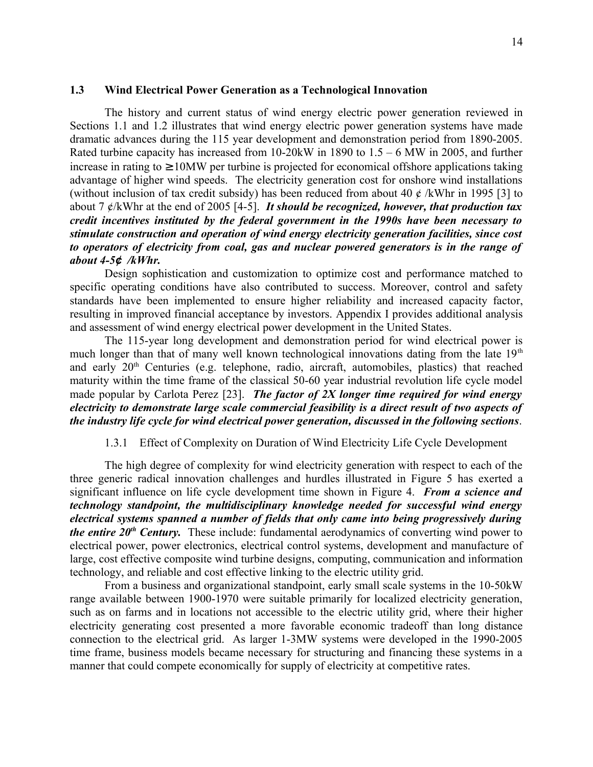## 1.3 Wind Electrical Power Generation as a Technological Innovation

The history and current status of wind energy electric power generation reviewed in Sections 1.1 and 1.2 illustrates that wind energy electric power generation systems have made dramatic advances during the 115 year development and demonstration period from 1890-2005. Rated turbine capacity has increased from 10-20kW in 1890 to 1.5 – 6 MW in 2005, and further increase in rating to ≥10MW per turbine is projected for economical offshore applications taking advantage of higher wind speeds. The electricity generation cost for onshore wind installations (without inclusion of tax credit subsidy) has been reduced from about 40 ¢ /kWhr in 1995 [3] to about 7 ¢/kWhr at the end of 2005 [4-5]. ***It should be recognized, however, that production tax credit incentives instituted by the federal government in the 1990s have been necessary to stimulate construction and operation of wind energy electricity generation facilities, since cost to operators of electricity from coal, gas and nuclear powered generators is in the range of about 4-5¢ /kWhr.***

Design sophistication and customization to optimize cost and performance matched to specific operating conditions have also contributed to success. Moreover, control and safety standards have been implemented to ensure higher reliability and increased capacity factor, resulting in improved financial acceptance by investors. Appendix I provides additional analysis and assessment of wind energy electrical power development in the United States.

The 115-year long development and demonstration period for wind electrical power is much longer than that of many well known technological innovations dating from the late 19th and early 20th Centuries (e.g. telephone, radio, aircraft, automobiles, plastics) that reached maturity within the time frame of the classical 50-60 year industrial revolution life cycle model made popular by Carlota Perez [23]. ***The factor of 2X longer time required for wind energy electricity to demonstrate large scale commercial feasibility is a direct result of two aspects of the industry life cycle for wind electrical power generation, discussed in the following sections***.

### 1.3.1 Effect of Complexity on Duration of Wind Electricity Life Cycle Development

The high degree of complexity for wind electricity generation with respect to each of the three generic radical innovation challenges and hurdles illustrated in Figure 5 has exerted a significant influence on life cycle development time shown in Figure 4. ***From a science and technology standpoint, the multidisciplinary knowledge needed for successful wind energy electrical systems spanned a number of fields that only came into being progressively during the entire 20th Century.*** These include: fundamental aerodynamics of converting wind power to electrical power, power electronics, electrical control systems, development and manufacture of large, cost effective composite wind turbine designs, computing, communication and information technology, and reliable and cost effective linking to the electric utility grid.

From a business and organizational standpoint, early small scale systems in the 10-50kW range available between 1900-1970 were suitable primarily for localized electricity generation, such as on farms and in locations not accessible to the electric utility grid, where their higher electricity generating cost presented a more favorable economic tradeoff than long distance connection to the electrical grid. As larger 1-3MW systems were developed in the 1990-2005 time frame, business models became necessary for structuring and financing these systems in a manner that could compete economically for supply of electricity at competitive rates.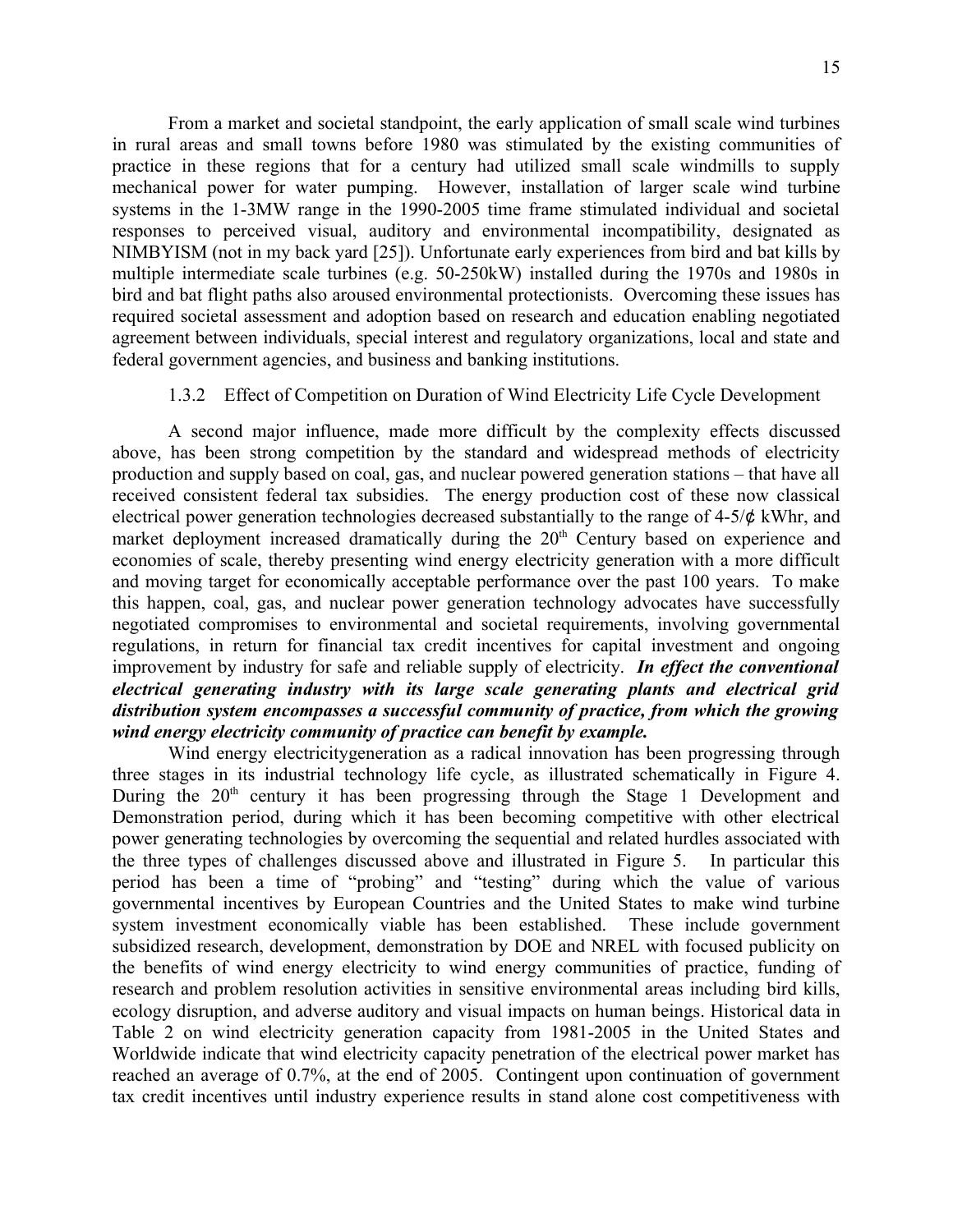From a market and societal standpoint, the early application of small scale wind turbines in rural areas and small towns before 1980 was stimulated by the existing communities of practice in these regions that for a century had utilized small scale windmills to supply mechanical power for water pumping. However, installation of larger scale wind turbine systems in the 1-3MW range in the 1990-2005 time frame stimulated individual and societal responses to perceived visual, auditory and environmental incompatibility, designated as NIMBYISM (not in my back yard [25]). Unfortunate early experiences from bird and bat kills by multiple intermediate scale turbines (e.g. 50-250kW) installed during the 1970s and 1980s in bird and bat flight paths also aroused environmental protectionists. Overcoming these issues has required societal assessment and adoption based on research and education enabling negotiated agreement between individuals, special interest and regulatory organizations, local and state and federal government agencies, and business and banking institutions.

### 1.3.2 Effect of Competition on Duration of Wind Electricity Life Cycle Development

A second major influence, made more difficult by the complexity effects discussed above, has been strong competition by the standard and widespread methods of electricity production and supply based on coal, gas, and nuclear powered generation stations – that have all received consistent federal tax subsidies. The energy production cost of these now classical electrical power generation technologies decreased substantially to the range of 4-5/¢ kWhr, and market deployment increased dramatically during the 20th Century based on experience and economies of scale, thereby presenting wind energy electricity generation with a more difficult and moving target for economically acceptable performance over the past 100 years. To make this happen, coal, gas, and nuclear power generation technology advocates have successfully negotiated compromises to environmental and societal requirements, involving governmental regulations, in return for financial tax credit incentives for capital investment and ongoing improvement by industry for safe and reliable supply of electricity. ***In effect the conventional electrical generating industry with its large scale generating plants and electrical grid distribution system encompasses a successful community of practice, from which the growing wind energy electricity community of practice can benefit by example.***

Wind energy electricitygeneration as a radical innovation has been progressing through three stages in its industrial technology life cycle, as illustrated schematically in Figure 4. During the 20th century it has been progressing through the Stage 1 Development and Demonstration period, during which it has been becoming competitive with other electrical power generating technologies by overcoming the sequential and related hurdles associated with the three types of challenges discussed above and illustrated in Figure 5. In particular this period has been a time of "probing" and "testing" during which the value of various governmental incentives by European Countries and the United States to make wind turbine system investment economically viable has been established. These include government subsidized research, development, demonstration by DOE and NREL with focused publicity on the benefits of wind energy electricity to wind energy communities of practice, funding of research and problem resolution activities in sensitive environmental areas including bird kills, ecology disruption, and adverse auditory and visual impacts on human beings. Historical data in Table 2 on wind electricity generation capacity from 1981-2005 in the United States and Worldwide indicate that wind electricity capacity penetration of the electrical power market has reached an average of 0.7%, at the end of 2005. Contingent upon continuation of government tax credit incentives until industry experience results in stand alone cost competitiveness with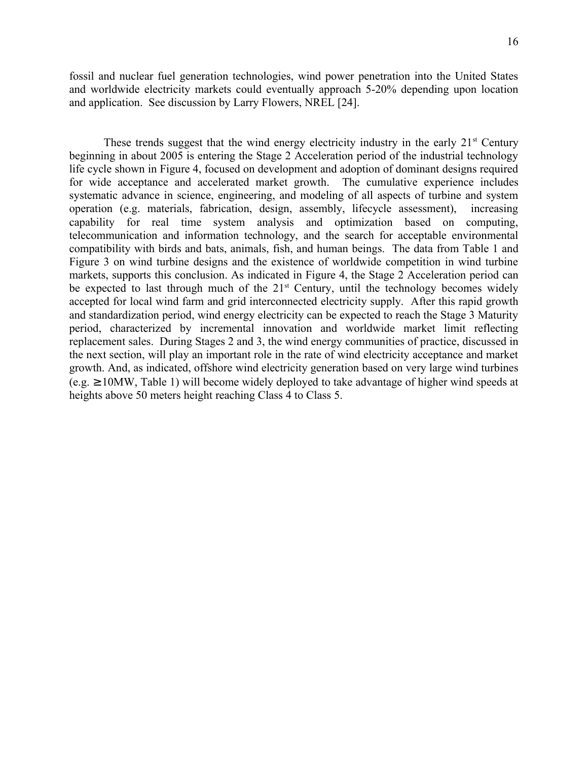fossil and nuclear fuel generation technologies, wind power penetration into the United States and worldwide electricity markets could eventually approach 5-20% depending upon location and application. See discussion by Larry Flowers, NREL [24].

These trends suggest that the wind energy electricity industry in the early 21st Century beginning in about 2005 is entering the Stage 2 Acceleration period of the industrial technology life cycle shown in Figure 4, focused on development and adoption of dominant designs required for wide acceptance and accelerated market growth. The cumulative experience includes systematic advance in science, engineering, and modeling of all aspects of turbine and system operation (e.g. materials, fabrication, design, assembly, lifecycle assessment), increasing capability for real time system analysis and optimization based on computing, telecommunication and information technology, and the search for acceptable environmental compatibility with birds and bats, animals, fish, and human beings. The data from Table 1 and Figure 3 on wind turbine designs and the existence of worldwide competition in wind turbine markets, supports this conclusion. As indicated in Figure 4, the Stage 2 Acceleration period can be expected to last through much of the 21st Century, until the technology becomes widely accepted for local wind farm and grid interconnected electricity supply. After this rapid growth and standardization period, wind energy electricity can be expected to reach the Stage 3 Maturity period, characterized by incremental innovation and worldwide market limit reflecting replacement sales. During Stages 2 and 3, the wind energy communities of practice, discussed in the next section, will play an important role in the rate of wind electricity acceptance and market growth. And, as indicated, offshore wind electricity generation based on very large wind turbines (e.g. $\geq$10MW, Table 1) will become widely deployed to take advantage of higher wind speeds at heights above 50 meters height reaching Class 4 to Class 5.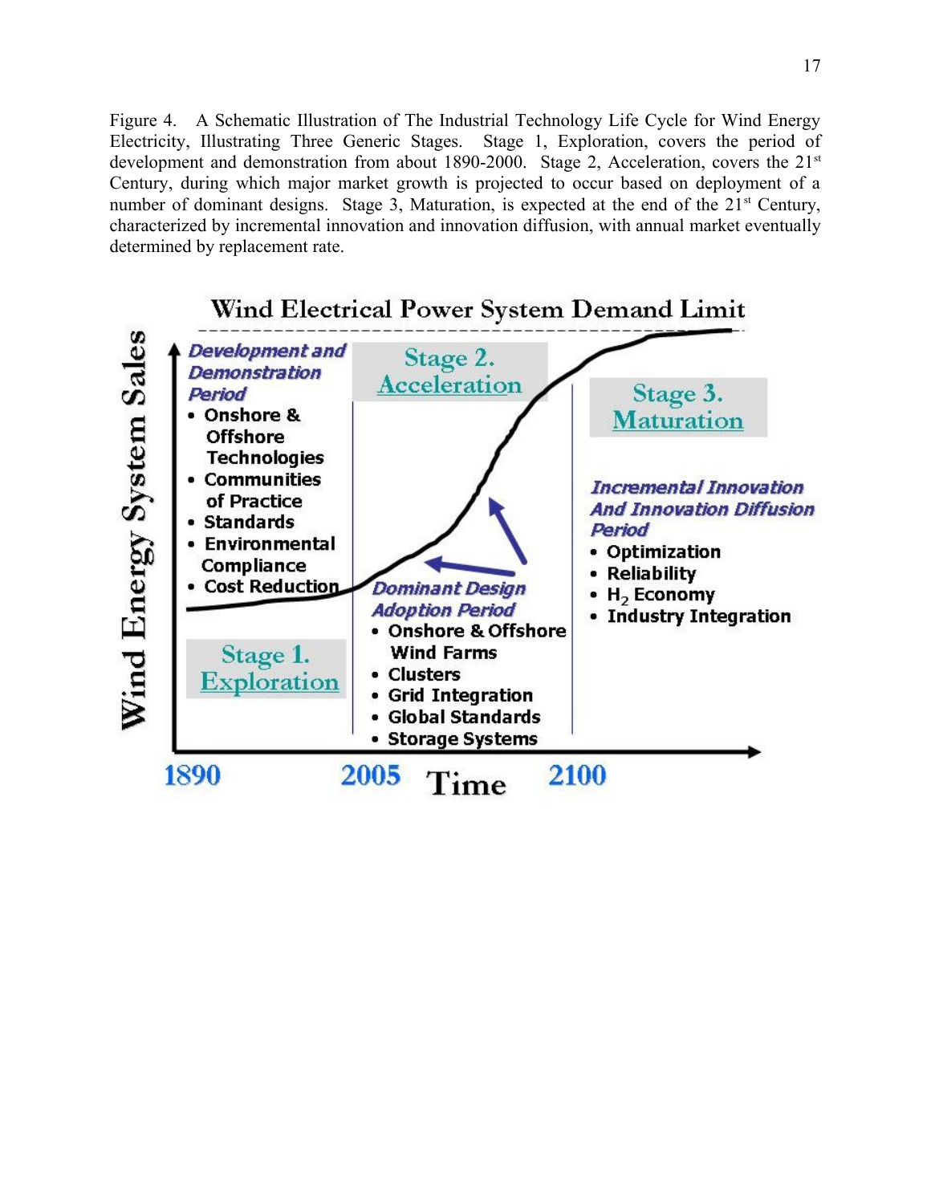Figure 4. A Schematic Illustration of The Industrial Technology Life Cycle for Wind Energy Electricity, Illustrating Three Generic Stages. Stage 1, Exploration, covers the period of development and demonstration from about 1890-2000. Stage 2, Acceleration, covers the 21st Century, during which major market growth is projected to occur based on deployment of a number of dominant designs. Stage 3, Maturation, is expected at the end of the 21st Century, characterized by incremental innovation and innovation diffusion, with annual market eventually determined by replacement rate.

Wind Electrical Power System Demand Limit

*Development and Demonstration Period*
- Onshore & Offshore Technologies
- Communities of Practice
- Standards
- Environmental Compliance
- Cost Reduction

Stage 1. Exploration

Stage 2. Acceleration

*Dominant Design Adoption Period*
- Onshore & Offshore Wind Farms
- Clusters
- Grid Integration
- Global Standards
- Storage Systems

Stage 3. Maturation

*Incremental Innovation And Innovation Diffusion Period*
- Optimization
- Reliability
- $H_2$ Economy
- Industry Integration

Wind Energy System Sales

1890 2005 Time 2100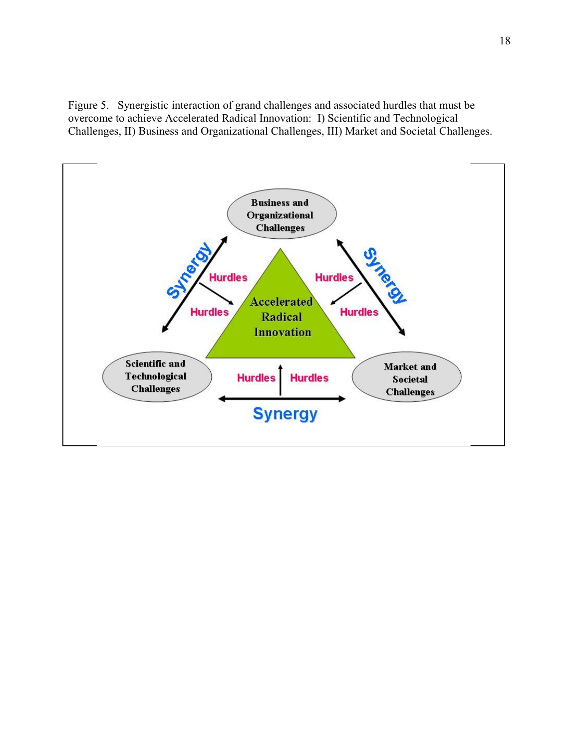Figure 5. Synergistic interaction of grand challenges and associated hurdles that must be overcome to achieve Accelerated Radical Innovation: I) Scientific and Technological Challenges, II) Business and Organizational Challenges, III) Market and Societal Challenges.

Business and Organizational Challenges

Synergy

Hurdles

Hurdles

Synergy

Hurdles

Accelerated Radical Innovation

Hurdles

Scientific and Technological Challenges

Hurdles

Hurdles

Market and Societal Challenges

Synergy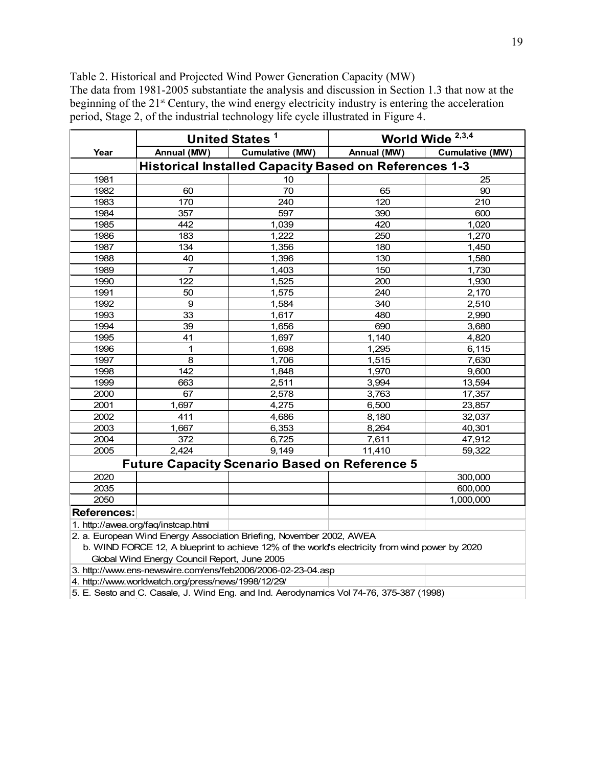Table 2. Historical and Projected Wind Power Generation Capacity (MW)
The data from 1981-2005 substantiate the analysis and discussion in Section 1.3 that now at the beginning of the 21st Century, the wind energy electricity industry is entering the acceleration period, Stage 2, of the industrial technology life cycle illustrated in Figure 4.

| | United States [1] | | World Wide [2,3,4] | |
|---|---|---|---|---|
| Year | Annual (MW) | Cumulative (MW) | Annual (MW) | Cumulative (MW) |
| **Historical Installed Capacity Based on References 1-3** | | | | |
| 1981 | | 10 | | 25 |
| 1982 | 60 | 70 | 65 | 90 |
| 1983 | 170 | 240 | 120 | 210 |
| 1984 | 357 | 597 | 390 | 600 |
| 1985 | 442 | 1,039 | 420 | 1,020 |
| 1986 | 183 | 1,222 | 250 | 1,270 |
| 1987 | 134 | 1,356 | 180 | 1,450 |
| 1988 | 40 | 1,396 | 130 | 1,580 |
| 1989 | 7 | 1,403 | 150 | 1,730 |
| 1990 | 122 | 1,525 | 200 | 1,930 |
| 1991 | 50 | 1,575 | 240 | 2,170 |
| 1992 | 9 | 1,584 | 340 | 2,510 |
| 1993 | 33 | 1,617 | 480 | 2,990 |
| 1994 | 39 | 1,656 | 690 | 3,680 |
| 1995 | 41 | 1,697 | 1,140 | 4,820 |
| 1996 | 1 | 1,698 | 1,295 | 6,115 |
| 1997 | 8 | 1,706 | 1,515 | 7,630 |
| 1998 | 142 | 1,848 | 1,970 | 9,600 |
| 1999 | 663 | 2,511 | 3,994 | 13,594 |
| 2000 | 67 | 2,578 | 3,763 | 17,357 |
| 2001 | 1,697 | 4,275 | 6,500 | 23,857 |
| 2002 | 411 | 4,686 | 8,180 | 32,037 |
| 2003 | 1,667 | 6,353 | 8,264 | 40,301 |
| 2004 | 372 | 6,725 | 7,611 | 47,912 |
| 2005 | 2,424 | 9,149 | 11,410 | 59,322 |
| **Future Capacity Scenario Based on Reference 5** | | | | |
| 2020 | | | | 300,000 |
| 2035 | | | | 600,000 |
| 2050 | | | | 1,000,000 |

**References:**

1. http://awea.org/faq/instcap.html
2. a. European Wind Energy Association Briefing, November 2002, AWEA
   b. WIND FORCE 12, A blueprint to achieve 12% of the world's electricity from wind power by 2020 Global Wind Energy Council Report, June 2005
3. http://www.ens-newswire.com/ens/feb2006/2006-02-23-04.asp
4. http://www.worldwatch.org/press/news/1998/12/29/
5. E. Sesto and C. Casale, J. Wind Eng. and Ind. Aerodynamics Vol 74-76, 375-387 (1998)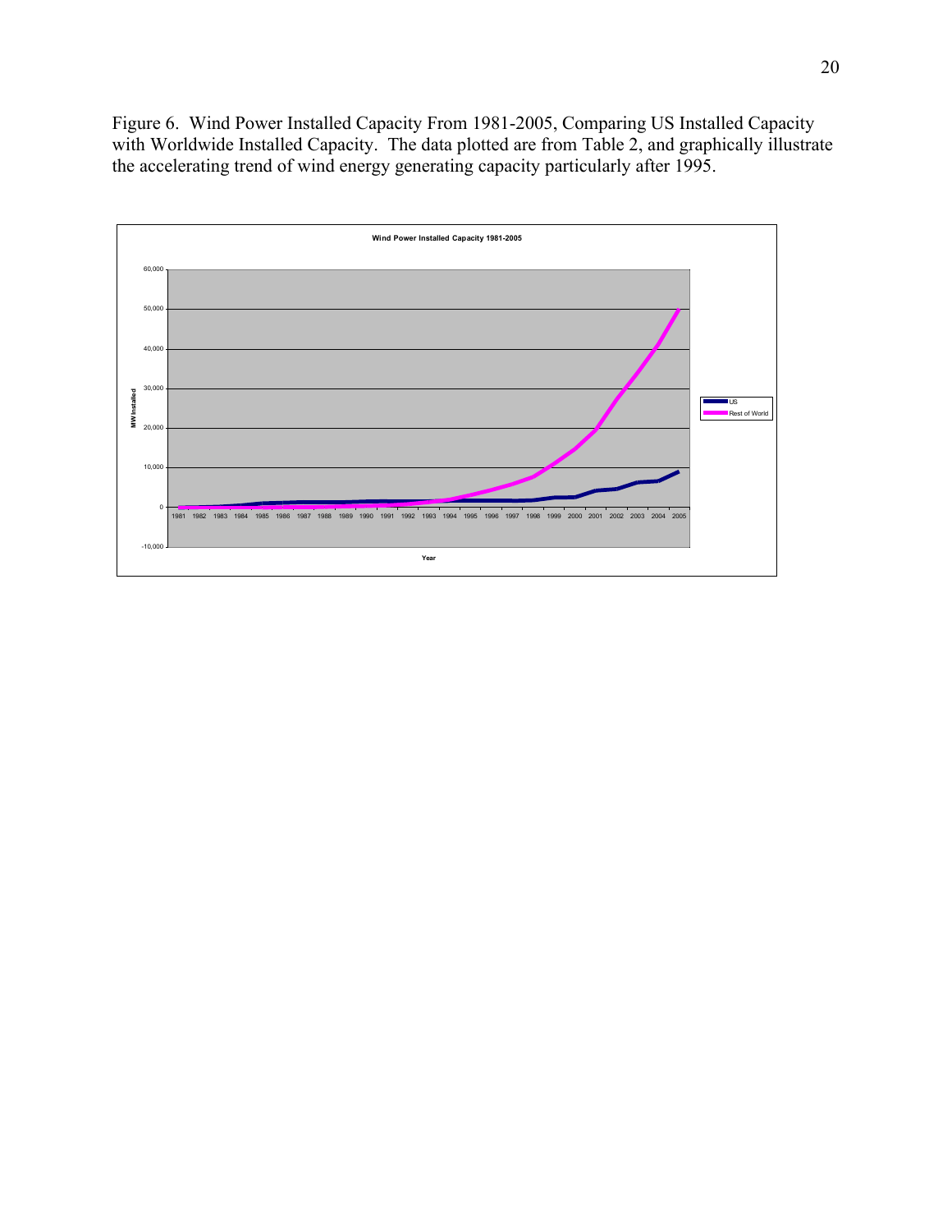Figure 6. Wind Power Installed Capacity From 1981-2005, Comparing US Installed Capacity with Worldwide Installed Capacity. The data plotted are from Table 2, and graphically illustrate the accelerating trend of wind energy generating capacity particularly after 1995.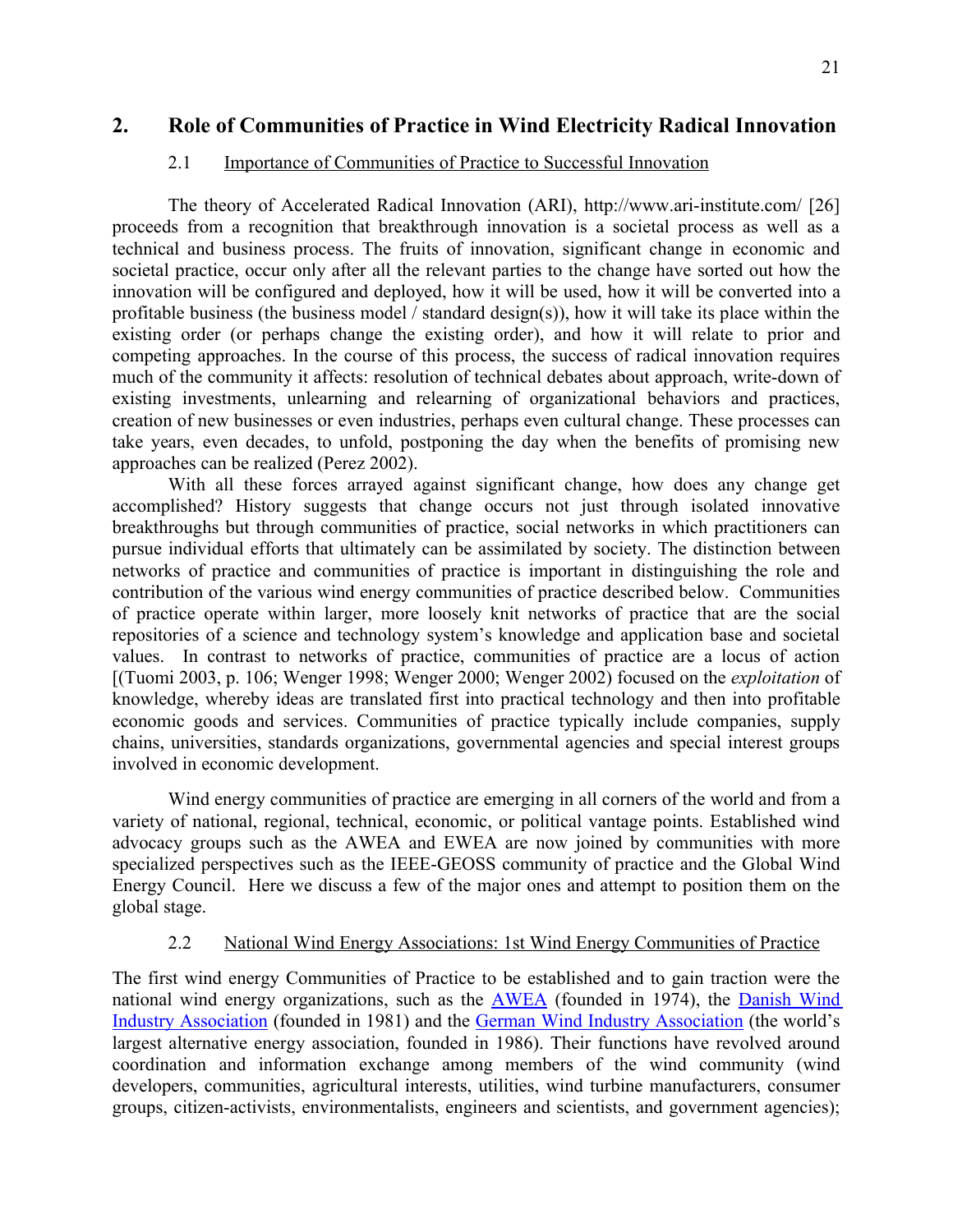## 2. Role of Communities of Practice in Wind Electricity Radical Innovation

### 2.1 Importance of Communities of Practice to Successful Innovation

The theory of Accelerated Radical Innovation (ARI), http://www.ari-institute.com/ [26] proceeds from a recognition that breakthrough innovation is a societal process as well as a technical and business process. The fruits of innovation, significant change in economic and societal practice, occur only after all the relevant parties to the change have sorted out how the innovation will be configured and deployed, how it will be used, how it will be converted into a profitable business (the business model / standard design(s)), how it will take its place within the existing order (or perhaps change the existing order), and how it will relate to prior and competing approaches. In the course of this process, the success of radical innovation requires much of the community it affects: resolution of technical debates about approach, write-down of existing investments, unlearning and relearning of organizational behaviors and practices, creation of new businesses or even industries, perhaps even cultural change. These processes can take years, even decades, to unfold, postponing the day when the benefits of promising new approaches can be realized (Perez 2002).

With all these forces arrayed against significant change, how does any change get accomplished? History suggests that change occurs not just through isolated innovative breakthroughs but through communities of practice, social networks in which practitioners can pursue individual efforts that ultimately can be assimilated by society. The distinction between networks of practice and communities of practice is important in distinguishing the role and contribution of the various wind energy communities of practice described below. Communities of practice operate within larger, more loosely knit networks of practice that are the social repositories of a science and technology system's knowledge and application base and societal values. In contrast to networks of practice, communities of practice are a locus of action [(Tuomi 2003, p. 106; Wenger 1998; Wenger 2000; Wenger 2002) focused on the *exploitation* of knowledge, whereby ideas are translated first into practical technology and then into profitable economic goods and services. Communities of practice typically include companies, supply chains, universities, standards organizations, governmental agencies and special interest groups involved in economic development.

Wind energy communities of practice are emerging in all corners of the world and from a variety of national, regional, technical, economic, or political vantage points. Established wind advocacy groups such as the AWEA and EWEA are now joined by communities with more specialized perspectives such as the IEEE-GEOSS community of practice and the Global Wind Energy Council. Here we discuss a few of the major ones and attempt to position them on the global stage.

### 2.2 National Wind Energy Associations: 1st Wind Energy Communities of Practice

The first wind energy Communities of Practice to be established and to gain traction were the national wind energy organizations, such as the AWEA (founded in 1974), the Danish Wind Industry Association (founded in 1981) and the German Wind Industry Association (the world's largest alternative energy association, founded in 1986). Their functions have revolved around coordination and information exchange among members of the wind community (wind developers, communities, agricultural interests, utilities, wind turbine manufacturers, consumer groups, citizen-activists, environmentalists, engineers and scientists, and government agencies);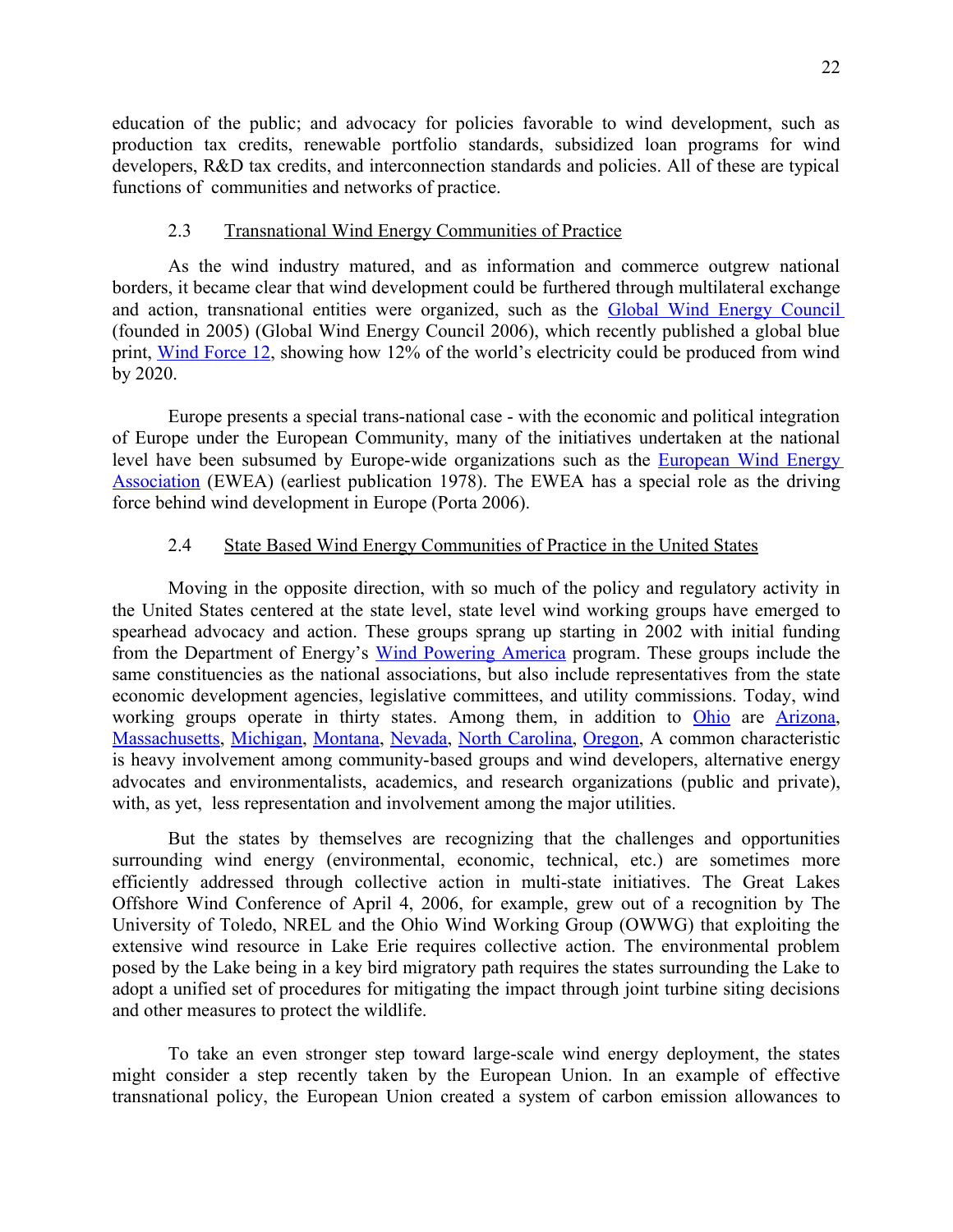education of the public; and advocacy for policies favorable to wind development, such as production tax credits, renewable portfolio standards, subsidized loan programs for wind developers, R&D tax credits, and interconnection standards and policies. All of these are typical functions of communities and networks of practice.

### 2.3 Transnational Wind Energy Communities of Practice

As the wind industry matured, and as information and commerce outgrew national borders, it became clear that wind development could be furthered through multilateral exchange and action, transnational entities were organized, such as the Global Wind Energy Council (founded in 2005) (Global Wind Energy Council 2006), which recently published a global blue print, Wind Force 12, showing how 12% of the world's electricity could be produced from wind by 2020.

Europe presents a special trans-national case - with the economic and political integration of Europe under the European Community, many of the initiatives undertaken at the national level have been subsumed by Europe-wide organizations such as the European Wind Energy Association (EWEA) (earliest publication 1978). The EWEA has a special role as the driving force behind wind development in Europe (Porta 2006).

### 2.4 State Based Wind Energy Communities of Practice in the United States

Moving in the opposite direction, with so much of the policy and regulatory activity in the United States centered at the state level, state level wind working groups have emerged to spearhead advocacy and action. These groups sprang up starting in 2002 with initial funding from the Department of Energy's Wind Powering America program. These groups include the same constituencies as the national associations, but also include representatives from the state economic development agencies, legislative committees, and utility commissions. Today, wind working groups operate in thirty states. Among them, in addition to Ohio are Arizona, Massachusetts, Michigan, Montana, Nevada, North Carolina, Oregon, A common characteristic is heavy involvement among community-based groups and wind developers, alternative energy advocates and environmentalists, academics, and research organizations (public and private), with, as yet, less representation and involvement among the major utilities.

But the states by themselves are recognizing that the challenges and opportunities surrounding wind energy (environmental, economic, technical, etc.) are sometimes more efficiently addressed through collective action in multi-state initiatives. The Great Lakes Offshore Wind Conference of April 4, 2006, for example, grew out of a recognition by The University of Toledo, NREL and the Ohio Wind Working Group (OWWG) that exploiting the extensive wind resource in Lake Erie requires collective action. The environmental problem posed by the Lake being in a key bird migratory path requires the states surrounding the Lake to adopt a unified set of procedures for mitigating the impact through joint turbine siting decisions and other measures to protect the wildlife.

To take an even stronger step toward large-scale wind energy deployment, the states might consider a step recently taken by the European Union. In an example of effective transnational policy, the European Union created a system of carbon emission allowances to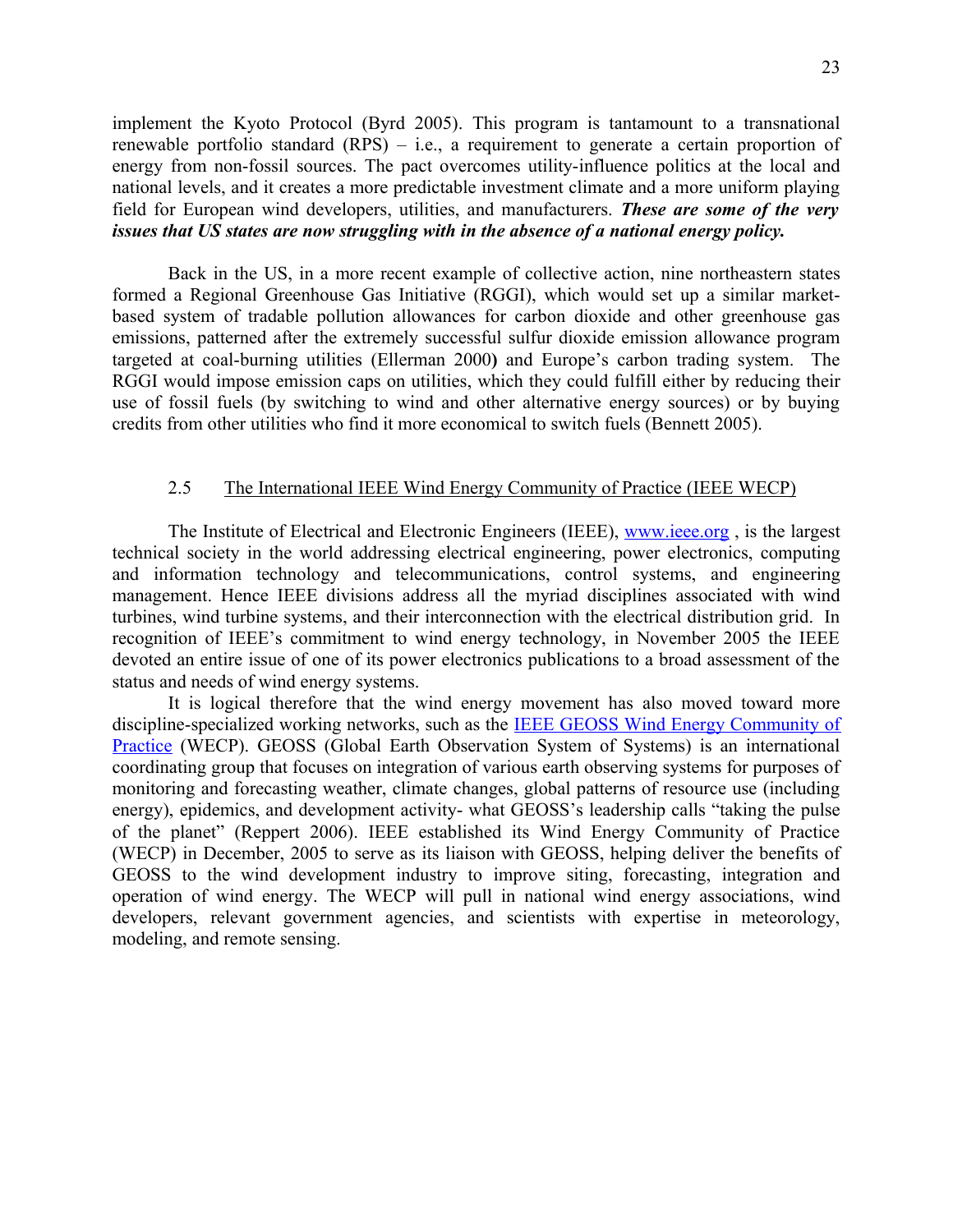implement the Kyoto Protocol (Byrd 2005). This program is tantamount to a transnational renewable portfolio standard (RPS) – i.e., a requirement to generate a certain proportion of energy from non-fossil sources. The pact overcomes utility-influence politics at the local and national levels, and it creates a more predictable investment climate and a more uniform playing field for European wind developers, utilities, and manufacturers. ***These are some of the very issues that US states are now struggling with in the absence of a national energy policy.***

Back in the US, in a more recent example of collective action, nine northeastern states formed a Regional Greenhouse Gas Initiative (RGGI), which would set up a similar market-based system of tradable pollution allowances for carbon dioxide and other greenhouse gas emissions, patterned after the extremely successful sulfur dioxide emission allowance program targeted at coal-burning utilities (Ellerman 2000**)** and Europe's carbon trading system. The RGGI would impose emission caps on utilities, which they could fulfill either by reducing their use of fossil fuels (by switching to wind and other alternative energy sources) or by buying credits from other utilities who find it more economical to switch fuels (Bennett 2005).

### 2.5 The International IEEE Wind Energy Community of Practice (IEEE WECP)

The Institute of Electrical and Electronic Engineers (IEEE), [www.ieee.org](http://www.ieee.org) , is the largest technical society in the world addressing electrical engineering, power electronics, computing and information technology and telecommunications, control systems, and engineering management. Hence IEEE divisions address all the myriad disciplines associated with wind turbines, wind turbine systems, and their interconnection with the electrical distribution grid. In recognition of IEEE's commitment to wind energy technology, in November 2005 the IEEE devoted an entire issue of one of its power electronics publications to a broad assessment of the status and needs of wind energy systems.

It is logical therefore that the wind energy movement has also moved toward more discipline-specialized working networks, such as the IEEE GEOSS Wind Energy Community of Practice (WECP). GEOSS (Global Earth Observation System of Systems) is an international coordinating group that focuses on integration of various earth observing systems for purposes of monitoring and forecasting weather, climate changes, global patterns of resource use (including energy), epidemics, and development activity- what GEOSS's leadership calls "taking the pulse of the planet" (Reppert 2006). IEEE established its Wind Energy Community of Practice (WECP) in December, 2005 to serve as its liaison with GEOSS, helping deliver the benefits of GEOSS to the wind development industry to improve siting, forecasting, integration and operation of wind energy. The WECP will pull in national wind energy associations, wind developers, relevant government agencies, and scientists with expertise in meteorology, modeling, and remote sensing.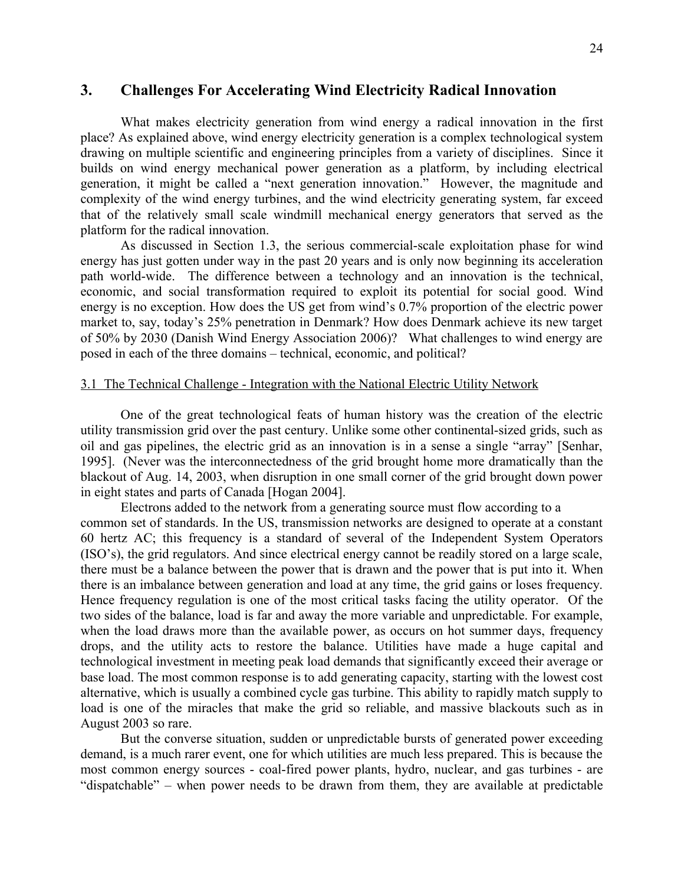## 3. Challenges For Accelerating Wind Electricity Radical Innovation

What makes electricity generation from wind energy a radical innovation in the first place? As explained above, wind energy electricity generation is a complex technological system drawing on multiple scientific and engineering principles from a variety of disciplines. Since it builds on wind energy mechanical power generation as a platform, by including electrical generation, it might be called a "next generation innovation." However, the magnitude and complexity of the wind energy turbines, and the wind electricity generating system, far exceed that of the relatively small scale windmill mechanical energy generators that served as the platform for the radical innovation.

As discussed in Section 1.3, the serious commercial-scale exploitation phase for wind energy has just gotten under way in the past 20 years and is only now beginning its acceleration path world-wide. The difference between a technology and an innovation is the technical, economic, and social transformation required to exploit its potential for social good. Wind energy is no exception. How does the US get from wind's 0.7% proportion of the electric power market to, say, today's 25% penetration in Denmark? How does Denmark achieve its new target of 50% by 2030 (Danish Wind Energy Association 2006)? What challenges to wind energy are posed in each of the three domains – technical, economic, and political?

### 3.1 The Technical Challenge - Integration with the National Electric Utility Network

One of the great technological feats of human history was the creation of the electric utility transmission grid over the past century. Unlike some other continental-sized grids, such as oil and gas pipelines, the electric grid as an innovation is in a sense a single "array" [Senhar, 1995]. (Never was the interconnectedness of the grid brought home more dramatically than the blackout of Aug. 14, 2003, when disruption in one small corner of the grid brought down power in eight states and parts of Canada [Hogan 2004].

Electrons added to the network from a generating source must flow according to a common set of standards. In the US, transmission networks are designed to operate at a constant 60 hertz AC; this frequency is a standard of several of the Independent System Operators (ISO's), the grid regulators. And since electrical energy cannot be readily stored on a large scale, there must be a balance between the power that is drawn and the power that is put into it. When there is an imbalance between generation and load at any time, the grid gains or loses frequency. Hence frequency regulation is one of the most critical tasks facing the utility operator. Of the two sides of the balance, load is far and away the more variable and unpredictable. For example, when the load draws more than the available power, as occurs on hot summer days, frequency drops, and the utility acts to restore the balance. Utilities have made a huge capital and technological investment in meeting peak load demands that significantly exceed their average or base load. The most common response is to add generating capacity, starting with the lowest cost alternative, which is usually a combined cycle gas turbine. This ability to rapidly match supply to load is one of the miracles that make the grid so reliable, and massive blackouts such as in August 2003 so rare.

But the converse situation, sudden or unpredictable bursts of generated power exceeding demand, is a much rarer event, one for which utilities are much less prepared. This is because the most common energy sources - coal-fired power plants, hydro, nuclear, and gas turbines - are "dispatchable" – when power needs to be drawn from them, they are available at predictable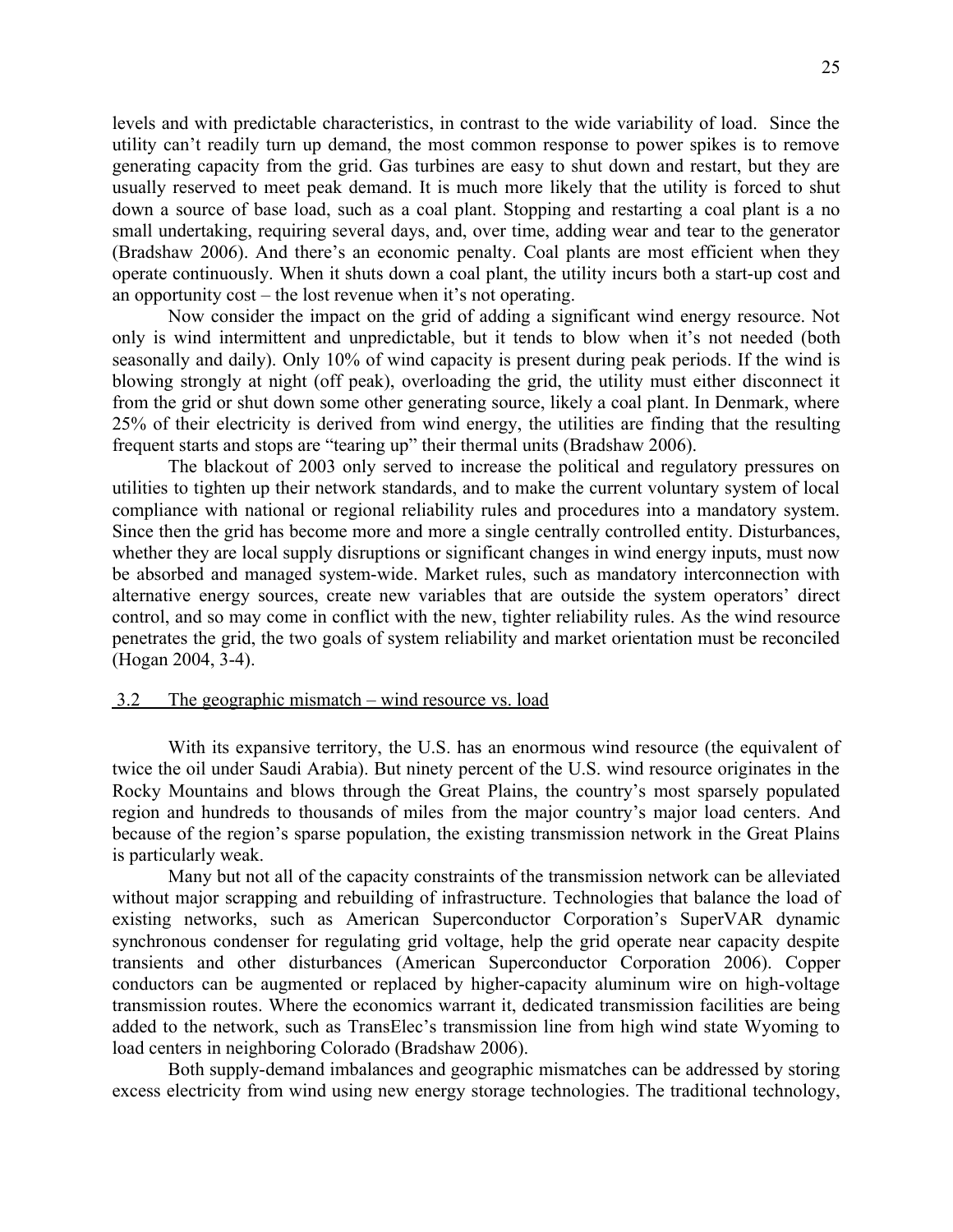levels and with predictable characteristics, in contrast to the wide variability of load. Since the utility can't readily turn up demand, the most common response to power spikes is to remove generating capacity from the grid. Gas turbines are easy to shut down and restart, but they are usually reserved to meet peak demand. It is much more likely that the utility is forced to shut down a source of base load, such as a coal plant. Stopping and restarting a coal plant is a no small undertaking, requiring several days, and, over time, adding wear and tear to the generator (Bradshaw 2006). And there's an economic penalty. Coal plants are most efficient when they operate continuously. When it shuts down a coal plant, the utility incurs both a start-up cost and an opportunity cost – the lost revenue when it's not operating.

Now consider the impact on the grid of adding a significant wind energy resource. Not only is wind intermittent and unpredictable, but it tends to blow when it's not needed (both seasonally and daily). Only 10% of wind capacity is present during peak periods. If the wind is blowing strongly at night (off peak), overloading the grid, the utility must either disconnect it from the grid or shut down some other generating source, likely a coal plant. In Denmark, where 25% of their electricity is derived from wind energy, the utilities are finding that the resulting frequent starts and stops are "tearing up" their thermal units (Bradshaw 2006).

The blackout of 2003 only served to increase the political and regulatory pressures on utilities to tighten up their network standards, and to make the current voluntary system of local compliance with national or regional reliability rules and procedures into a mandatory system. Since then the grid has become more and more a single centrally controlled entity. Disturbances, whether they are local supply disruptions or significant changes in wind energy inputs, must now be absorbed and managed system-wide. Market rules, such as mandatory interconnection with alternative energy sources, create new variables that are outside the system operators' direct control, and so may come in conflict with the new, tighter reliability rules. As the wind resource penetrates the grid, the two goals of system reliability and market orientation must be reconciled (Hogan 2004, 3-4).

### 3.2 The geographic mismatch – wind resource vs. load

With its expansive territory, the U.S. has an enormous wind resource (the equivalent of twice the oil under Saudi Arabia). But ninety percent of the U.S. wind resource originates in the Rocky Mountains and blows through the Great Plains, the country's most sparsely populated region and hundreds to thousands of miles from the major country's major load centers. And because of the region's sparse population, the existing transmission network in the Great Plains is particularly weak.

Many but not all of the capacity constraints of the transmission network can be alleviated without major scrapping and rebuilding of infrastructure. Technologies that balance the load of existing networks, such as American Superconductor Corporation's SuperVAR dynamic synchronous condenser for regulating grid voltage, help the grid operate near capacity despite transients and other disturbances (American Superconductor Corporation 2006). Copper conductors can be augmented or replaced by higher-capacity aluminum wire on high-voltage transmission routes. Where the economics warrant it, dedicated transmission facilities are being added to the network, such as TransElec's transmission line from high wind state Wyoming to load centers in neighboring Colorado (Bradshaw 2006).

Both supply-demand imbalances and geographic mismatches can be addressed by storing excess electricity from wind using new energy storage technologies. The traditional technology,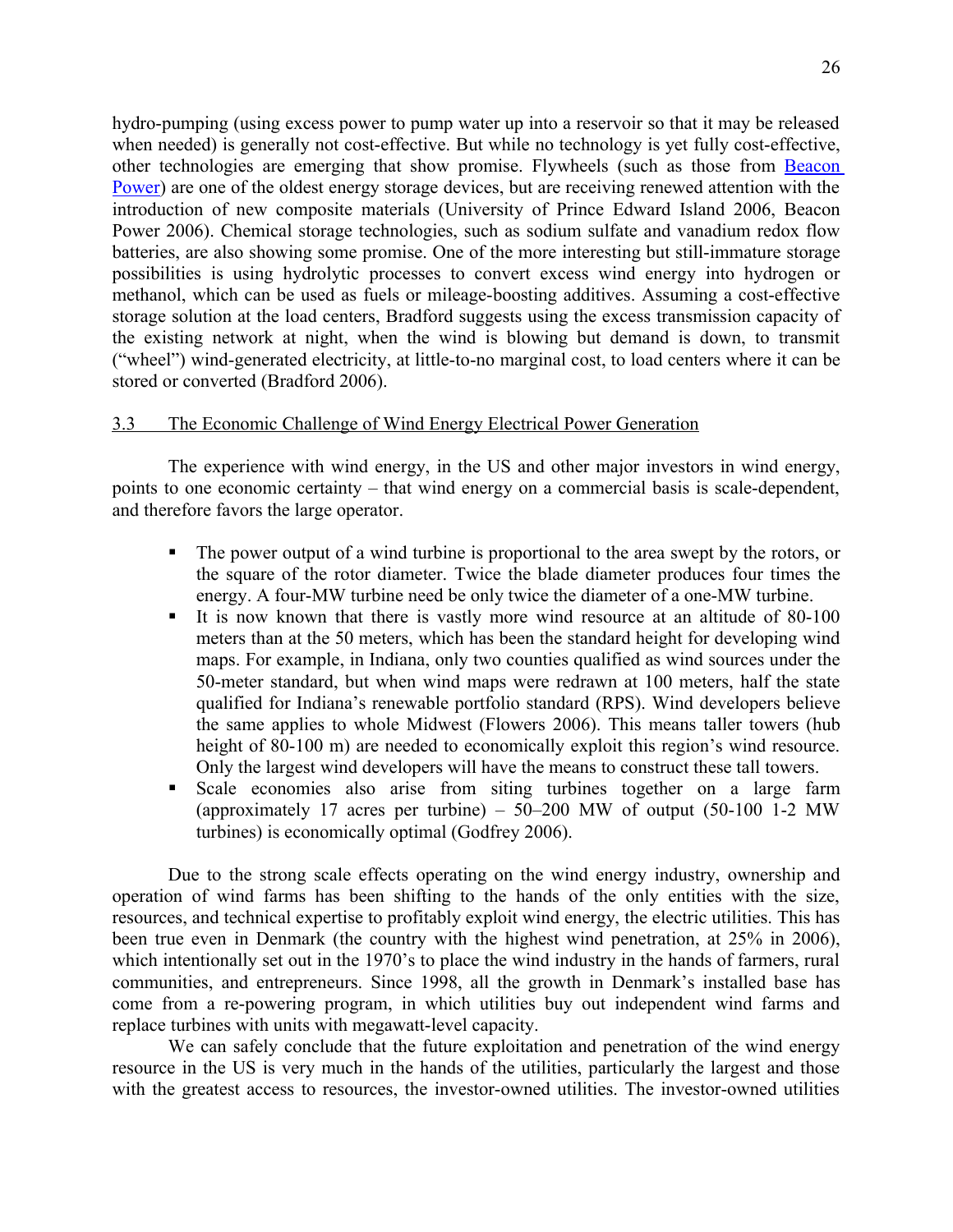hydro-pumping (using excess power to pump water up into a reservoir so that it may be released when needed) is generally not cost-effective. But while no technology is yet fully cost-effective, other technologies are emerging that show promise. Flywheels (such as those from [Beacon Power](Beacon Power)) are one of the oldest energy storage devices, but are receiving renewed attention with the introduction of new composite materials (University of Prince Edward Island 2006, Beacon Power 2006). Chemical storage technologies, such as sodium sulfate and vanadium redox flow batteries, are also showing some promise. One of the more interesting but still-immature storage possibilities is using hydrolytic processes to convert excess wind energy into hydrogen or methanol, which can be used as fuels or mileage-boosting additives. Assuming a cost-effective storage solution at the load centers, Bradford suggests using the excess transmission capacity of the existing network at night, when the wind is blowing but demand is down, to transmit ("wheel") wind-generated electricity, at little-to-no marginal cost, to load centers where it can be stored or converted (Bradford 2006).

### 3.3 The Economic Challenge of Wind Energy Electrical Power Generation

The experience with wind energy, in the US and other major investors in wind energy, points to one economic certainty – that wind energy on a commercial basis is scale-dependent, and therefore favors the large operator.

- The power output of a wind turbine is proportional to the area swept by the rotors, or the square of the rotor diameter. Twice the blade diameter produces four times the energy. A four-MW turbine need be only twice the diameter of a one-MW turbine.
- It is now known that there is vastly more wind resource at an altitude of 80-100 meters than at the 50 meters, which has been the standard height for developing wind maps. For example, in Indiana, only two counties qualified as wind sources under the 50-meter standard, but when wind maps were redrawn at 100 meters, half the state qualified for Indiana's renewable portfolio standard (RPS). Wind developers believe the same applies to whole Midwest (Flowers 2006). This means taller towers (hub height of 80-100 m) are needed to economically exploit this region's wind resource. Only the largest wind developers will have the means to construct these tall towers.
- Scale economies also arise from siting turbines together on a large farm (approximately 17 acres per turbine) – 50–200 MW of output (50-100 1-2 MW turbines) is economically optimal (Godfrey 2006).

Due to the strong scale effects operating on the wind energy industry, ownership and operation of wind farms has been shifting to the hands of the only entities with the size, resources, and technical expertise to profitably exploit wind energy, the electric utilities. This has been true even in Denmark (the country with the highest wind penetration, at 25% in 2006), which intentionally set out in the 1970's to place the wind industry in the hands of farmers, rural communities, and entrepreneurs. Since 1998, all the growth in Denmark's installed base has come from a re-powering program, in which utilities buy out independent wind farms and replace turbines with units with megawatt-level capacity.

We can safely conclude that the future exploitation and penetration of the wind energy resource in the US is very much in the hands of the utilities, particularly the largest and those with the greatest access to resources, the investor-owned utilities. The investor-owned utilities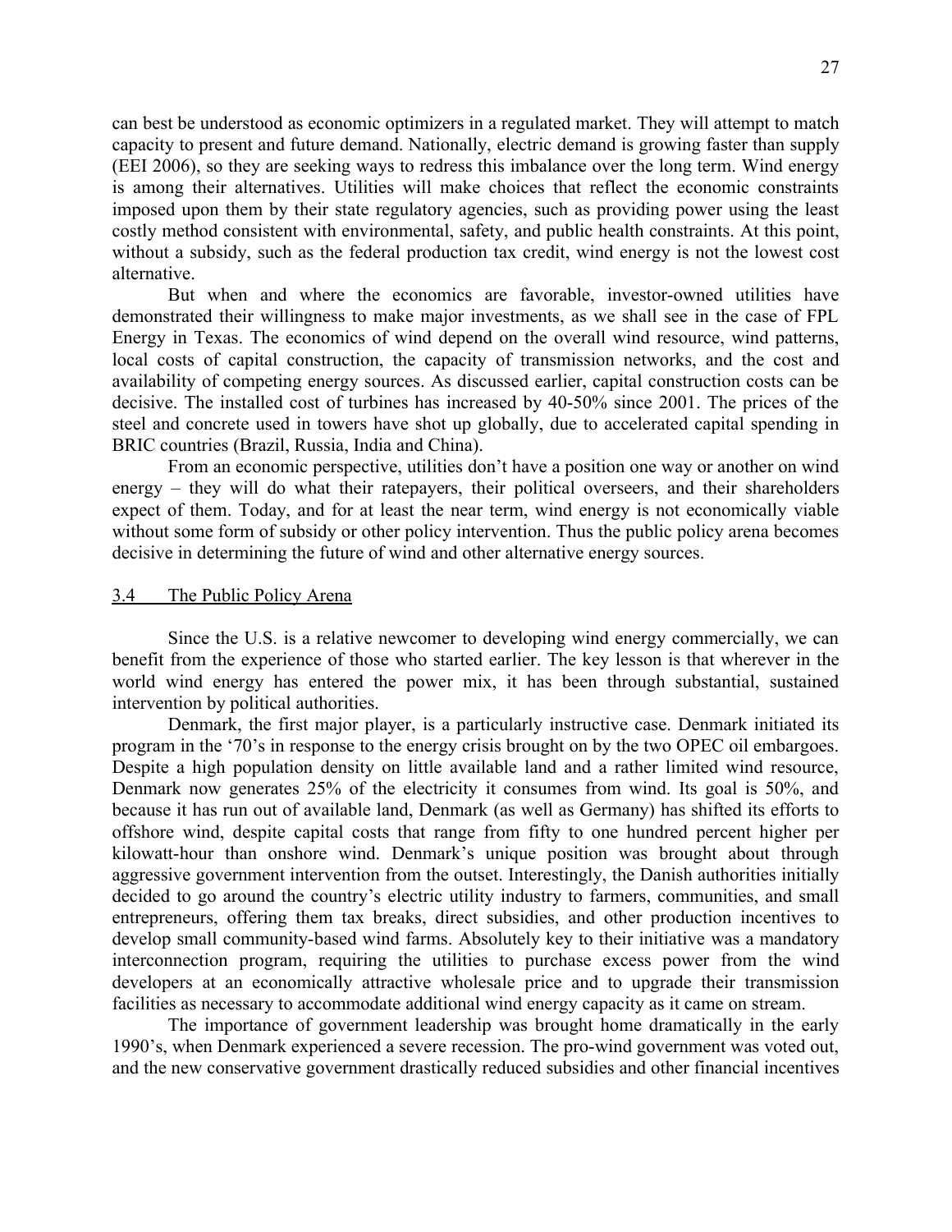can best be understood as economic optimizers in a regulated market. They will attempt to match capacity to present and future demand. Nationally, electric demand is growing faster than supply (EEI 2006), so they are seeking ways to redress this imbalance over the long term. Wind energy is among their alternatives. Utilities will make choices that reflect the economic constraints imposed upon them by their state regulatory agencies, such as providing power using the least costly method consistent with environmental, safety, and public health constraints. At this point, without a subsidy, such as the federal production tax credit, wind energy is not the lowest cost alternative.

But when and where the economics are favorable, investor-owned utilities have demonstrated their willingness to make major investments, as we shall see in the case of FPL Energy in Texas. The economics of wind depend on the overall wind resource, wind patterns, local costs of capital construction, the capacity of transmission networks, and the cost and availability of competing energy sources. As discussed earlier, capital construction costs can be decisive. The installed cost of turbines has increased by 40-50% since 2001. The prices of the steel and concrete used in towers have shot up globally, due to accelerated capital spending in BRIC countries (Brazil, Russia, India and China).

From an economic perspective, utilities don't have a position one way or another on wind energy – they will do what their ratepayers, their political overseers, and their shareholders expect of them. Today, and for at least the near term, wind energy is not economically viable without some form of subsidy or other policy intervention. Thus the public policy arena becomes decisive in determining the future of wind and other alternative energy sources.

### 3.4 The Public Policy Arena

Since the U.S. is a relative newcomer to developing wind energy commercially, we can benefit from the experience of those who started earlier. The key lesson is that wherever in the world wind energy has entered the power mix, it has been through substantial, sustained intervention by political authorities.

Denmark, the first major player, is a particularly instructive case. Denmark initiated its program in the '70's in response to the energy crisis brought on by the two OPEC oil embargoes. Despite a high population density on little available land and a rather limited wind resource, Denmark now generates 25% of the electricity it consumes from wind. Its goal is 50%, and because it has run out of available land, Denmark (as well as Germany) has shifted its efforts to offshore wind, despite capital costs that range from fifty to one hundred percent higher per kilowatt-hour than onshore wind. Denmark's unique position was brought about through aggressive government intervention from the outset. Interestingly, the Danish authorities initially decided to go around the country's electric utility industry to farmers, communities, and small entrepreneurs, offering them tax breaks, direct subsidies, and other production incentives to develop small community-based wind farms. Absolutely key to their initiative was a mandatory interconnection program, requiring the utilities to purchase excess power from the wind developers at an economically attractive wholesale price and to upgrade their transmission facilities as necessary to accommodate additional wind energy capacity as it came on stream.

The importance of government leadership was brought home dramatically in the early 1990's, when Denmark experienced a severe recession. The pro-wind government was voted out, and the new conservative government drastically reduced subsidies and other financial incentives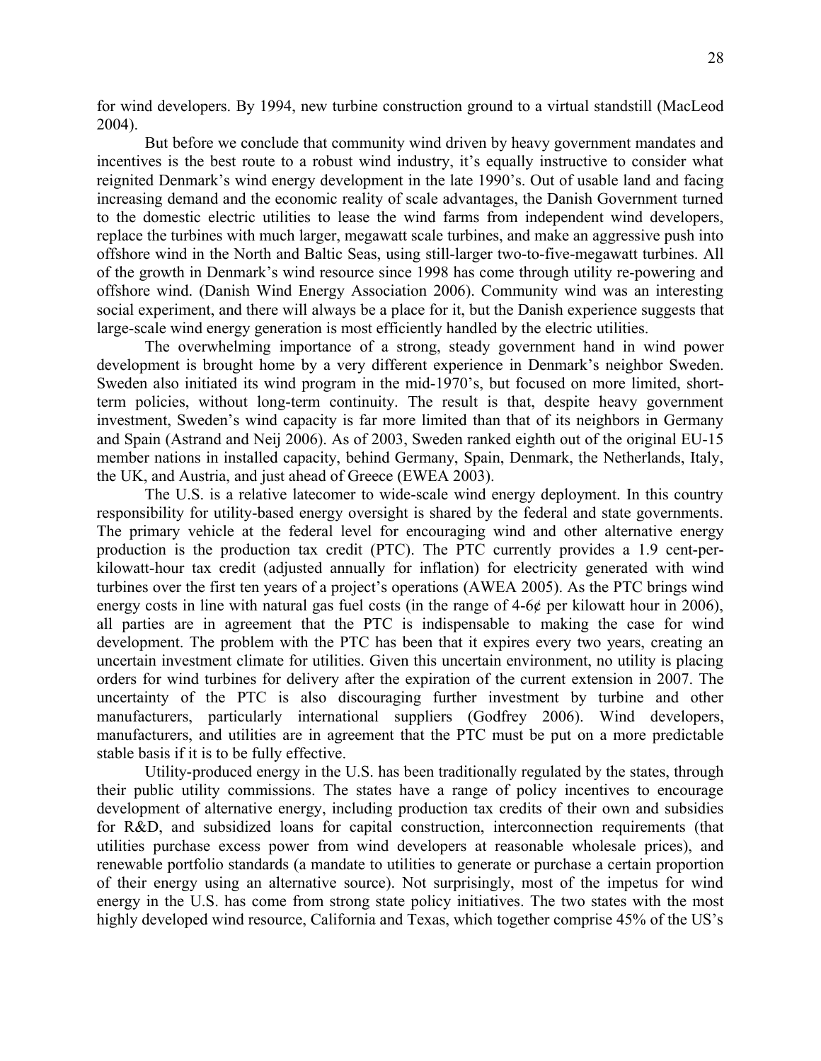for wind developers. By 1994, new turbine construction ground to a virtual standstill (MacLeod 2004).

But before we conclude that community wind driven by heavy government mandates and incentives is the best route to a robust wind industry, it's equally instructive to consider what reignited Denmark's wind energy development in the late 1990's. Out of usable land and facing increasing demand and the economic reality of scale advantages, the Danish Government turned to the domestic electric utilities to lease the wind farms from independent wind developers, replace the turbines with much larger, megawatt scale turbines, and make an aggressive push into offshore wind in the North and Baltic Seas, using still-larger two-to-five-megawatt turbines. All of the growth in Denmark's wind resource since 1998 has come through utility re-powering and offshore wind. (Danish Wind Energy Association 2006). Community wind was an interesting social experiment, and there will always be a place for it, but the Danish experience suggests that large-scale wind energy generation is most efficiently handled by the electric utilities.

The overwhelming importance of a strong, steady government hand in wind power development is brought home by a very different experience in Denmark's neighbor Sweden. Sweden also initiated its wind program in the mid-1970's, but focused on more limited, short-term policies, without long-term continuity. The result is that, despite heavy government investment, Sweden's wind capacity is far more limited than that of its neighbors in Germany and Spain (Astrand and Neij 2006). As of 2003, Sweden ranked eighth out of the original EU-15 member nations in installed capacity, behind Germany, Spain, Denmark, the Netherlands, Italy, the UK, and Austria, and just ahead of Greece (EWEA 2003).

The U.S. is a relative latecomer to wide-scale wind energy deployment. In this country responsibility for utility-based energy oversight is shared by the federal and state governments. The primary vehicle at the federal level for encouraging wind and other alternative energy production is the production tax credit (PTC). The PTC currently provides a 1.9 cent-per-kilowatt-hour tax credit (adjusted annually for inflation) for electricity generated with wind turbines over the first ten years of a project's operations (AWEA 2005). As the PTC brings wind energy costs in line with natural gas fuel costs (in the range of 4-6¢ per kilowatt hour in 2006), all parties are in agreement that the PTC is indispensable to making the case for wind development. The problem with the PTC has been that it expires every two years, creating an uncertain investment climate for utilities. Given this uncertain environment, no utility is placing orders for wind turbines for delivery after the expiration of the current extension in 2007. The uncertainty of the PTC is also discouraging further investment by turbine and other manufacturers, particularly international suppliers (Godfrey 2006). Wind developers, manufacturers, and utilities are in agreement that the PTC must be put on a more predictable stable basis if it is to be fully effective.

Utility-produced energy in the U.S. has been traditionally regulated by the states, through their public utility commissions. The states have a range of policy incentives to encourage development of alternative energy, including production tax credits of their own and subsidies for R&D, and subsidized loans for capital construction, interconnection requirements (that utilities purchase excess power from wind developers at reasonable wholesale prices), and renewable portfolio standards (a mandate to utilities to generate or purchase a certain proportion of their energy using an alternative source). Not surprisingly, most of the impetus for wind energy in the U.S. has come from strong state policy initiatives. The two states with the most highly developed wind resource, California and Texas, which together comprise 45% of the US's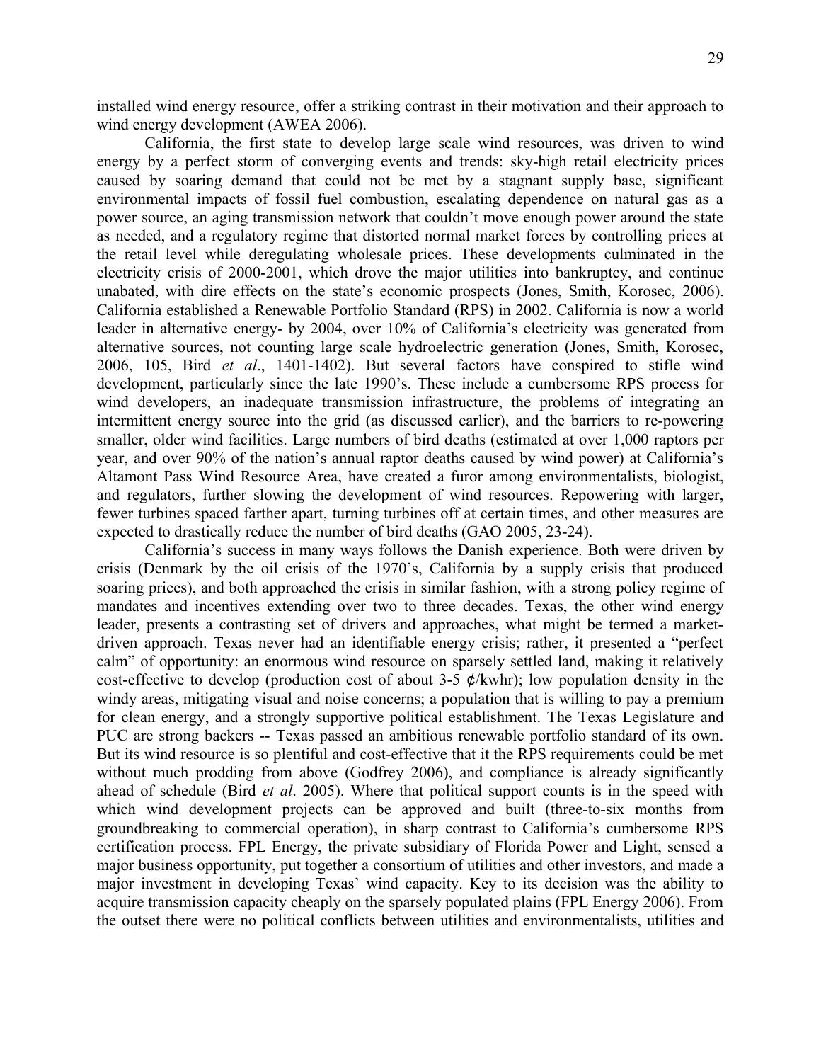installed wind energy resource, offer a striking contrast in their motivation and their approach to wind energy development (AWEA 2006).

California, the first state to develop large scale wind resources, was driven to wind energy by a perfect storm of converging events and trends: sky-high retail electricity prices caused by soaring demand that could not be met by a stagnant supply base, significant environmental impacts of fossil fuel combustion, escalating dependence on natural gas as a power source, an aging transmission network that couldn't move enough power around the state as needed, and a regulatory regime that distorted normal market forces by controlling prices at the retail level while deregulating wholesale prices. These developments culminated in the electricity crisis of 2000-2001, which drove the major utilities into bankruptcy, and continue unabated, with dire effects on the state's economic prospects (Jones, Smith, Korosec, 2006). California established a Renewable Portfolio Standard (RPS) in 2002. California is now a world leader in alternative energy- by 2004, over 10% of California's electricity was generated from alternative sources, not counting large scale hydroelectric generation (Jones, Smith, Korosec, 2006, 105, Bird *et al*., 1401-1402). But several factors have conspired to stifle wind development, particularly since the late 1990's. These include a cumbersome RPS process for wind developers, an inadequate transmission infrastructure, the problems of integrating an intermittent energy source into the grid (as discussed earlier), and the barriers to re-powering smaller, older wind facilities. Large numbers of bird deaths (estimated at over 1,000 raptors per year, and over 90% of the nation's annual raptor deaths caused by wind power) at California's Altamont Pass Wind Resource Area, have created a furor among environmentalists, biologist, and regulators, further slowing the development of wind resources. Repowering with larger, fewer turbines spaced farther apart, turning turbines off at certain times, and other measures are expected to drastically reduce the number of bird deaths (GAO 2005, 23-24).

California's success in many ways follows the Danish experience. Both were driven by crisis (Denmark by the oil crisis of the 1970's, California by a supply crisis that produced soaring prices), and both approached the crisis in similar fashion, with a strong policy regime of mandates and incentives extending over two to three decades. Texas, the other wind energy leader, presents a contrasting set of drivers and approaches, what might be termed a market-driven approach. Texas never had an identifiable energy crisis; rather, it presented a "perfect calm" of opportunity: an enormous wind resource on sparsely settled land, making it relatively cost-effective to develop (production cost of about 3-5 ¢/kwhr); low population density in the windy areas, mitigating visual and noise concerns; a population that is willing to pay a premium for clean energy, and a strongly supportive political establishment. The Texas Legislature and PUC are strong backers -- Texas passed an ambitious renewable portfolio standard of its own. But its wind resource is so plentiful and cost-effective that it the RPS requirements could be met without much prodding from above (Godfrey 2006), and compliance is already significantly ahead of schedule (Bird *et al*. 2005). Where that political support counts is in the speed with which wind development projects can be approved and built (three-to-six months from groundbreaking to commercial operation), in sharp contrast to California's cumbersome RPS certification process. FPL Energy, the private subsidiary of Florida Power and Light, sensed a major business opportunity, put together a consortium of utilities and other investors, and made a major investment in developing Texas' wind capacity. Key to its decision was the ability to acquire transmission capacity cheaply on the sparsely populated plains (FPL Energy 2006). From the outset there were no political conflicts between utilities and environmentalists, utilities and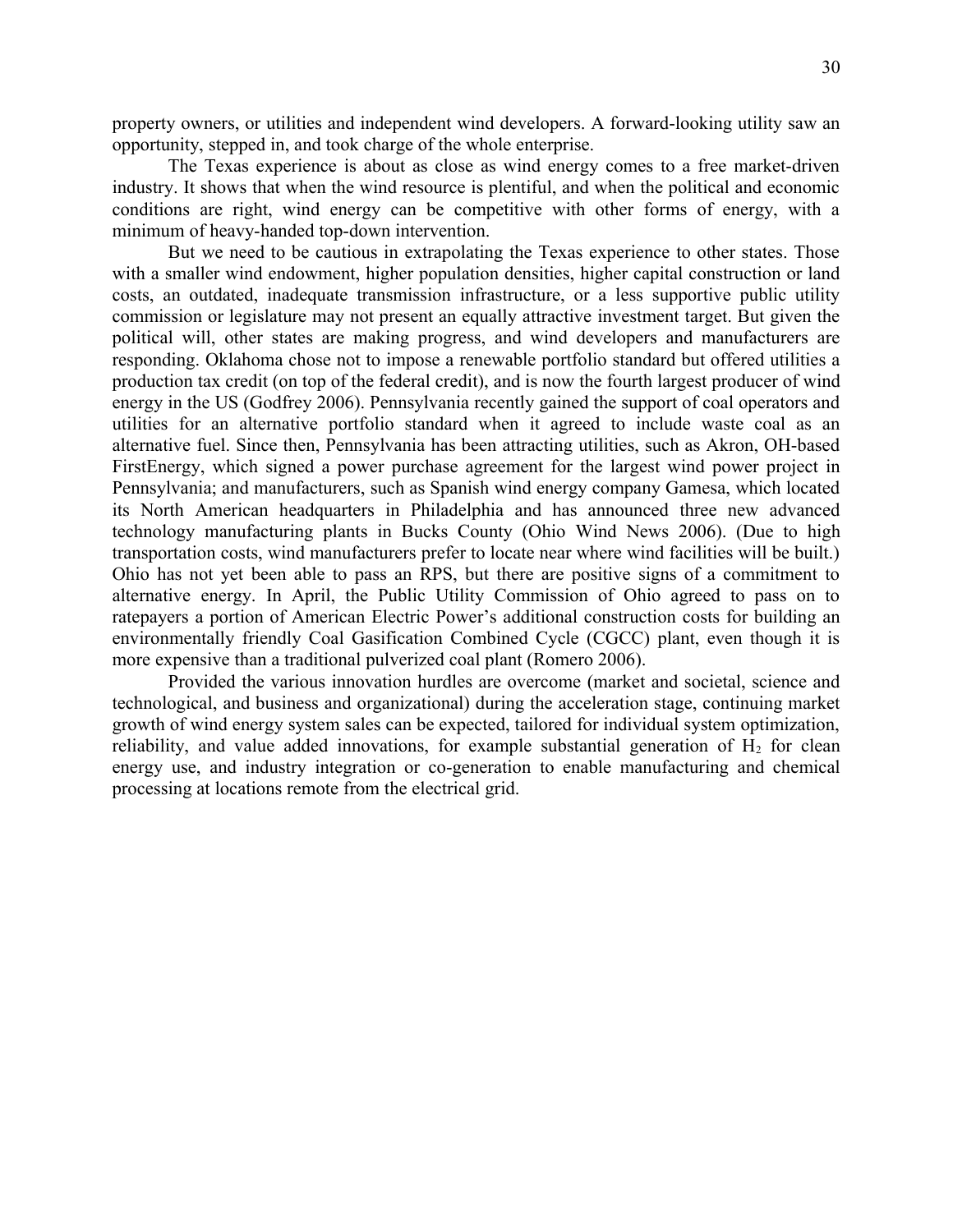property owners, or utilities and independent wind developers. A forward-looking utility saw an opportunity, stepped in, and took charge of the whole enterprise.

The Texas experience is about as close as wind energy comes to a free market-driven industry. It shows that when the wind resource is plentiful, and when the political and economic conditions are right, wind energy can be competitive with other forms of energy, with a minimum of heavy-handed top-down intervention.

But we need to be cautious in extrapolating the Texas experience to other states. Those with a smaller wind endowment, higher population densities, higher capital construction or land costs, an outdated, inadequate transmission infrastructure, or a less supportive public utility commission or legislature may not present an equally attractive investment target. But given the political will, other states are making progress, and wind developers and manufacturers are responding. Oklahoma chose not to impose a renewable portfolio standard but offered utilities a production tax credit (on top of the federal credit), and is now the fourth largest producer of wind energy in the US (Godfrey 2006). Pennsylvania recently gained the support of coal operators and utilities for an alternative portfolio standard when it agreed to include waste coal as an alternative fuel. Since then, Pennsylvania has been attracting utilities, such as Akron, OH-based FirstEnergy, which signed a power purchase agreement for the largest wind power project in Pennsylvania; and manufacturers, such as Spanish wind energy company Gamesa, which located its North American headquarters in Philadelphia and has announced three new advanced technology manufacturing plants in Bucks County (Ohio Wind News 2006). (Due to high transportation costs, wind manufacturers prefer to locate near where wind facilities will be built.) Ohio has not yet been able to pass an RPS, but there are positive signs of a commitment to alternative energy. In April, the Public Utility Commission of Ohio agreed to pass on to ratepayers a portion of American Electric Power's additional construction costs for building an environmentally friendly Coal Gasification Combined Cycle (CGCC) plant, even though it is more expensive than a traditional pulverized coal plant (Romero 2006).

Provided the various innovation hurdles are overcome (market and societal, science and technological, and business and organizational) during the acceleration stage, continuing market growth of wind energy system sales can be expected, tailored for individual system optimization, reliability, and value added innovations, for example substantial generation of $H_2$ for clean energy use, and industry integration or co-generation to enable manufacturing and chemical processing at locations remote from the electrical grid.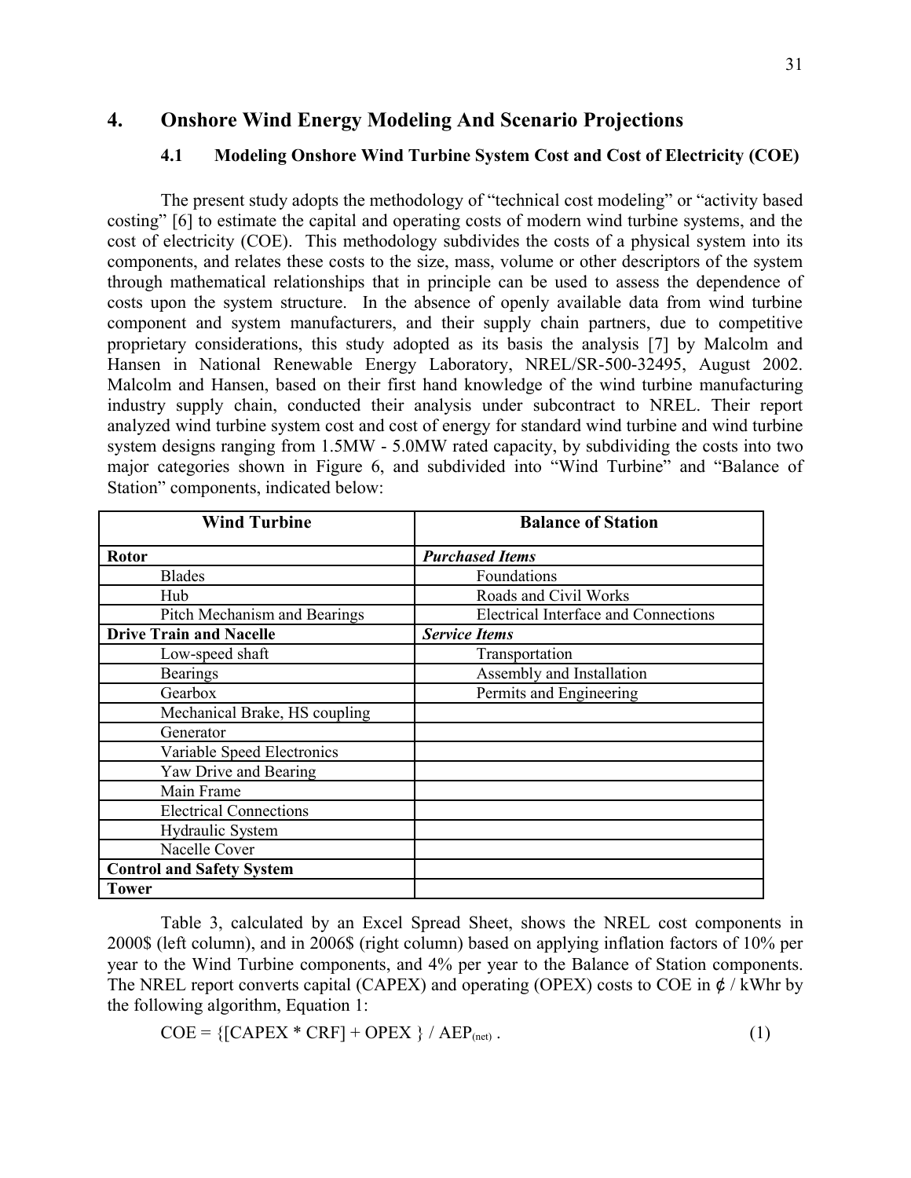## 4. Onshore Wind Energy Modeling And Scenario Projections

### 4.1 Modeling Onshore Wind Turbine System Cost and Cost of Electricity (COE)

The present study adopts the methodology of "technical cost modeling" or "activity based costing" [6] to estimate the capital and operating costs of modern wind turbine systems, and the cost of electricity (COE). This methodology subdivides the costs of a physical system into its components, and relates these costs to the size, mass, volume or other descriptors of the system through mathematical relationships that in principle can be used to assess the dependence of costs upon the system structure. In the absence of openly available data from wind turbine component and system manufacturers, and their supply chain partners, due to competitive proprietary considerations, this study adopted as its basis the analysis [7] by Malcolm and Hansen in National Renewable Energy Laboratory, NREL/SR-500-32495, August 2002. Malcolm and Hansen, based on their first hand knowledge of the wind turbine manufacturing industry supply chain, conducted their analysis under subcontract to NREL. Their report analyzed wind turbine system cost and cost of energy for standard wind turbine and wind turbine system designs ranging from 1.5MW - 5.0MW rated capacity, by subdividing the costs into two major categories shown in Figure 6, and subdivided into "Wind Turbine" and "Balance of Station" components, indicated below:

| Wind Turbine | Balance of Station |
|---|---|
| **Rotor** | ***Purchased Items*** |
| Blades | Foundations |
| Hub | Roads and Civil Works |
| Pitch Mechanism and Bearings | Electrical Interface and Connections |
| **Drive Train and Nacelle** | ***Service Items*** |
| Low-speed shaft | Transportation |
| Bearings | Assembly and Installation |
| Gearbox | Permits and Engineering |
| Mechanical Brake, HS coupling | |
| Generator | |
| Variable Speed Electronics | |
| Yaw Drive and Bearing | |
| Main Frame | |
| Electrical Connections | |
| Hydraulic System | |
| Nacelle Cover | |
| **Control and Safety System** | |
| **Tower** | |

Table 3, calculated by an Excel Spread Sheet, shows the NREL cost components in 2000$ (left column), and in 2006$ (right column) based on applying inflation factors of 10% per year to the Wind Turbine components, and 4% per year to the Balance of Station components. The NREL report converts capital (CAPEX) and operating (OPEX) costs to COE in ¢ / kWhr by the following algorithm, Equation 1:

$$COE = \{[CAPEX * CRF] + OPEX\} / AEP_{(net)} . \quad (1)$$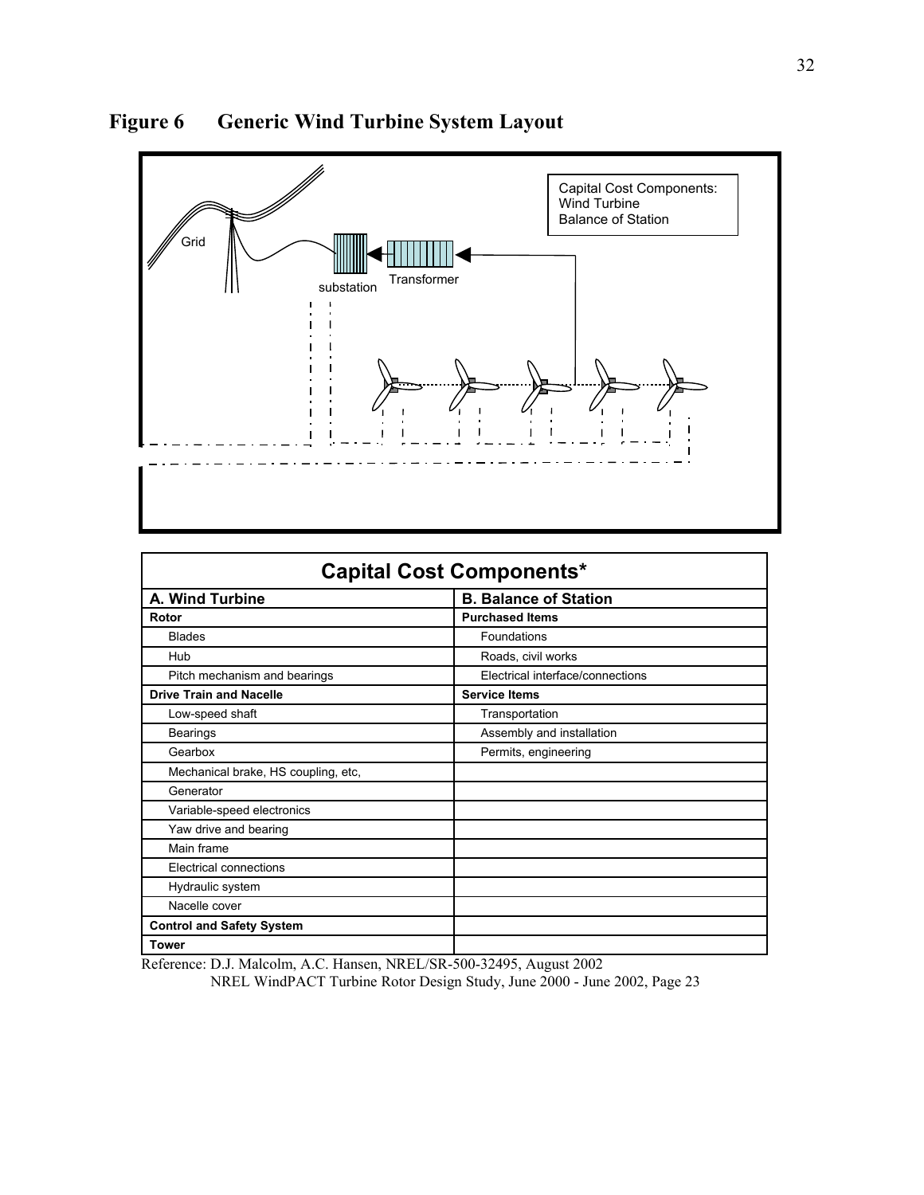# Figure 6 Generic Wind Turbine System Layout

Capital Cost Components:
Wind Turbine
Balance of Station

Grid

substation

Transformer

| Capital Cost Components* | |
|---|---|
| **A. Wind Turbine** | **B. Balance of Station** |
| **Rotor** | **Purchased Items** |
| Blades | Foundations |
| Hub | Roads, civil works |
| Pitch mechanism and bearings | Electrical interface/connections |
| **Drive Train and Nacelle** | **Service Items** |
| Low-speed shaft | Transportation |
| Bearings | Assembly and installation |
| Gearbox | Permits, engineering |
| Mechanical brake, HS coupling, etc, | |
| Generator | |
| Variable-speed electronics | |
| Yaw drive and bearing | |
| Main frame | |
| Electrical connections | |
| Hydraulic system | |
| Nacelle cover | |
| **Control and Safety System** | |
| **Tower** | |

Reference: D.J. Malcolm, A.C. Hansen, NREL/SR-500-32495, August 2002
NREL WindPACT Turbine Rotor Design Study, June 2000 - June 2002, Page 23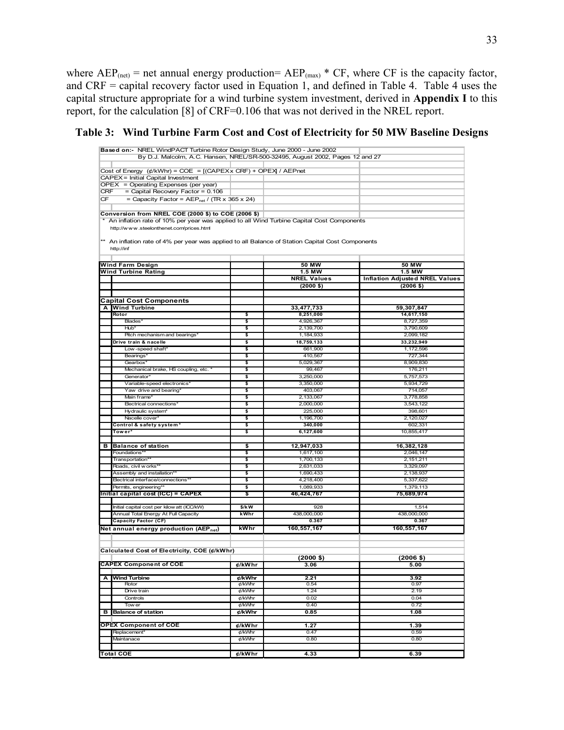where $AEP_{(net)}$ = net annual energy production= $AEP_{(max)}$ * CF, where CF is the capacity factor, and CRF = capital recovery factor used in Equation 1, and defined in Table 4. Table 4 uses the capital structure appropriate for a wind turbine system investment, derived in **Appendix I** to this report, for the calculation [8] of CRF=0.106 that was not derived in the NREL report.

**Table 3: Wind Turbine Farm Cost and Cost of Electricity for 50 MW Baseline Designs**

**Based on:-** NREL WindPACT Turbine Rotor Design Study, June 2000 - June 2002
By D.J. Malcolm, A.C. Hansen, NREL/SR-500-32495, August 2002, Pages 12 and 27

Cost of Energy (¢/kWhr) = COE = [(CAPEX x CRF) + OPEX] / AEPnet
CAPEX = Initial Capital Investment
OPEX = Operating Expenses (per year)
CRF = Capital Recovery Factor = 0.106
CF = Capacity Factor = $AEP_{net}$ / (TR x 365 x 24)

**Conversion from NREL COE (2000 $) to COE (2006 $)**
\* An inflation rate of 10% per year was applied to all Wind Turbine Capital Cost Components
http://www.steelonthenet.com/prices.html

\*\* An inflation rate of 4% per year was applied to all Balance of Station Capital Cost Components
http://inf

| | | | |
|---|---|---|---|
| **Wind Farm Design** | | **50 MW** | **50 MW** |
| **Wind Turbine Rating** | | **1.5 MW** | **1.5 MW** |
| | | **NREL Values** | **Inflation Adjusted NREL Values** |
| | | **(2000 $)** | **(2006 $)** |
| **Capital Cost Components** | | | |
| **A Wind Turbine** | | **33,477,733** | **59,307,847** |
| **Rotor** | $ | **8,251,000** | **14,617,150** |
| Blades* | $ | 4,926,367 | 8,727,359 |
| Hub* | $ | 2,139,700 | 3,790,609 |
| Pitch mechanism and bearings* | $ | 1,184,933 | 2,099,182 |
| **Drive train & nacelle** | $ | **18,759,133** | **33,232,949** |
| Low-speed shaft* | $ | 661,900 | 1,172,596 |
| Bearings* | $ | 410,567 | 727,344 |
| Gearbox* | $ | 5,029,367 | 8,909,830 |
| Mechanical brake, HS coupling, etc. * | $ | 99,467 | 176,211 |
| Generator* | $ | 3,250,000 | 5,757,573 |
| Variable-speed electronics* | $ | 3,350,000 | 5,934,729 |
| Yaw drive and bearing* | $ | 403,067 | 714,057 |
| Main frame* | $ | 2,133,067 | 3,778,858 |
| Electrical connections* | $ | 2,000,000 | 3,543,122 |
| Hydraulic system* | $ | 225,000 | 398,601 |
| Nacelle cover* | $ | 1,196,700 | 2,120,027 |
| **Control & safety system*** | $ | **340,000** | 602,331 |
| **Tower*** | $ | **6,127,600** | 10,855,417 |
| **B Balance of station** | $ | **12,947,033** | **16,382,128** |
| Foundations** | $ | 1,617,100 | 2,046,147 |
| Transportation** | $ | 1,700,133 | 2,151,211 |
| Roads, civil works** | $ | 2,631,033 | 3,329,097 |
| Assembly and installation** | $ | 1,690,433 | 2,138,937 |
| Electrical interface/connections** | $ | 4,218,400 | 5,337,622 |
| Permits, engineering** | $ | 1,089,933 | 1,379,113 |
| **Initial capital cost (ICC) = CAPEX** | $ | **46,424,767** | **75,689,974** |
| Initial capital cost per kilowatt (ICC/kW) | $/kW | 928 | 1,514 |
| Annual Total Energy At Full Capacity | kWhr | 438,000,000 | 438,000,000 |
| **Capacity Factor (CF)** | | **0.367** | **0.367** |
| **Net annual energy production ($AEP_{net}$)** | **kWhr** | **160,557,167** | **160,557,167** |
| | | | |
| **Calculated Cost of Electricity, COE (¢/kWhr)** | | | |
| | | **(2000 $)** | **(2006 $)** |
| **CAPEX Component of COE** | **¢/kWhr** | **3.06** | **5.00** |
| **A Wind Turbine** | **¢/kWhr** | **2.21** | **3.92** |
| Rotor | ¢/kWhr | 0.54 | 0.97 |
| Drive train | ¢/kWhr | 1.24 | 2.19 |
| Controls | ¢/kWhr | 0.02 | 0.04 |
| Tower | ¢/kWhr | 0.40 | 0.72 |
| **B Balance of station** | **¢/kWhr** | **0.85** | **1.08** |
| **OPEX Component of COE** | **¢/kWhr** | **1.27** | **1.39** |
| Replacement* | ¢/kWhr | 0.47 | 0.59 |
| Maintanace | ¢/kWhr | 0.80 | 0.80 |
| **Total COE** | **¢/kWhr** | **4.33** | **6.39** |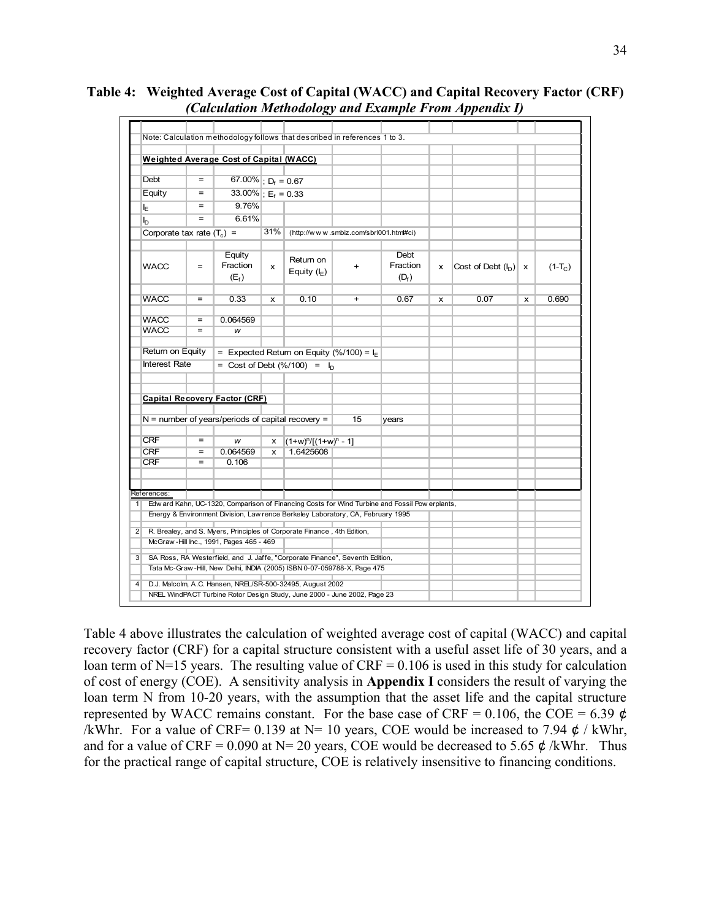**Table 4: Weighted Average Cost of Capital (WACC) and Capital Recovery Factor (CRF)**
***(Calculation Methodology and Example From Appendix I)***

Note: Calculation methodology follows that described in references 1 to 3.

**Weighted Average Cost of Capital (WACC)**

| | | | | | | | | | | |
|---|---|---|---|---|---|---|---|---|---|---|
| Debt | = | 67.00% | ; $D_f$ = 0.67 | | | | | | | |
| Equity | = | 33.00% | ; $E_f$ = 0.33 | | | | | | | |
| $I_E$ | = | 9.76% | | | | | | | | |
| $I_D$ | = | 6.61% | | | | | | | | |
| Corporate tax rate ($T_c$) = | | | 31% | (http://www.smbiz.com/sbrl001.html#ci) | | | | | | |
| WACC | = | Equity Fraction ($E_f$) | x | Return on Equity ($I_E$) | + | Debt Fraction ($D_f$) | x | Cost of Debt ($I_D$) | x | (1-$T_C$) |
| WACC | = | 0.33 | x | 0.10 | + | 0.67 | x | 0.07 | x | 0.690 |
| WACC | = | 0.064569 | | | | | | | | |
| WACC | = | *w* | | | | | | | | |

Return on Equity = Expected Return on Equity (%/100) = $I_E$

Interest Rate = Cost of Debt (%/100) = $I_D$

**Capital Recovery Factor (CRF)**

N = number of years/periods of capital recovery = 15 years

| | | | | |
|---|---|---|---|---|
| CRF | = | *w* | x | $(1+w)^n/[(1+w)^n - 1]$ |
| CRF | = | 0.064569 | x | 1.6425608 |
| CRF | = | 0.106 | | |

References:

1. Edward Kahn, UC-1320, Comparison of Financing Costs for Wind Turbine and Fossil Powerplants, Energy & Environment Division, Lawrence Berkeley Laboratory, CA, February 1995
2. R. Brealey, and S. Myers, Principles of Corporate Finance, 4th Edition, McGraw-Hill Inc., 1991, Pages 465 - 469
3. SA Ross, RA Westerfield, and J. Jaffe, "Corporate Finance", Seventh Edition, Tata Mc-Graw-Hill, New Delhi, INDIA (2005) ISBN 0-07-059788-X, Page 475
4. D.J. Malcolm, A.C. Hansen, NREL/SR-500-32495, August 2002 NREL WindPACT Turbine Rotor Design Study, June 2000 - June 2002, Page 23

Table 4 above illustrates the calculation of weighted average cost of capital (WACC) and capital recovery factor (CRF) for a capital structure consistent with a useful asset life of 30 years, and a loan term of N=15 years. The resulting value of CRF = 0.106 is used in this study for calculation of cost of energy (COE). A sensitivity analysis in **Appendix I** considers the result of varying the loan term N from 10-20 years, with the assumption that the asset life and the capital structure represented by WACC remains constant. For the base case of CRF = 0.106, the COE = 6.39 ¢ /kWhr. For a value of CRF= 0.139 at N= 10 years, COE would be increased to 7.94 ¢ / kWhr, and for a value of CRF = 0.090 at N= 20 years, COE would be decreased to 5.65 ¢ /kWhr. Thus for the practical range of capital structure, COE is relatively insensitive to financing conditions.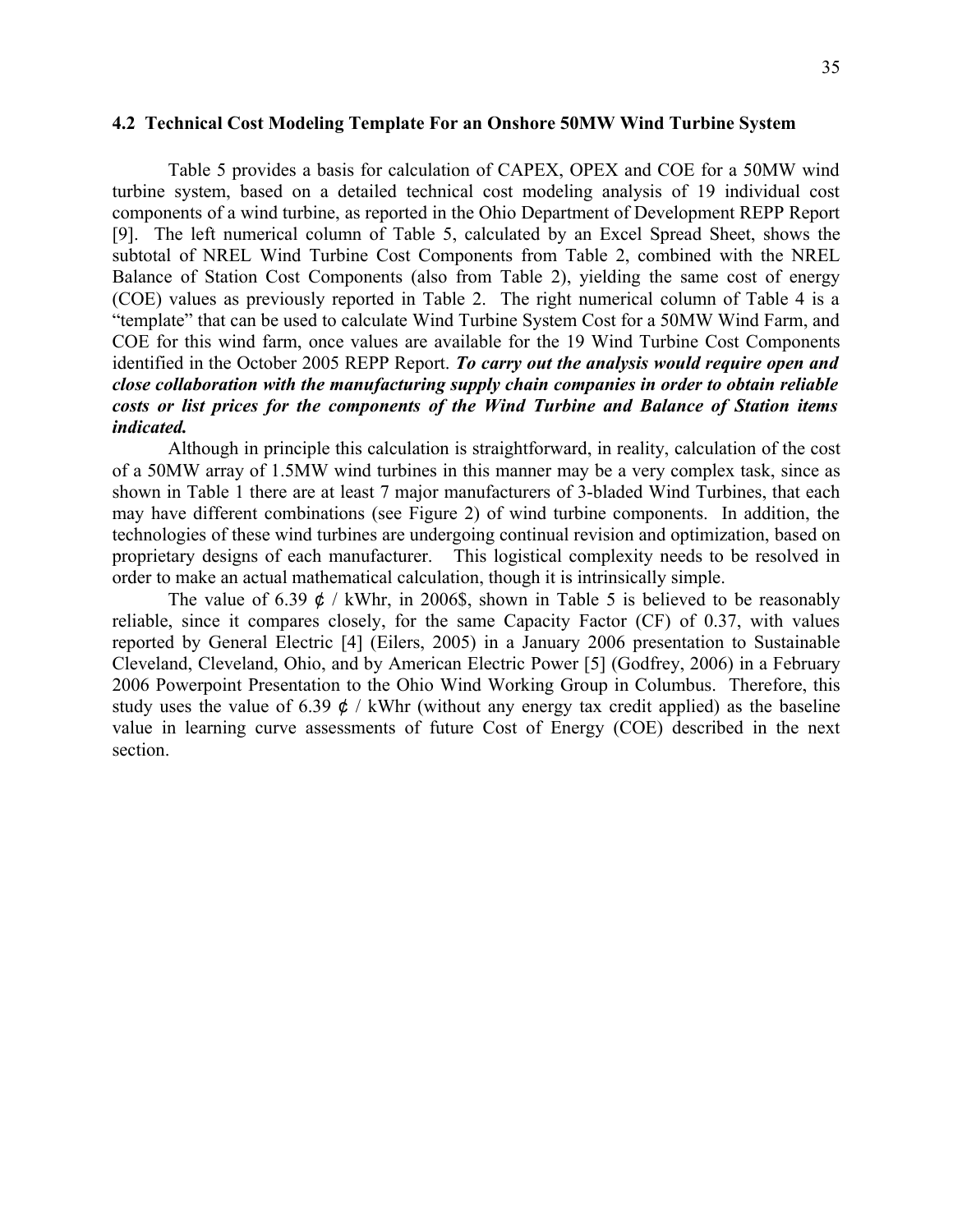### 4.2 Technical Cost Modeling Template For an Onshore 50MW Wind Turbine System

Table 5 provides a basis for calculation of CAPEX, OPEX and COE for a 50MW wind turbine system, based on a detailed technical cost modeling analysis of 19 individual cost components of a wind turbine, as reported in the Ohio Department of Development REPP Report [9]. The left numerical column of Table 5, calculated by an Excel Spread Sheet, shows the subtotal of NREL Wind Turbine Cost Components from Table 2, combined with the NREL Balance of Station Cost Components (also from Table 2), yielding the same cost of energy (COE) values as previously reported in Table 2. The right numerical column of Table 4 is a "template" that can be used to calculate Wind Turbine System Cost for a 50MW Wind Farm, and COE for this wind farm, once values are available for the 19 Wind Turbine Cost Components identified in the October 2005 REPP Report. ***To carry out the analysis would require open and close collaboration with the manufacturing supply chain companies in order to obtain reliable costs or list prices for the components of the Wind Turbine and Balance of Station items indicated.***

Although in principle this calculation is straightforward, in reality, calculation of the cost of a 50MW array of 1.5MW wind turbines in this manner may be a very complex task, since as shown in Table 1 there are at least 7 major manufacturers of 3-bladed Wind Turbines, that each may have different combinations (see Figure 2) of wind turbine components. In addition, the technologies of these wind turbines are undergoing continual revision and optimization, based on proprietary designs of each manufacturer. This logistical complexity needs to be resolved in order to make an actual mathematical calculation, though it is intrinsically simple.

The value of 6.39 ¢ / kWhr, in 2006$, shown in Table 5 is believed to be reasonably reliable, since it compares closely, for the same Capacity Factor (CF) of 0.37, with values reported by General Electric [4] (Eilers, 2005) in a January 2006 presentation to Sustainable Cleveland, Cleveland, Ohio, and by American Electric Power [5] (Godfrey, 2006) in a February 2006 Powerpoint Presentation to the Ohio Wind Working Group in Columbus. Therefore, this study uses the value of 6.39 ¢ / kWhr (without any energy tax credit applied) as the baseline value in learning curve assessments of future Cost of Energy (COE) described in the next section.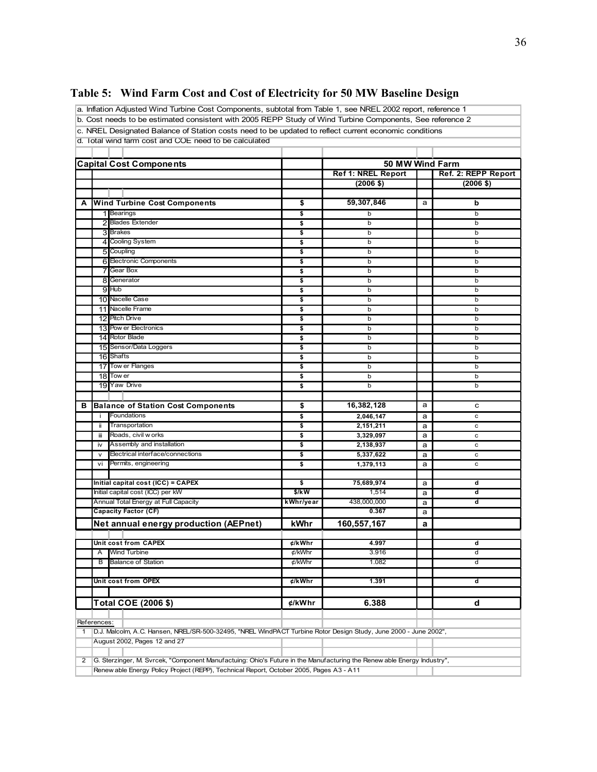## Table 5: Wind Farm Cost and Cost of Electricity for 50 MW Baseline Design

a. Inflation Adjusted Wind Turbine Cost Components, subtotal from Table 1, see NREL 2002 report, reference 1
b. Cost needs to be estimated consistent with 2005 REPP Study of Wind Turbine Components, See reference 2
c. NREL Designated Balance of Station costs need to be updated to reflect current economic conditions
d. Total wind farm cost and COE need to be calculated

| | | Capital Cost Components | | 50 MW Wind Farm | | |
|---|---|---|---|---|---|---|
| | | | | Ref 1: NREL Report | | Ref. 2: REPP Report |
| | | | | (2006 $) | | (2006 $) |
| A | | Wind Turbine Cost Components | $ | 59,307,846 | a | b |
| | 1 | Bearings | $ | b | | b |
| | 2 | Blades Extender | $ | b | | b |
| | 3 | Brakes | $ | b | | b |
| | 4 | Cooling System | $ | b | | b |
| | 5 | Coupling | $ | b | | b |
| | 6 | Electronic Components | $ | b | | b |
| | 7 | Gear Box | $ | b | | b |
| | 8 | Generator | $ | b | | b |
| | 9 | Hub | $ | b | | b |
| | 10 | Nacelle Case | $ | b | | b |
| | 11 | Nacelle Frame | $ | b | | b |
| | 12 | Pitch Drive | $ | b | | b |
| | 13 | Power Electronics | $ | b | | b |
| | 14 | Rotor Blade | $ | b | | b |
| | 15 | Sensor/Data Loggers | $ | b | | b |
| | 16 | Shafts | $ | b | | b |
| | 17 | Tower Flanges | $ | b | | b |
| | 18 | Tower | $ | b | | b |
| | 19 | Yaw Drive | $ | b | | b |
| B | | Balance of Station Cost Components | $ | 16,382,128 | a | c |
| | i | Foundations | $ | 2,046,147 | a | c |
| | ii | Transportation | $ | 2,151,211 | a | c |
| | iii | Roads, civil works | $ | 3,329,097 | a | c |
| | iv | Assembly and installation | $ | 2,138,937 | a | c |
| | v | Electrical interface/connections | $ | 5,337,622 | a | c |
| | vi | Permits, engineering | $ | 1,379,113 | a | c |
| | | Initial capital cost (ICC) = CAPEX | $ | 75,689,974 | a | d |
| | | Initial capital cost (ICC) per kW | $/kW | 1,514 | a | d |
| | | Annual Total Energy at Full Capacity | kWhr/year | 438,000,000 | a | d |
| | | Capacity Factor (CF) | | 0.367 | a | |
| | | **Net annual energy production (AEPnet)** | **kWhr** | **160,557,167** | **a** | |
| | | Unit cost from CAPEX | ¢/kWhr | 4.997 | | d |
| | A | Wind Turbine | ¢/kWhr | 3.916 | | d |
| | B | Balance of Station | ¢/kWhr | 1.082 | | d |
| | | Unit cost from OPEX | ¢/kWhr | 1.391 | | d |
| | | **Total COE (2006 $)** | **¢/kWhr** | **6.388** | | **d** |

References:

1. D.J. Malcolm, A.C. Hansen, NREL/SR-500-32495, "NREL WindPACT Turbine Rotor Design Study, June 2000 - June 2002", August 2002, Pages 12 and 27
2. G. Sterzinger, M. Svrcek, "Component Manufactuing: Ohio's Future in the Manufacturing the Renewable Energy Industry", Renewable Energy Policy Project (REPP), Technical Report, October 2005, Pages A3 - A11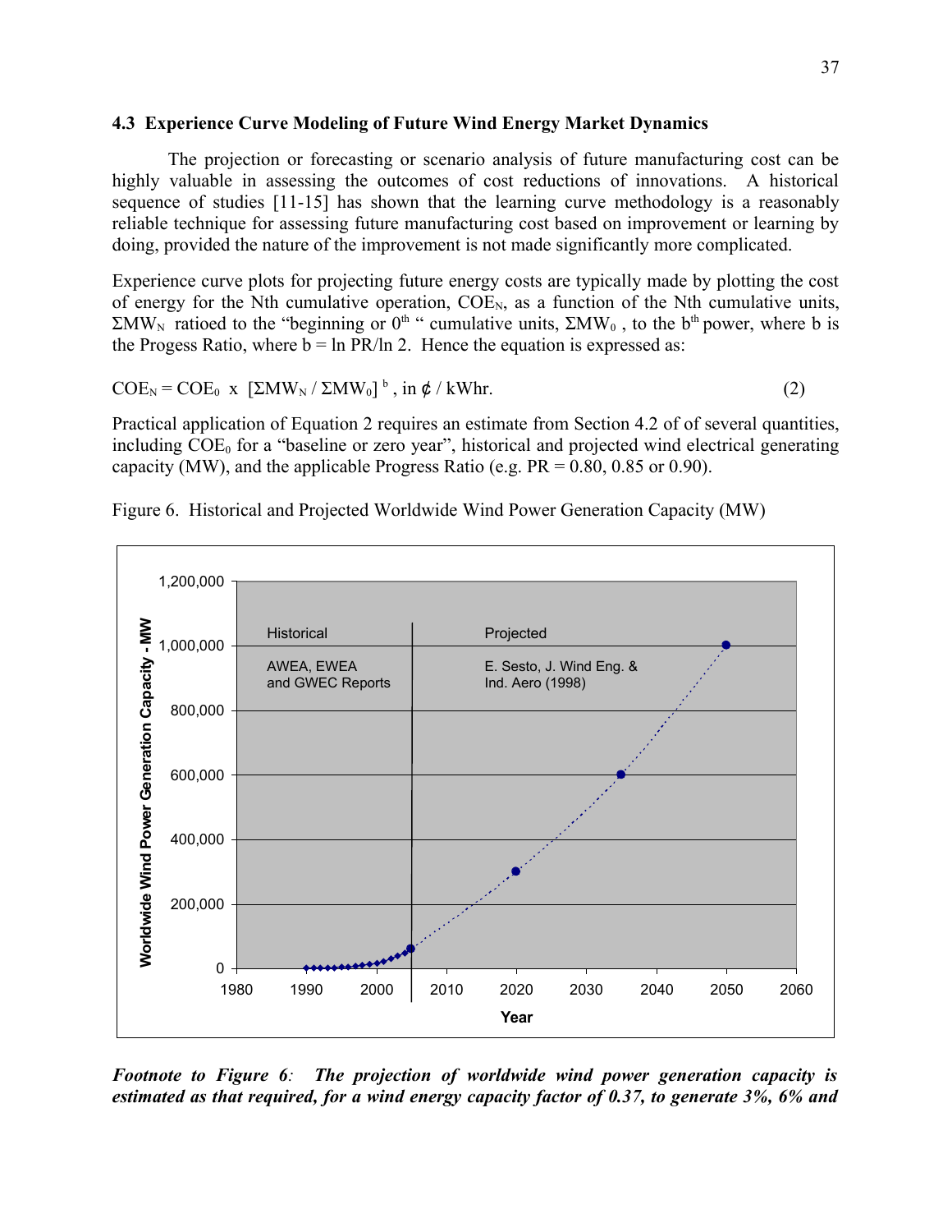### 4.3 Experience Curve Modeling of Future Wind Energy Market Dynamics

The projection or forecasting or scenario analysis of future manufacturing cost can be highly valuable in assessing the outcomes of cost reductions of innovations. A historical sequence of studies [11-15] has shown that the learning curve methodology is a reasonably reliable technique for assessing future manufacturing cost based on improvement or learning by doing, provided the nature of the improvement is not made significantly more complicated.

Experience curve plots for projecting future energy costs are typically made by plotting the cost of energy for the Nth cumulative operation, $COE_N$, as a function of the Nth cumulative units, $\Sigma MW_N$ ratioed to the "beginning or $0^{th}$ " cumulative units, $\Sigma MW_0$ , to the $b^{th}$ power, where b is the Progess Ratio, where b = ln PR/ln 2. Hence the equation is expressed as:

$$COE_N = COE_0 \times [\Sigma MW_N / \Sigma MW_0]^b \text{, in ¢ / kWhr.} \qquad (2)$$

Practical application of Equation 2 requires an estimate from Section 4.2 of of several quantities, including $COE_0$ for a "baseline or zero year", historical and projected wind electrical generating capacity (MW), and the applicable Progress Ratio (e.g. PR = 0.80, 0.85 or 0.90).

Figure 6. Historical and Projected Worldwide Wind Power Generation Capacity (MW)

***Footnote to Figure 6**: The projection of worldwide wind power generation capacity is estimated as that required, for a wind energy capacity factor of 0.37, to generate 3%, 6% and*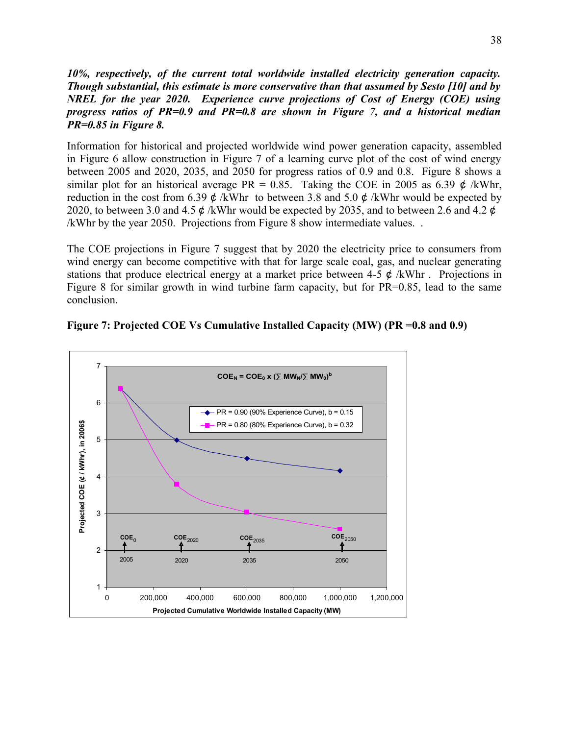***10%, respectively, of the current total worldwide installed electricity generation capacity. Though substantial, this estimate is more conservative than that assumed by Sesto [10] and by NREL for the year 2020. Experience curve projections of Cost of Energy (COE) using progress ratios of PR=0.9 and PR=0.8 are shown in Figure 7, and a historical median PR=0.85 in Figure 8.***

Information for historical and projected worldwide wind power generation capacity, assembled in Figure 6 allow construction in Figure 7 of a learning curve plot of the cost of wind energy between 2005 and 2020, 2035, and 2050 for progress ratios of 0.9 and 0.8. Figure 8 shows a similar plot for an historical average PR = 0.85. Taking the COE in 2005 as 6.39 ¢ /kWhr, reduction in the cost from 6.39 ¢ /kWhr to between 3.8 and 5.0 ¢ /kWhr would be expected by 2020, to between 3.0 and 4.5 ¢ /kWhr would be expected by 2035, and to between 2.6 and 4.2 ¢ /kWhr by the year 2050. Projections from Figure 8 show intermediate values. .

The COE projections in Figure 7 suggest that by 2020 the electricity price to consumers from wind energy can become competitive with that for large scale coal, gas, and nuclear generating stations that produce electrical energy at a market price between 4-5 ¢ /kWhr . Projections in Figure 8 for similar growth in wind turbine farm capacity, but for PR=0.85, lead to the same conclusion.

**Figure 7: Projected COE Vs Cumulative Installed Capacity (MW) (PR =0.8 and 0.9)**

$$COE_N = COE_0 \times (\sum MW_N / \sum MW_0)^b$$

- PR = 0.90 (90% Experience Curve), b = 0.15
- PR = 0.80 (80% Experience Curve), b = 0.32

Y-axis: Projected COE (¢ / kWhr), in 2006$

X-axis: Projected Cumulative Worldwide Installed Capacity (MW)

Markers: $COE_0$ (2005), $COE_{2020}$ (2020), $COE_{2035}$ (2035), $COE_{2050}$ (2050)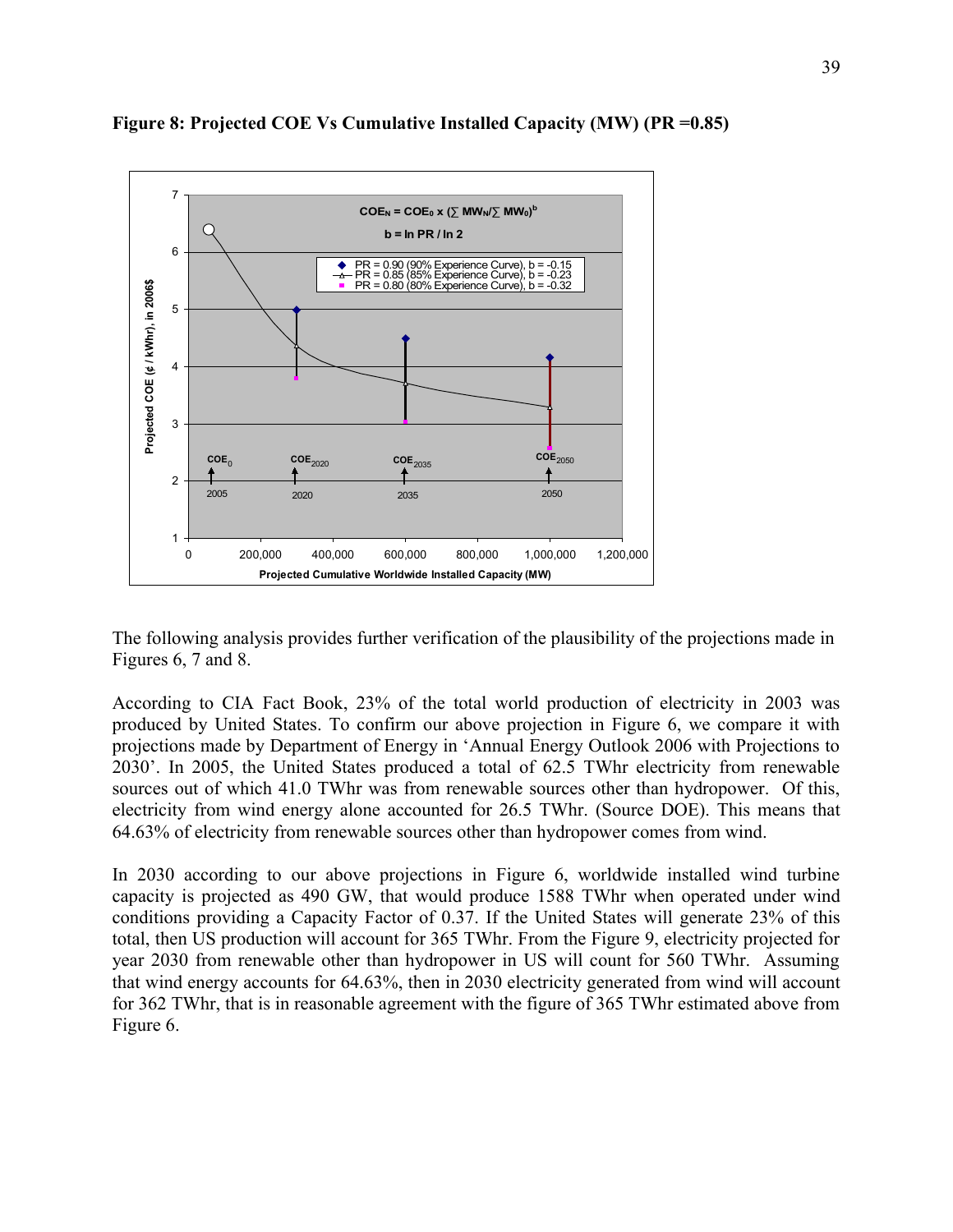**Figure 8: Projected COE Vs Cumulative Installed Capacity (MW) (PR =0.85)**

The following analysis provides further verification of the plausibility of the projections made in Figures 6, 7 and 8.

According to CIA Fact Book, 23% of the total world production of electricity in 2003 was produced by United States. To confirm our above projection in Figure 6, we compare it with projections made by Department of Energy in 'Annual Energy Outlook 2006 with Projections to 2030'. In 2005, the United States produced a total of 62.5 TWhr electricity from renewable sources out of which 41.0 TWhr was from renewable sources other than hydropower. Of this, electricity from wind energy alone accounted for 26.5 TWhr. (Source DOE). This means that 64.63% of electricity from renewable sources other than hydropower comes from wind.

In 2030 according to our above projections in Figure 6, worldwide installed wind turbine capacity is projected as 490 GW, that would produce 1588 TWhr when operated under wind conditions providing a Capacity Factor of 0.37. If the United States will generate 23% of this total, then US production will account for 365 TWhr. From the Figure 9, electricity projected for year 2030 from renewable other than hydropower in US will count for 560 TWhr. Assuming that wind energy accounts for 64.63%, then in 2030 electricity generated from wind will account for 362 TWhr, that is in reasonable agreement with the figure of 365 TWhr estimated above from Figure 6.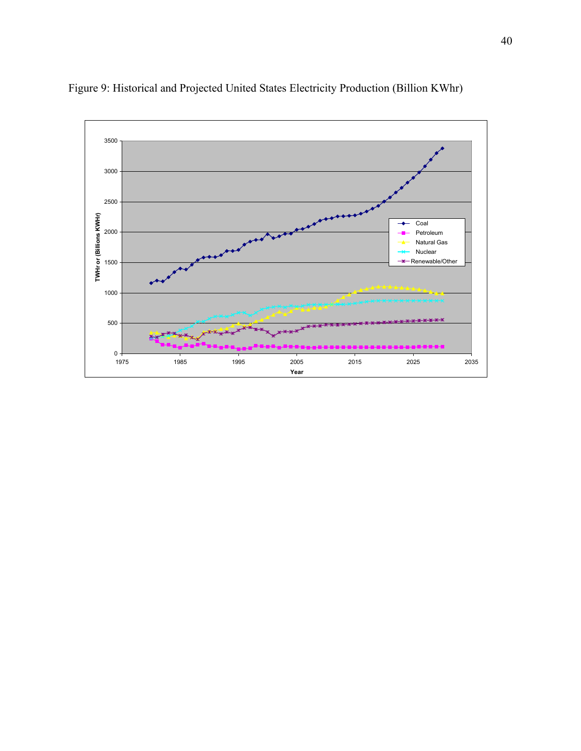Figure 9: Historical and Projected United States Electricity Production (Billion KWhr)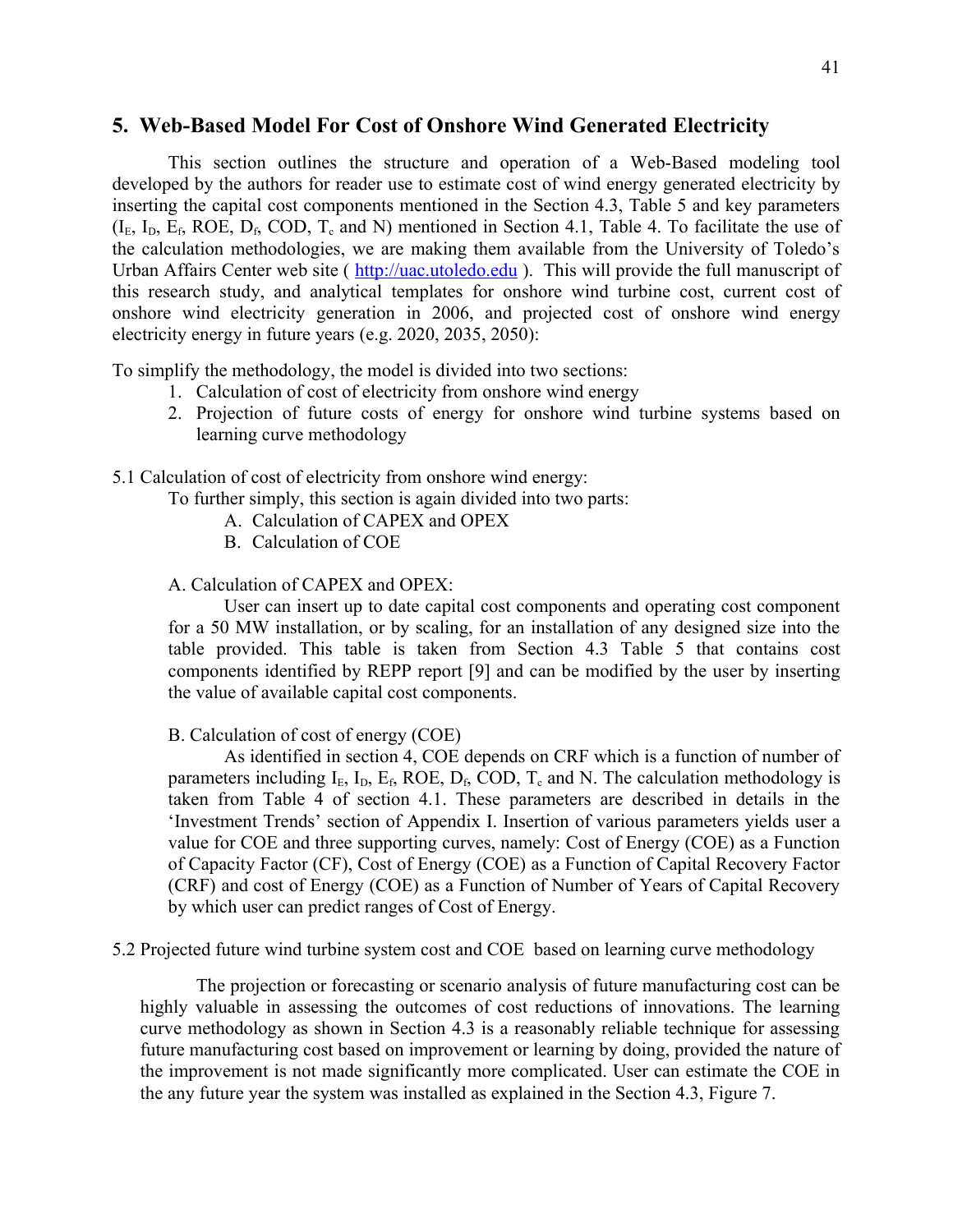## 5. Web-Based Model For Cost of Onshore Wind Generated Electricity

This section outlines the structure and operation of a Web-Based modeling tool developed by the authors for reader use to estimate cost of wind energy generated electricity by inserting the capital cost components mentioned in the Section 4.3, Table 5 and key parameters ($I_E$, $I_D$, $E_f$, ROE, $D_f$, COD, $T_c$ and N) mentioned in Section 4.1, Table 4. To facilitate the use of the calculation methodologies, we are making them available from the University of Toledo's Urban Affairs Center web site ( http://uac.utoledo.edu ). This will provide the full manuscript of this research study, and analytical templates for onshore wind turbine cost, current cost of onshore wind electricity generation in 2006, and projected cost of onshore wind energy electricity energy in future years (e.g. 2020, 2035, 2050):

To simplify the methodology, the model is divided into two sections:

1. Calculation of cost of electricity from onshore wind energy
2. Projection of future costs of energy for onshore wind turbine systems based on learning curve methodology

5.1 Calculation of cost of electricity from onshore wind energy:

To further simply, this section is again divided into two parts:

A. Calculation of CAPEX and OPEX
B. Calculation of COE

A. Calculation of CAPEX and OPEX:

User can insert up to date capital cost components and operating cost component for a 50 MW installation, or by scaling, for an installation of any designed size into the table provided. This table is taken from Section 4.3 Table 5 that contains cost components identified by REPP report [9] and can be modified by the user by inserting the value of available capital cost components.

B. Calculation of cost of energy (COE)

As identified in section 4, COE depends on CRF which is a function of number of parameters including $I_E$, $I_D$, $E_f$, ROE, $D_f$, COD, $T_c$ and N. The calculation methodology is taken from Table 4 of section 4.1. These parameters are described in details in the 'Investment Trends' section of Appendix I. Insertion of various parameters yields user a value for COE and three supporting curves, namely: Cost of Energy (COE) as a Function of Capacity Factor (CF), Cost of Energy (COE) as a Function of Capital Recovery Factor (CRF) and cost of Energy (COE) as a Function of Number of Years of Capital Recovery by which user can predict ranges of Cost of Energy.

5.2 Projected future wind turbine system cost and COE based on learning curve methodology

The projection or forecasting or scenario analysis of future manufacturing cost can be highly valuable in assessing the outcomes of cost reductions of innovations. The learning curve methodology as shown in Section 4.3 is a reasonably reliable technique for assessing future manufacturing cost based on improvement or learning by doing, provided the nature of the improvement is not made significantly more complicated. User can estimate the COE in the any future year the system was installed as explained in the Section 4.3, Figure 7.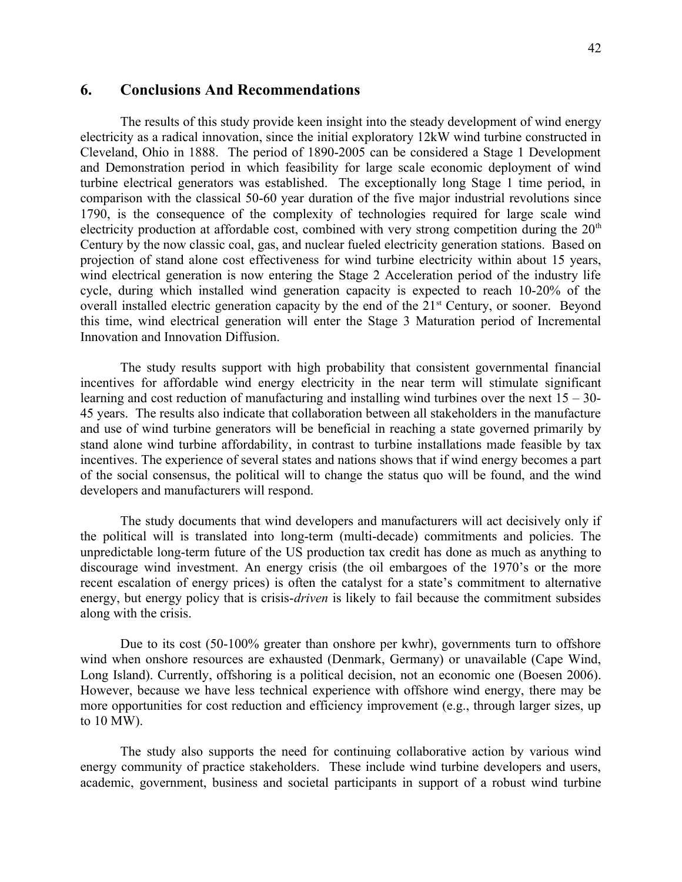## 6. Conclusions And Recommendations

The results of this study provide keen insight into the steady development of wind energy electricity as a radical innovation, since the initial exploratory 12kW wind turbine constructed in Cleveland, Ohio in 1888. The period of 1890-2005 can be considered a Stage 1 Development and Demonstration period in which feasibility for large scale economic deployment of wind turbine electrical generators was established. The exceptionally long Stage 1 time period, in comparison with the classical 50-60 year duration of the five major industrial revolutions since 1790, is the consequence of the complexity of technologies required for large scale wind electricity production at affordable cost, combined with very strong competition during the 20th Century by the now classic coal, gas, and nuclear fueled electricity generation stations. Based on projection of stand alone cost effectiveness for wind turbine electricity within about 15 years, wind electrical generation is now entering the Stage 2 Acceleration period of the industry life cycle, during which installed wind generation capacity is expected to reach 10-20% of the overall installed electric generation capacity by the end of the 21st Century, or sooner. Beyond this time, wind electrical generation will enter the Stage 3 Maturation period of Incremental Innovation and Innovation Diffusion.

The study results support with high probability that consistent governmental financial incentives for affordable wind energy electricity in the near term will stimulate significant learning and cost reduction of manufacturing and installing wind turbines over the next 15 – 30-45 years. The results also indicate that collaboration between all stakeholders in the manufacture and use of wind turbine generators will be beneficial in reaching a state governed primarily by stand alone wind turbine affordability, in contrast to turbine installations made feasible by tax incentives. The experience of several states and nations shows that if wind energy becomes a part of the social consensus, the political will to change the status quo will be found, and the wind developers and manufacturers will respond.

The study documents that wind developers and manufacturers will act decisively only if the political will is translated into long-term (multi-decade) commitments and policies. The unpredictable long-term future of the US production tax credit has done as much as anything to discourage wind investment. An energy crisis (the oil embargoes of the 1970's or the more recent escalation of energy prices) is often the catalyst for a state's commitment to alternative energy, but energy policy that is crisis-*driven* is likely to fail because the commitment subsides along with the crisis.

Due to its cost (50-100% greater than onshore per kwhr), governments turn to offshore wind when onshore resources are exhausted (Denmark, Germany) or unavailable (Cape Wind, Long Island). Currently, offshoring is a political decision, not an economic one (Boesen 2006). However, because we have less technical experience with offshore wind energy, there may be more opportunities for cost reduction and efficiency improvement (e.g., through larger sizes, up to 10 MW).

The study also supports the need for continuing collaborative action by various wind energy community of practice stakeholders. These include wind turbine developers and users, academic, government, business and societal participants in support of a robust wind turbine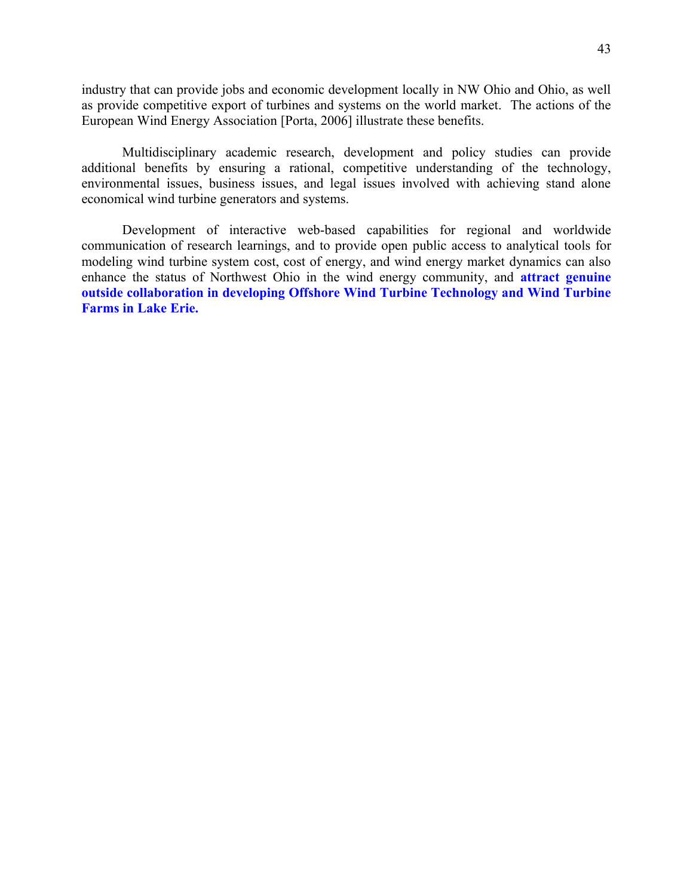industry that can provide jobs and economic development locally in NW Ohio and Ohio, as well as provide competitive export of turbines and systems on the world market. The actions of the European Wind Energy Association [Porta, 2006] illustrate these benefits.

Multidisciplinary academic research, development and policy studies can provide additional benefits by ensuring a rational, competitive understanding of the technology, environmental issues, business issues, and legal issues involved with achieving stand alone economical wind turbine generators and systems.

Development of interactive web-based capabilities for regional and worldwide communication of research learnings, and to provide open public access to analytical tools for modeling wind turbine system cost, cost of energy, and wind energy market dynamics can also enhance the status of Northwest Ohio in the wind energy community, and **attract genuine outside collaboration in developing Offshore Wind Turbine Technology and Wind Turbine Farms in Lake Erie.**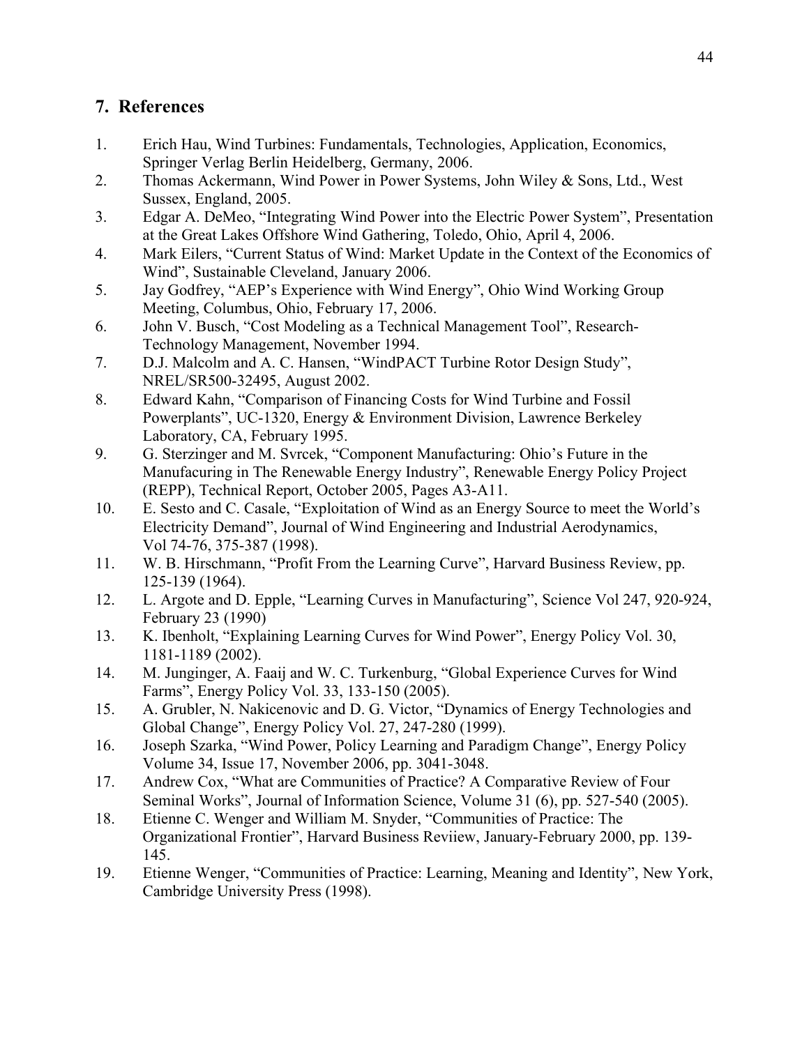## 7. References

1. Erich Hau, Wind Turbines: Fundamentals, Technologies, Application, Economics, Springer Verlag Berlin Heidelberg, Germany, 2006.
2. Thomas Ackermann, Wind Power in Power Systems, John Wiley & Sons, Ltd., West Sussex, England, 2005.
3. Edgar A. DeMeo, "Integrating Wind Power into the Electric Power System", Presentation at the Great Lakes Offshore Wind Gathering, Toledo, Ohio, April 4, 2006.
4. Mark Eilers, "Current Status of Wind: Market Update in the Context of the Economics of Wind", Sustainable Cleveland, January 2006.
5. Jay Godfrey, "AEP's Experience with Wind Energy", Ohio Wind Working Group Meeting, Columbus, Ohio, February 17, 2006.
6. John V. Busch, "Cost Modeling as a Technical Management Tool", Research-Technology Management, November 1994.
7. D.J. Malcolm and A. C. Hansen, "WindPACT Turbine Rotor Design Study", NREL/SR500-32495, August 2002.
8. Edward Kahn, "Comparison of Financing Costs for Wind Turbine and Fossil Powerplants", UC-1320, Energy & Environment Division, Lawrence Berkeley Laboratory, CA, February 1995.
9. G. Sterzinger and M. Svrcek, "Component Manufacturing: Ohio's Future in the Manufacuring in The Renewable Energy Industry", Renewable Energy Policy Project (REPP), Technical Report, October 2005, Pages A3-A11.
10. E. Sesto and C. Casale, "Exploitation of Wind as an Energy Source to meet the World's Electricity Demand", Journal of Wind Engineering and Industrial Aerodynamics, Vol 74-76, 375-387 (1998).
11. W. B. Hirschmann, "Profit From the Learning Curve", Harvard Business Review, pp. 125-139 (1964).
12. L. Argote and D. Epple, "Learning Curves in Manufacturing", Science Vol 247, 920-924, February 23 (1990)
13. K. Ibenholt, "Explaining Learning Curves for Wind Power", Energy Policy Vol. 30, 1181-1189 (2002).
14. M. Junginger, A. Faaij and W. C. Turkenburg, "Global Experience Curves for Wind Farms", Energy Policy Vol. 33, 133-150 (2005).
15. A. Grubler, N. Nakicenovic and D. G. Victor, "Dynamics of Energy Technologies and Global Change", Energy Policy Vol. 27, 247-280 (1999).
16. Joseph Szarka, "Wind Power, Policy Learning and Paradigm Change", Energy Policy Volume 34, Issue 17, November 2006, pp. 3041-3048.
17. Andrew Cox, "What are Communities of Practice? A Comparative Review of Four Seminal Works", Journal of Information Science, Volume 31 (6), pp. 527-540 (2005).
18. Etienne C. Wenger and William M. Snyder, "Communities of Practice: The Organizational Frontier", Harvard Business Reviiew, January-February 2000, pp. 139-145.
19. Etienne Wenger, "Communities of Practice: Learning, Meaning and Identity", New York, Cambridge University Press (1998).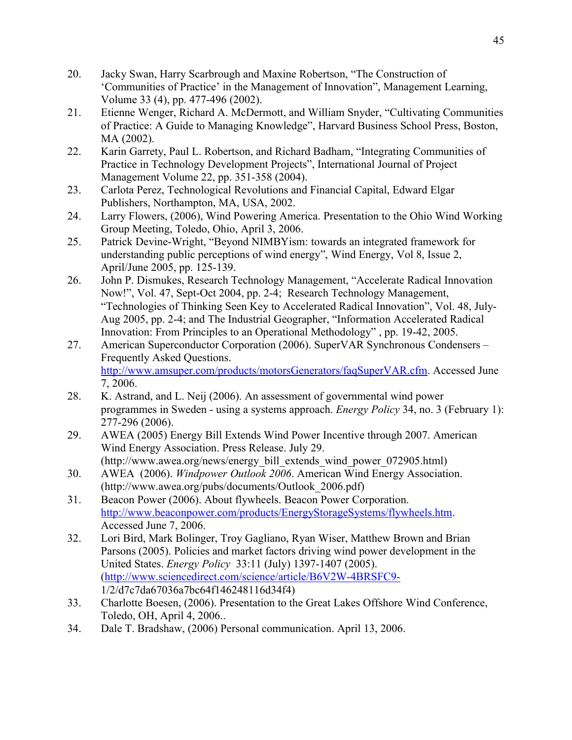20. Jacky Swan, Harry Scarbrough and Maxine Robertson, "The Construction of 'Communities of Practice' in the Management of Innovation", Management Learning, Volume 33 (4), pp. 477-496 (2002).
21. Etienne Wenger, Richard A. McDermott, and William Snyder, "Cultivating Communities of Practice: A Guide to Managing Knowledge", Harvard Business School Press, Boston, MA (2002).
22. Karin Garrety, Paul L. Robertson, and Richard Badham, "Integrating Communities of Practice in Technology Development Projects", International Journal of Project Management Volume 22, pp. 351-358 (2004).
23. Carlota Perez, Technological Revolutions and Financial Capital, Edward Elgar Publishers, Northampton, MA, USA, 2002.
24. Larry Flowers, (2006), Wind Powering America. Presentation to the Ohio Wind Working Group Meeting, Toledo, Ohio, April 3, 2006.
25. Patrick Devine-Wright, "Beyond NIMBYism: towards an integrated framework for understanding public perceptions of wind energy", Wind Energy, Vol 8, Issue 2, April/June 2005, pp. 125-139.
26. John P. Dismukes, Research Technology Management, "Accelerate Radical Innovation Now!", Vol. 47, Sept-Oct 2004, pp. 2-4; Research Technology Management, "Technologies of Thinking Seen Key to Accelerated Radical Innovation", Vol. 48, July-Aug 2005, pp. 2-4; and The Industrial Geographer, "Information Accelerated Radical Innovation: From Principles to an Operational Methodology" , pp. 19-42, 2005.
27. American Superconductor Corporation (2006). SuperVAR Synchronous Condensers – Frequently Asked Questions. http://www.amsuper.com/products/motorsGenerators/faqSuperVAR.cfm. Accessed June 7, 2006.
28. K. Astrand, and L. Neij (2006). An assessment of governmental wind power programmes in Sweden - using a systems approach. *Energy Policy* 34, no. 3 (February 1): 277-296 (2006).
29. AWEA (2005) Energy Bill Extends Wind Power Incentive through 2007. American Wind Energy Association. Press Release. July 29. (http://www.awea.org/news/energy_bill_extends_wind_power_072905.html)
30. AWEA (2006). *Windpower Outlook 2006*. American Wind Energy Association. (http://www.awea.org/pubs/documents/Outlook_2006.pdf)
31. Beacon Power (2006). About flywheels. Beacon Power Corporation. http://www.beaconpower.com/products/EnergyStorageSystems/flywheels.htm. Accessed June 7, 2006.
32. Lori Bird, Mark Bolinger, Troy Gagliano, Ryan Wiser, Matthew Brown and Brian Parsons (2005). Policies and market factors driving wind power development in the United States. *Energy Policy* 33:11 (July) 1397-1407 (2005). (http://www.sciencedirect.com/science/article/B6V2W-4BRSFC9-1/2/d7c7da67036a7bc64f146248116d34f4)
33. Charlotte Boesen, (2006). Presentation to the Great Lakes Offshore Wind Conference, Toledo, OH, April 4, 2006..
34. Dale T. Bradshaw, (2006) Personal communication. April 13, 2006.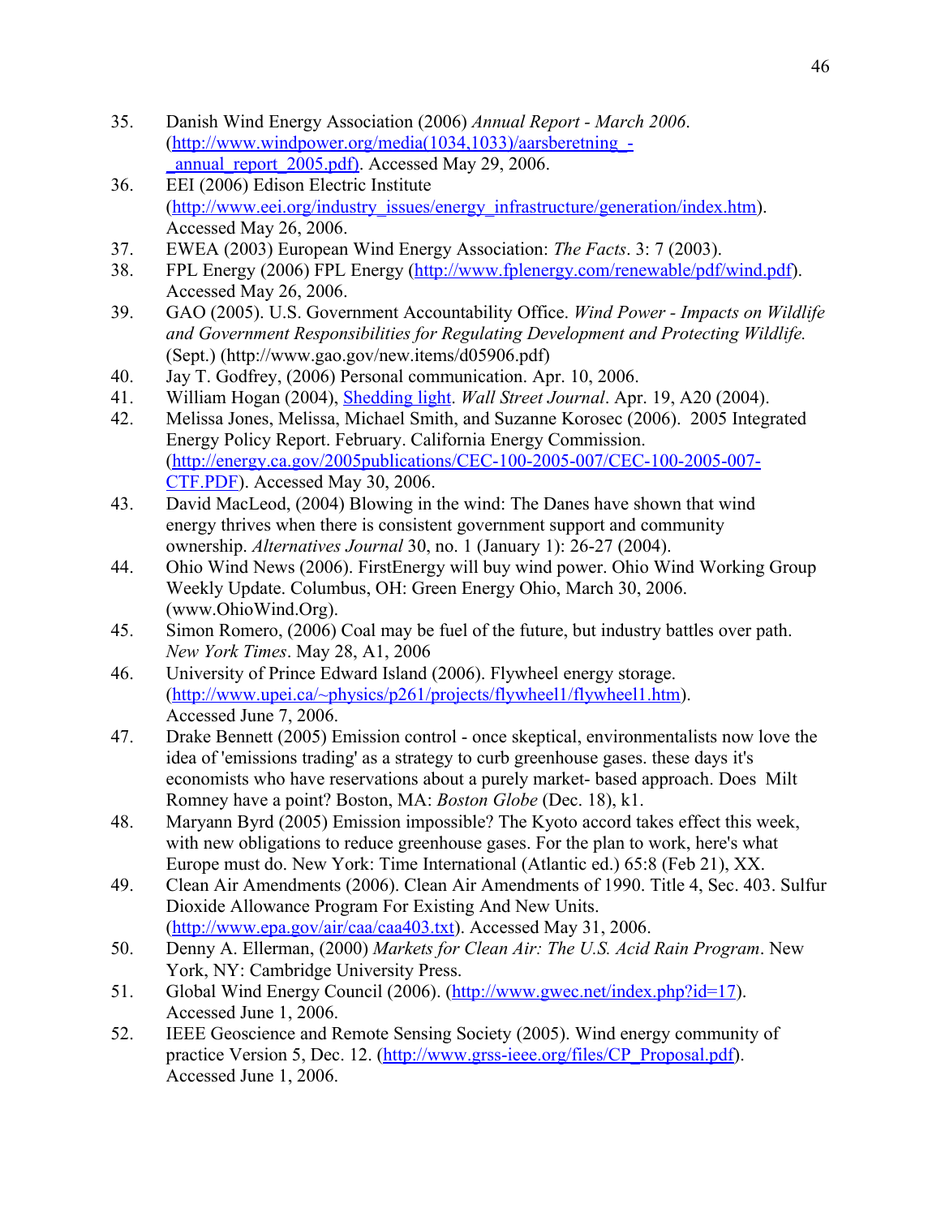35. Danish Wind Energy Association (2006) *Annual Report - March 2006*. (http://www.windpower.org/media(1034,1033)/aarsberetning_-_annual_report_2005.pdf). Accessed May 29, 2006.
36. EEI (2006) Edison Electric Institute (http://www.eei.org/industry_issues/energy_infrastructure/generation/index.htm). Accessed May 26, 2006.
37. EWEA (2003) European Wind Energy Association: *The Facts*. 3: 7 (2003).
38. FPL Energy (2006) FPL Energy (http://www.fplenergy.com/renewable/pdf/wind.pdf). Accessed May 26, 2006.
39. GAO (2005). U.S. Government Accountability Office. *Wind Power - Impacts on Wildlife and Government Responsibilities for Regulating Development and Protecting Wildlife.* (Sept.) (http://www.gao.gov/new.items/d05906.pdf)
40. Jay T. Godfrey, (2006) Personal communication. Apr. 10, 2006.
41. William Hogan (2004), Shedding light. *Wall Street Journal*. Apr. 19, A20 (2004).
42. Melissa Jones, Melissa, Michael Smith, and Suzanne Korosec (2006). 2005 Integrated Energy Policy Report. February. California Energy Commission. (http://energy.ca.gov/2005publications/CEC-100-2005-007/CEC-100-2005-007-CTF.PDF). Accessed May 30, 2006.
43. David MacLeod, (2004) Blowing in the wind: The Danes have shown that wind energy thrives when there is consistent government support and community ownership. *Alternatives Journal* 30, no. 1 (January 1): 26-27 (2004).
44. Ohio Wind News (2006). FirstEnergy will buy wind power. Ohio Wind Working Group Weekly Update. Columbus, OH: Green Energy Ohio, March 30, 2006. (www.OhioWind.Org).
45. Simon Romero, (2006) Coal may be fuel of the future, but industry battles over path. *New York Times*. May 28, A1, 2006
46. University of Prince Edward Island (2006). Flywheel energy storage. (http://www.upei.ca/~physics/p261/projects/flywheel1/flywheel1.htm). Accessed June 7, 2006.
47. Drake Bennett (2005) Emission control - once skeptical, environmentalists now love the idea of 'emissions trading' as a strategy to curb greenhouse gases. these days it's economists who have reservations about a purely market- based approach. Does Milt Romney have a point? Boston, MA: *Boston Globe* (Dec. 18), k1.
48. Maryann Byrd (2005) Emission impossible? The Kyoto accord takes effect this week, with new obligations to reduce greenhouse gases. For the plan to work, here's what Europe must do. New York: Time International (Atlantic ed.) 65:8 (Feb 21), XX.
49. Clean Air Amendments (2006). Clean Air Amendments of 1990. Title 4, Sec. 403. Sulfur Dioxide Allowance Program For Existing And New Units. (http://www.epa.gov/air/caa/caa403.txt). Accessed May 31, 2006.
50. Denny A. Ellerman, (2000) *Markets for Clean Air: The U.S. Acid Rain Program*. New York, NY: Cambridge University Press.
51. Global Wind Energy Council (2006). (http://www.gwec.net/index.php?id=17). Accessed June 1, 2006.
52. IEEE Geoscience and Remote Sensing Society (2005). Wind energy community of practice Version 5, Dec. 12. (http://www.grss-ieee.org/files/CP_Proposal.pdf). Accessed June 1, 2006.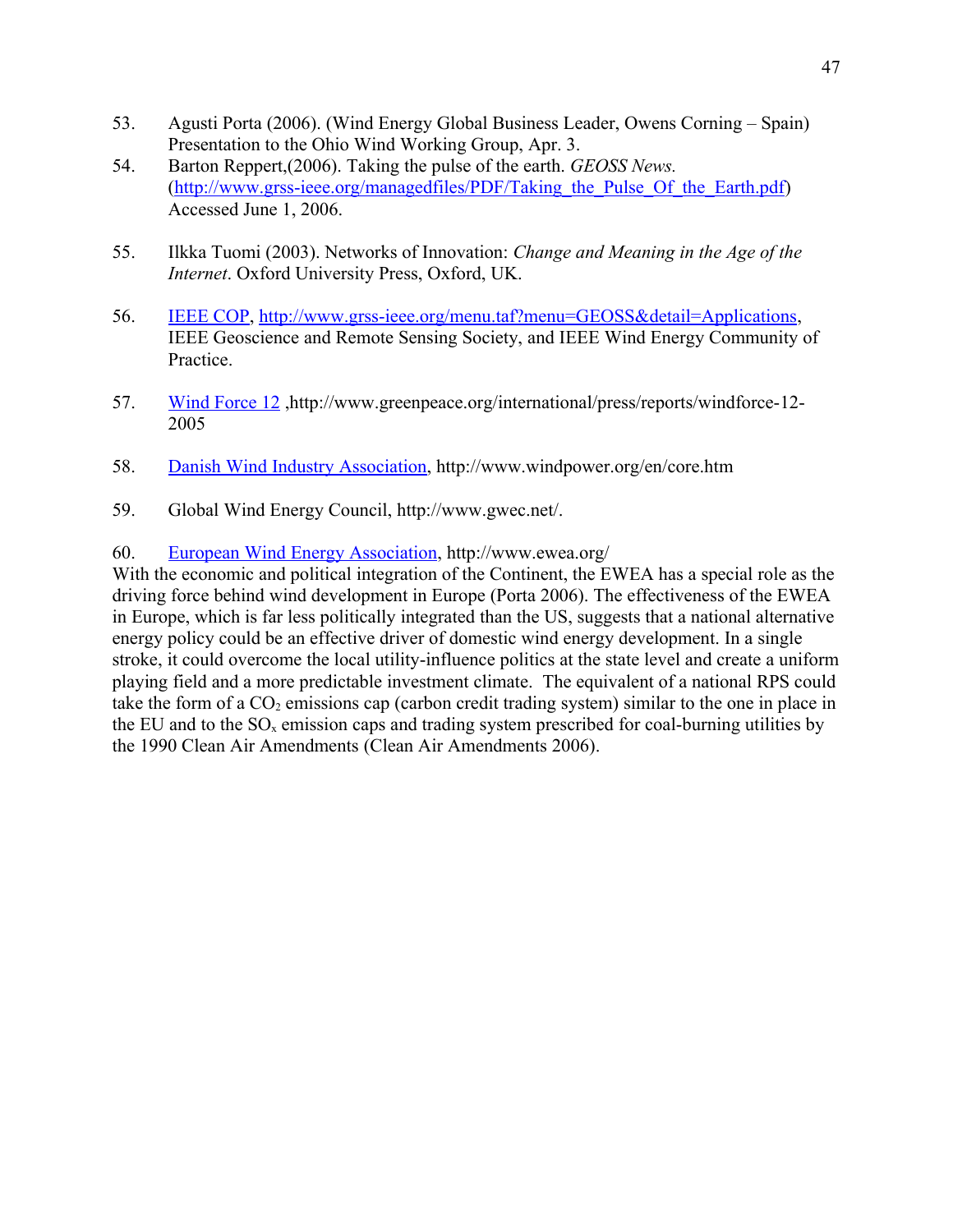53. Agusti Porta (2006). (Wind Energy Global Business Leader, Owens Corning – Spain) Presentation to the Ohio Wind Working Group, Apr. 3.
54. Barton Reppert,(2006). Taking the pulse of the earth. *GEOSS News.* (http://www.grss-ieee.org/managedfiles/PDF/Taking_the_Pulse_Of_the_Earth.pdf) Accessed June 1, 2006.
55. Ilkka Tuomi (2003). Networks of Innovation: *Change and Meaning in the Age of the Internet*. Oxford University Press, Oxford, UK.
56. IEEE COP, http://www.grss-ieee.org/menu.taf?menu=GEOSS&detail=Applications, IEEE Geoscience and Remote Sensing Society, and IEEE Wind Energy Community of Practice.
57. Wind Force 12 ,http://www.greenpeace.org/international/press/reports/windforce-12-2005
58. Danish Wind Industry Association, http://www.windpower.org/en/core.htm
59. Global Wind Energy Council, http://www.gwec.net/.
60. European Wind Energy Association, http://www.ewea.org/

With the economic and political integration of the Continent, the EWEA has a special role as the driving force behind wind development in Europe (Porta 2006). The effectiveness of the EWEA in Europe, which is far less politically integrated than the US, suggests that a national alternative energy policy could be an effective driver of domestic wind energy development. In a single stroke, it could overcome the local utility-influence politics at the state level and create a uniform playing field and a more predictable investment climate. The equivalent of a national RPS could take the form of a $CO_2$ emissions cap (carbon credit trading system) similar to the one in place in the EU and to the $SO_x$ emission caps and trading system prescribed for coal-burning utilities by the 1990 Clean Air Amendments (Clean Air Amendments 2006).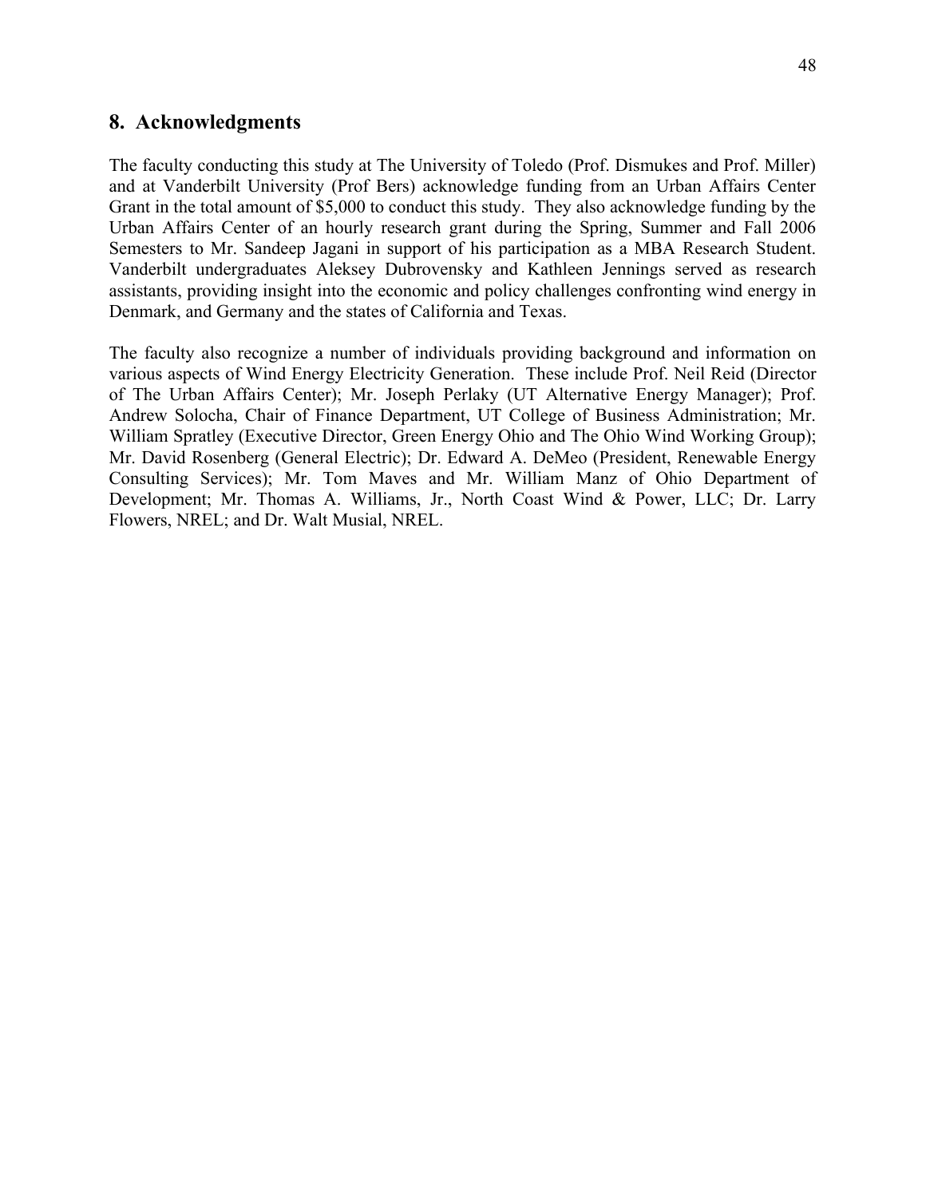## 8. Acknowledgments

The faculty conducting this study at The University of Toledo (Prof. Dismukes and Prof. Miller) and at Vanderbilt University (Prof Bers) acknowledge funding from an Urban Affairs Center Grant in the total amount of $5,000 to conduct this study. They also acknowledge funding by the Urban Affairs Center of an hourly research grant during the Spring, Summer and Fall 2006 Semesters to Mr. Sandeep Jagani in support of his participation as a MBA Research Student. Vanderbilt undergraduates Aleksey Dubrovensky and Kathleen Jennings served as research assistants, providing insight into the economic and policy challenges confronting wind energy in Denmark, and Germany and the states of California and Texas.

The faculty also recognize a number of individuals providing background and information on various aspects of Wind Energy Electricity Generation. These include Prof. Neil Reid (Director of The Urban Affairs Center); Mr. Joseph Perlaky (UT Alternative Energy Manager); Prof. Andrew Solocha, Chair of Finance Department, UT College of Business Administration; Mr. William Spratley (Executive Director, Green Energy Ohio and The Ohio Wind Working Group); Mr. David Rosenberg (General Electric); Dr. Edward A. DeMeo (President, Renewable Energy Consulting Services); Mr. Tom Maves and Mr. William Manz of Ohio Department of Development; Mr. Thomas A. Williams, Jr., North Coast Wind & Power, LLC; Dr. Larry Flowers, NREL; and Dr. Walt Musial, NREL.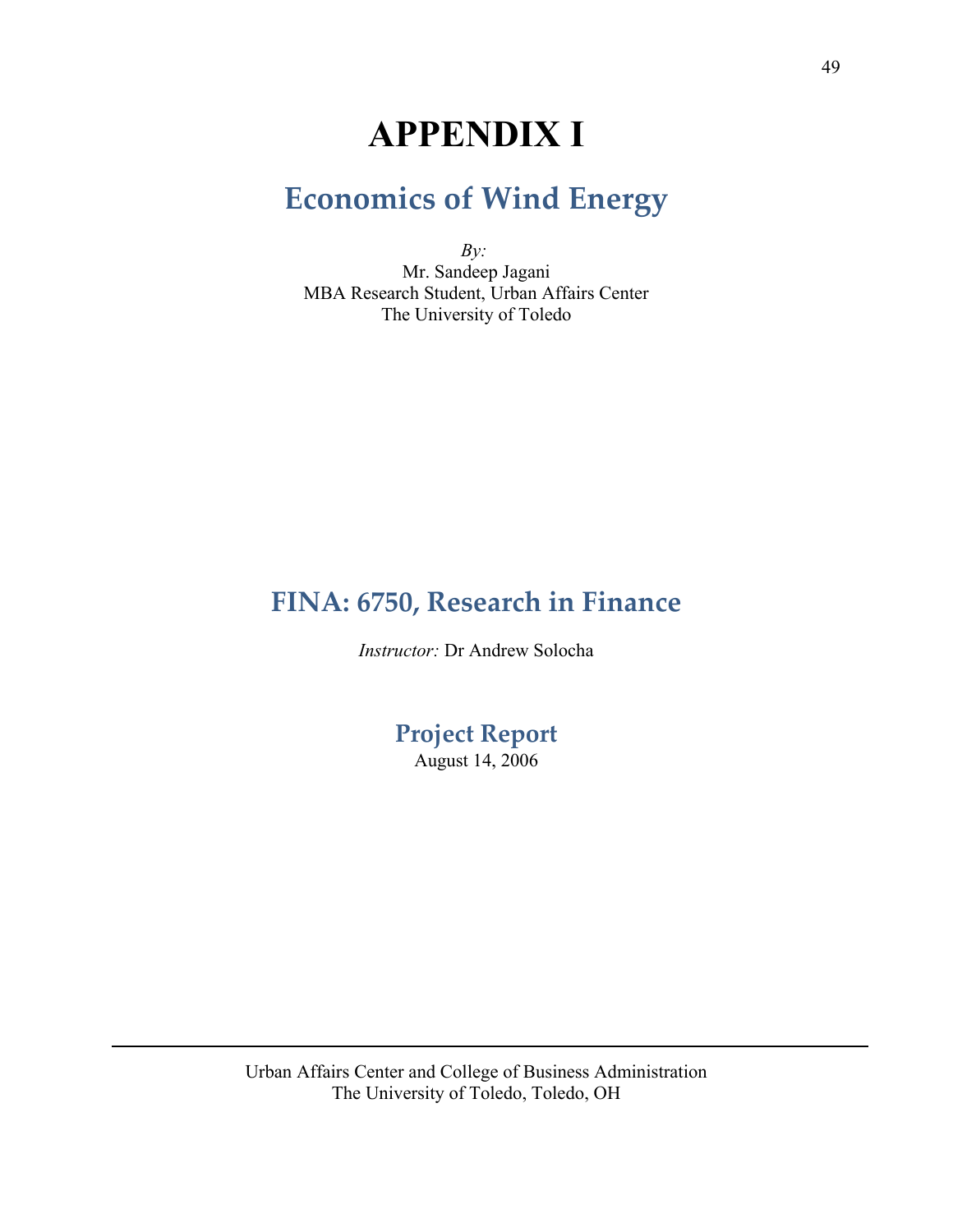# APPENDIX I

## Economics of Wind Energy

*By:*
Mr. Sandeep Jagani
MBA Research Student, Urban Affairs Center
The University of Toledo

## FINA: 6750, Research in Finance

*Instructor:* Dr Andrew Solocha

## Project Report

August 14, 2006

---

Urban Affairs Center and College of Business Administration
The University of Toledo, Toledo, OH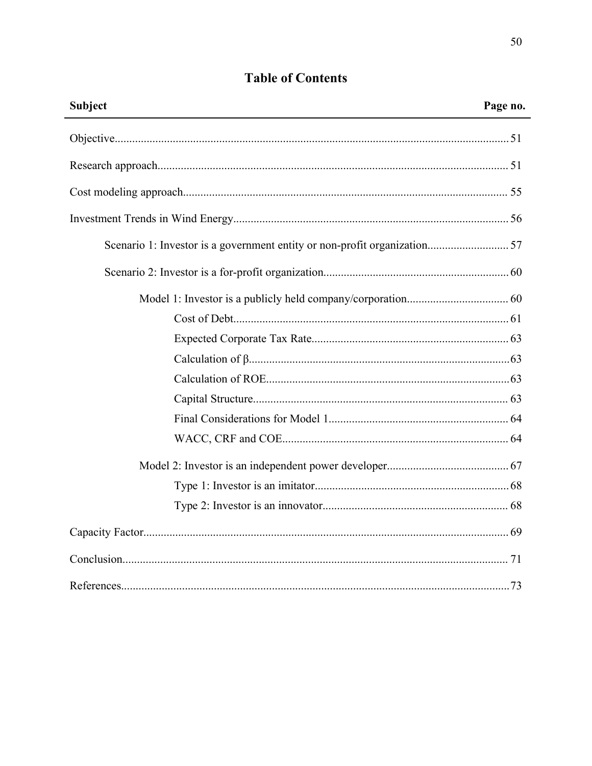## Table of Contents

| Subject | Page no. |
|---|---|
| Objective | 51 |
| Research approach | 51 |
| Cost modeling approach | 55 |
| Investment Trends in Wind Energy | 56 |
| Scenario 1: Investor is a government entity or non-profit organization | 57 |
| Scenario 2: Investor is a for-profit organization | 60 |
| Model 1: Investor is a publicly held company/corporation | 60 |
| Cost of Debt | 61 |
| Expected Corporate Tax Rate | 63 |
| Calculation of β | 63 |
| Calculation of ROE | 63 |
| Capital Structure | 63 |
| Final Considerations for Model 1 | 64 |
| WACC, CRF and COE | 64 |
| Model 2: Investor is an independent power developer | 67 |
| Type 1: Investor is an imitator | 68 |
| Type 2: Investor is an innovator | 68 |
| Capacity Factor | 69 |
| Conclusion | 71 |
| References | 73 |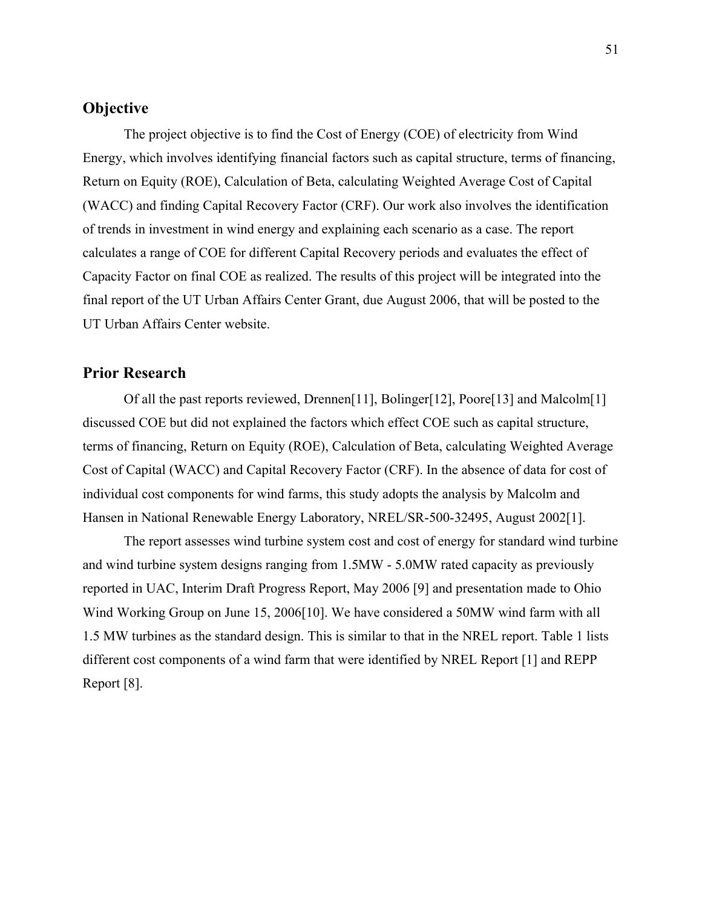## Objective

The project objective is to find the Cost of Energy (COE) of electricity from Wind Energy, which involves identifying financial factors such as capital structure, terms of financing, Return on Equity (ROE), Calculation of Beta, calculating Weighted Average Cost of Capital (WACC) and finding Capital Recovery Factor (CRF). Our work also involves the identification of trends in investment in wind energy and explaining each scenario as a case. The report calculates a range of COE for different Capital Recovery periods and evaluates the effect of Capacity Factor on final COE as realized. The results of this project will be integrated into the final report of the UT Urban Affairs Center Grant, due August 2006, that will be posted to the UT Urban Affairs Center website.

## Prior Research

Of all the past reports reviewed, Drennen[11], Bolinger[12], Poore[13] and Malcolm[1] discussed COE but did not explained the factors which effect COE such as capital structure, terms of financing, Return on Equity (ROE), Calculation of Beta, calculating Weighted Average Cost of Capital (WACC) and Capital Recovery Factor (CRF). In the absence of data for cost of individual cost components for wind farms, this study adopts the analysis by Malcolm and Hansen in National Renewable Energy Laboratory, NREL/SR-500-32495, August 2002[1].

The report assesses wind turbine system cost and cost of energy for standard wind turbine and wind turbine system designs ranging from 1.5MW - 5.0MW rated capacity as previously reported in UAC, Interim Draft Progress Report, May 2006 [9] and presentation made to Ohio Wind Working Group on June 15, 2006[10]. We have considered a 50MW wind farm with all 1.5 MW turbines as the standard design. This is similar to that in the NREL report. Table 1 lists different cost components of a wind farm that were identified by NREL Report [1] and REPP Report [8].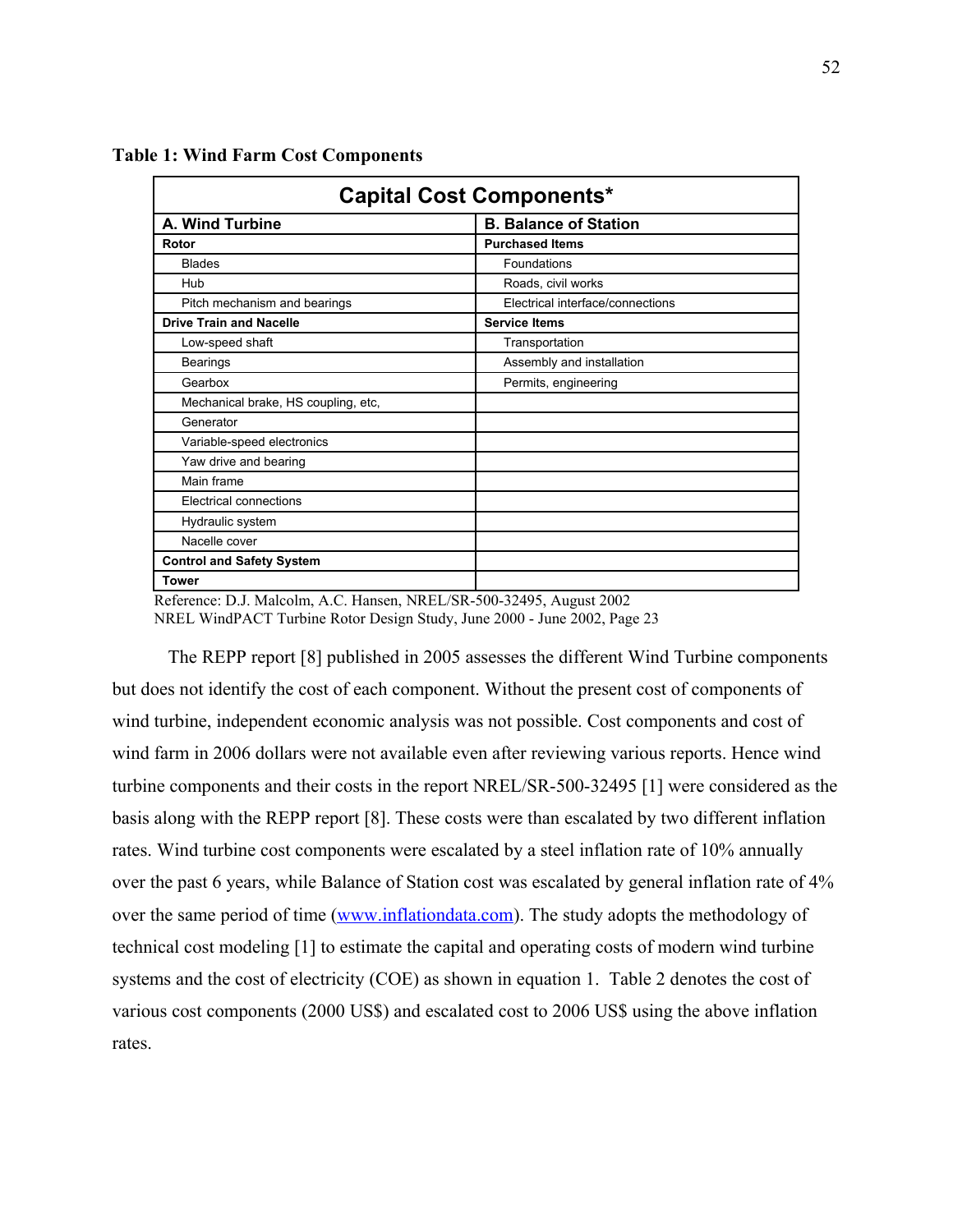**Table 1: Wind Farm Cost Components**

| Capital Cost Components* | |
|---|---|
| **A. Wind Turbine** | **B. Balance of Station** |
| **Rotor** | **Purchased Items** |
| Blades | Foundations |
| Hub | Roads, civil works |
| Pitch mechanism and bearings | Electrical interface/connections |
| **Drive Train and Nacelle** | **Service Items** |
| Low-speed shaft | Transportation |
| Bearings | Assembly and installation |
| Gearbox | Permits, engineering |
| Mechanical brake, HS coupling, etc, | |
| Generator | |
| Variable-speed electronics | |
| Yaw drive and bearing | |
| Main frame | |
| Electrical connections | |
| Hydraulic system | |
| Nacelle cover | |
| **Control and Safety System** | |
| **Tower** | |

Reference: D.J. Malcolm, A.C. Hansen, NREL/SR-500-32495, August 2002
NREL WindPACT Turbine Rotor Design Study, June 2000 - June 2002, Page 23

The REPP report [8] published in 2005 assesses the different Wind Turbine components but does not identify the cost of each component. Without the present cost of components of wind turbine, independent economic analysis was not possible. Cost components and cost of wind farm in 2006 dollars were not available even after reviewing various reports. Hence wind turbine components and their costs in the report NREL/SR-500-32495 [1] were considered as the basis along with the REPP report [8]. These costs were than escalated by two different inflation rates. Wind turbine cost components were escalated by a steel inflation rate of 10% annually over the past 6 years, while Balance of Station cost was escalated by general inflation rate of 4% over the same period of time (www.inflationdata.com). The study adopts the methodology of technical cost modeling [1] to estimate the capital and operating costs of modern wind turbine systems and the cost of electricity (COE) as shown in equation 1. Table 2 denotes the cost of various cost components (2000 US$) and escalated cost to 2006 US$ using the above inflation rates.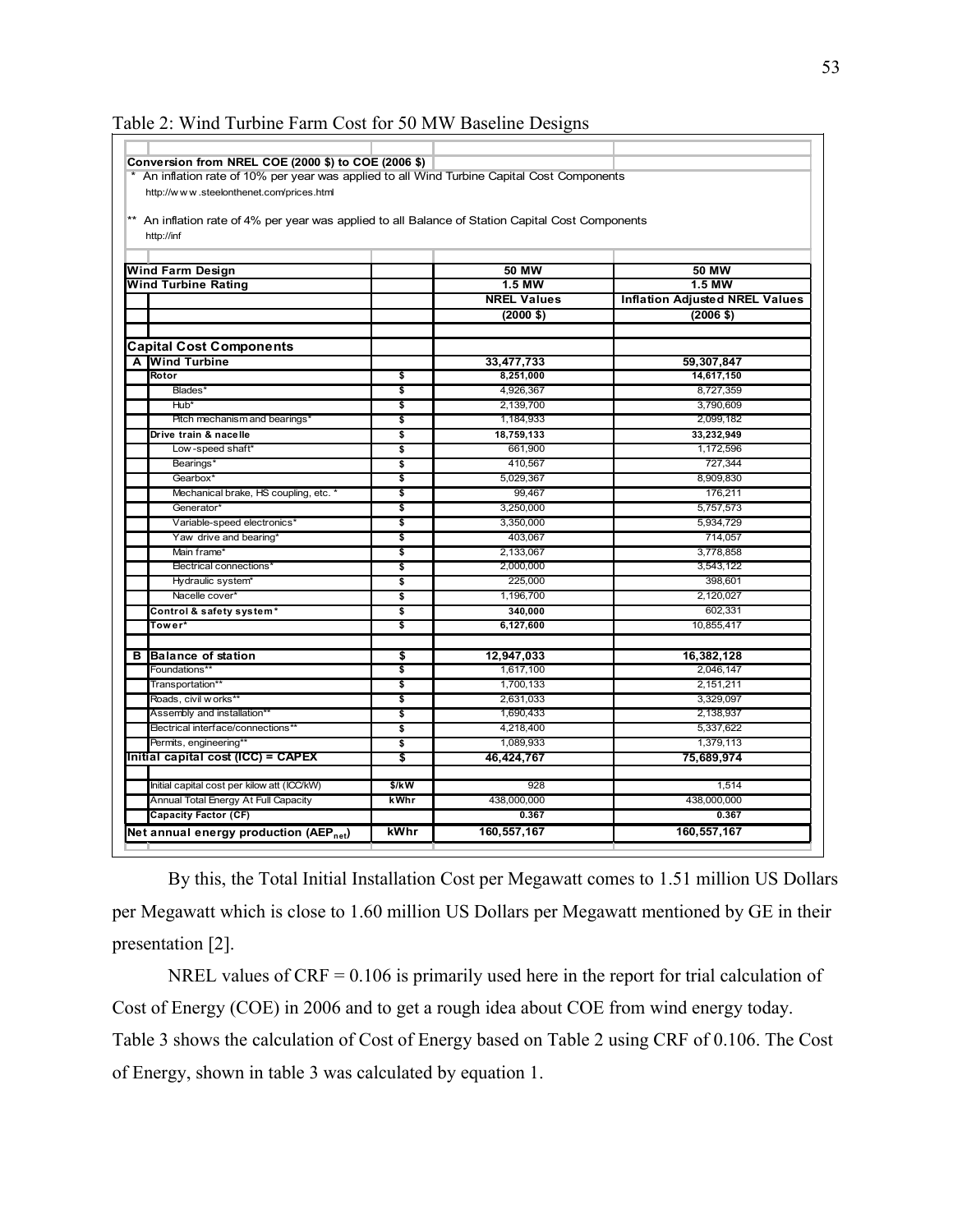Table 2: Wind Turbine Farm Cost for 50 MW Baseline Designs

**Conversion from NREL COE (2000 $) to COE (2006 $)**

\* An inflation rate of 10% per year was applied to all Wind Turbine Capital Cost Components
http://www.steelonthenet.com/prices.html

\*\* An inflation rate of 4% per year was applied to all Balance of Station Capital Cost Components
http://inf

| | | | | |
|---|---|---|---|---|
| **Wind Farm Design** | | | **50 MW** | **50 MW** |
| **Wind Turbine Rating** | | | **1.5 MW** | **1.5 MW** |
| | | | **NREL Values** | **Inflation Adjusted NREL Values** |
| | | | **(2000 $)** | **(2006 $)** |
| | | | | |
| **Capital Cost Components** | | | | |
| **A** | **Wind Turbine** | | **33,477,733** | **59,307,847** |
| | **Rotor** | $ | **8,251,000** | **14,617,150** |
| | Blades* | $ | 4,926,367 | 8,727,359 |
| | Hub* | $ | 2,139,700 | 3,790,609 |
| | Pitch mechanism and bearings* | $ | 1,184,933 | 2,099,182 |
| | **Drive train & nacelle** | $ | **18,759,133** | **33,232,949** |
| | Low-speed shaft* | $ | 661,900 | 1,172,596 |
| | Bearings* | $ | 410,567 | 727,344 |
| | Gearbox* | $ | 5,029,367 | 8,909,830 |
| | Mechanical brake, HS coupling, etc. * | $ | 99,467 | 176,211 |
| | Generator* | $ | 3,250,000 | 5,757,573 |
| | Variable-speed electronics* | $ | 3,350,000 | 5,934,729 |
| | Yaw drive and bearing* | $ | 403,067 | 714,057 |
| | Main frame* | $ | 2,133,067 | 3,778,858 |
| | Electrical connections* | $ | 2,000,000 | 3,543,122 |
| | Hydraulic system* | $ | 225,000 | 398,601 |
| | Nacelle cover* | $ | 1,196,700 | 2,120,027 |
| | **Control & safety system*** | $ | **340,000** | 602,331 |
| | **Tower*** | $ | **6,127,600** | 10,855,417 |
| | | | | |
| **B** | **Balance of station** | $ | **12,947,033** | **16,382,128** |
| | Foundations** | $ | 1,617,100 | 2,046,147 |
| | Transportation** | $ | 1,700,133 | 2,151,211 |
| | Roads, civil works** | $ | 2,631,033 | 3,329,097 |
| | Assembly and installation** | $ | 1,690,433 | 2,138,937 |
| | Electrical interface/connections** | $ | 4,218,400 | 5,337,622 |
| | Permits, engineering** | $ | 1,089,933 | 1,379,113 |
| **Initial capital cost (ICC) = CAPEX** | | $ | **46,424,767** | **75,689,974** |
| | | | | |
| | Initial capital cost per kilowatt (ICC/kW) | $/kW | 928 | 1,514 |
| | Annual Total Energy At Full Capacity | kWhr | 438,000,000 | 438,000,000 |
| | **Capacity Factor (CF)** | | **0.367** | **0.367** |
| **Net annual energy production ($AEP_{net}$)** | | **kWhr** | **160,557,167** | **160,557,167** |

By this, the Total Initial Installation Cost per Megawatt comes to 1.51 million US Dollars per Megawatt which is close to 1.60 million US Dollars per Megawatt mentioned by GE in their presentation [2].

NREL values of CRF = 0.106 is primarily used here in the report for trial calculation of Cost of Energy (COE) in 2006 and to get a rough idea about COE from wind energy today. Table 3 shows the calculation of Cost of Energy based on Table 2 using CRF of 0.106. The Cost of Energy, shown in table 3 was calculated by equation 1.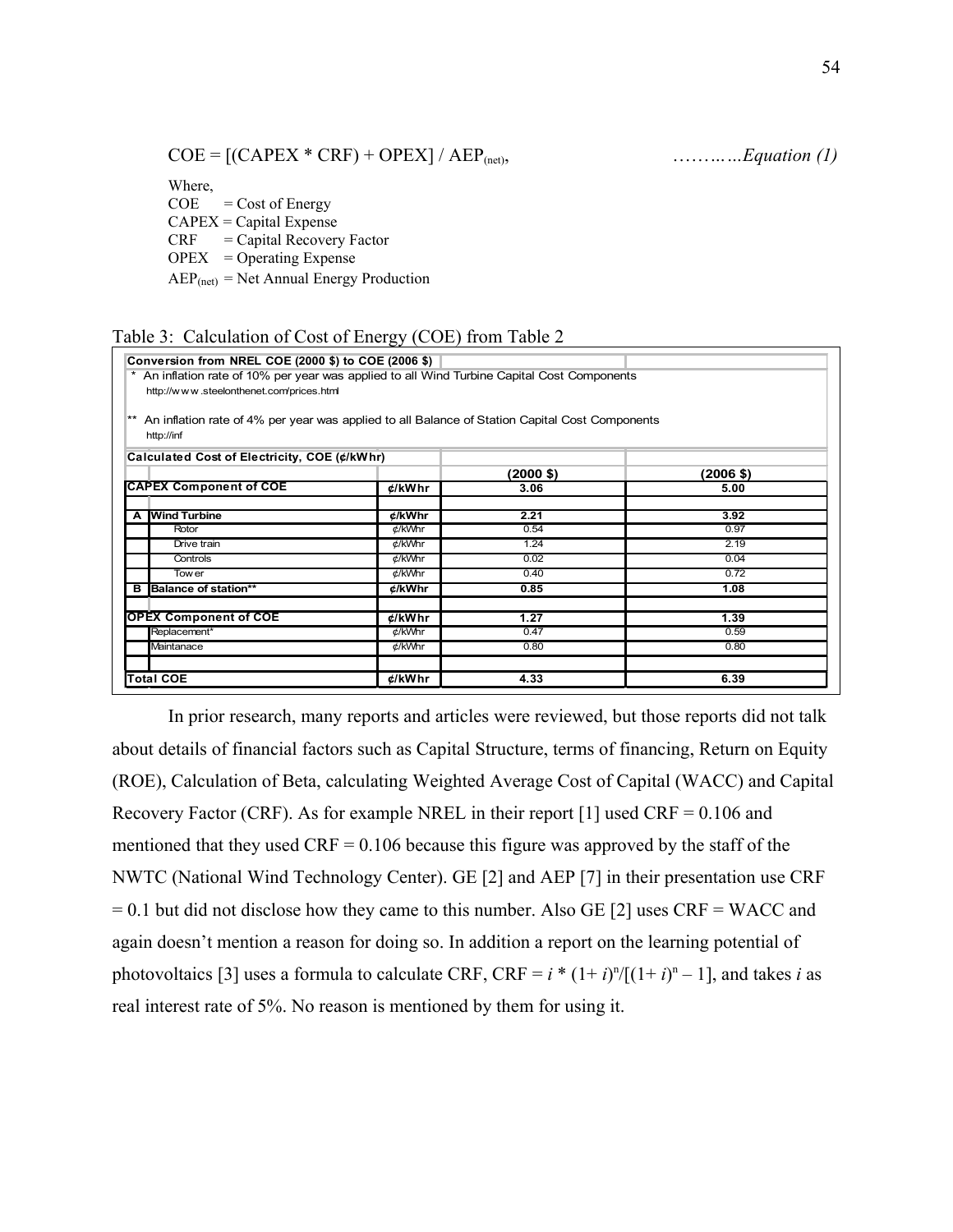$$\text{COE} = [(\text{CAPEX} * \text{CRF}) + \text{OPEX}] / \text{AEP}_{(net)}, \qquad \text{.........Equation (1)}$$

Where,
COE = Cost of Energy
CAPEX = Capital Expense
CRF = Capital Recovery Factor
OPEX = Operating Expense
$\text{AEP}_{(net)}$ = Net Annual Energy Production

Table 3: Calculation of Cost of Energy (COE) from Table 2

| Conversion from NREL COE (2000 $) to COE (2006 $) | | | | |
|---|---|---|---|---|
| * An inflation rate of 10% per year was applied to all Wind Turbine Capital Cost Components http://www.steelonthenet.com/prices.html | | | | |
| ** An inflation rate of 4% per year was applied to all Balance of Station Capital Cost Components http://inf | | | | |
| **Calculated Cost of Electricity, COE (¢/kWhr)** | | | | |
| | | | **(2000 $)** | **(2006 $)** |
| **CAPEX Component of COE** | | **¢/kWhr** | **3.06** | **5.00** |
| | | | | |
| **A** | **Wind Turbine** | **¢/kWhr** | **2.21** | **3.92** |
| | Rotor | ¢/kWhr | 0.54 | 0.97 |
| | Drive train | ¢/kWhr | 1.24 | 2.19 |
| | Controls | ¢/kWhr | 0.02 | 0.04 |
| | Tower | ¢/kWhr | 0.40 | 0.72 |
| **B** | **Balance of station\*\*** | **¢/kWhr** | **0.85** | **1.08** |
| | | | | |
| **OPEX Component of COE** | | **¢/kWhr** | **1.27** | **1.39** |
| | Replacement* | ¢/kWhr | 0.47 | 0.59 |
| | Maintanace | ¢/kWhr | 0.80 | 0.80 |
| | | | | |
| **Total COE** | | **¢/kWhr** | **4.33** | **6.39** |

In prior research, many reports and articles were reviewed, but those reports did not talk about details of financial factors such as Capital Structure, terms of financing, Return on Equity (ROE), Calculation of Beta, calculating Weighted Average Cost of Capital (WACC) and Capital Recovery Factor (CRF). As for example NREL in their report [1] used CRF = 0.106 and mentioned that they used CRF = 0.106 because this figure was approved by the staff of the NWTC (National Wind Technology Center). GE [2] and AEP [7] in their presentation use CRF = 0.1 but did not disclose how they came to this number. Also GE [2] uses CRF = WACC and again doesn't mention a reason for doing so. In addition a report on the learning potential of photovoltaics [3] uses a formula to calculate CRF, $\text{CRF} = i * (1+ i)^n/[(1+ i)^n - 1]$, and takes $i$ as real interest rate of 5%. No reason is mentioned by them for using it.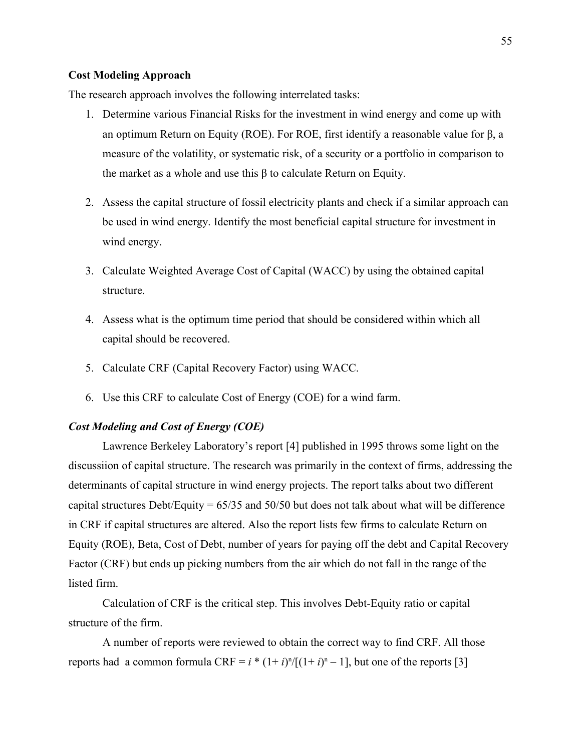**Cost Modeling Approach**

The research approach involves the following interrelated tasks:

1. Determine various Financial Risks for the investment in wind energy and come up with an optimum Return on Equity (ROE). For ROE, first identify a reasonable value for β, a measure of the volatility, or systematic risk, of a security or a portfolio in comparison to the market as a whole and use this β to calculate Return on Equity.

2. Assess the capital structure of fossil electricity plants and check if a similar approach can be used in wind energy. Identify the most beneficial capital structure for investment in wind energy.

3. Calculate Weighted Average Cost of Capital (WACC) by using the obtained capital structure.

4. Assess what is the optimum time period that should be considered within which all capital should be recovered.

5. Calculate CRF (Capital Recovery Factor) using WACC.

6. Use this CRF to calculate Cost of Energy (COE) for a wind farm.

***Cost Modeling and Cost of Energy (COE)***

Lawrence Berkeley Laboratory's report [4] published in 1995 throws some light on the discussiion of capital structure. The research was primarily in the context of firms, addressing the determinants of capital structure in wind energy projects. The report talks about two different capital structures Debt/Equity = 65/35 and 50/50 but does not talk about what will be difference in CRF if capital structures are altered. Also the report lists few firms to calculate Return on Equity (ROE), Beta, Cost of Debt, number of years for paying off the debt and Capital Recovery Factor (CRF) but ends up picking numbers from the air which do not fall in the range of the listed firm.

Calculation of CRF is the critical step. This involves Debt-Equity ratio or capital structure of the firm.

A number of reports were reviewed to obtain the correct way to find CRF. All those reports had a common formula $CRF = i * (1+ i)^n/[(1+ i)^n - 1]$, but one of the reports [3]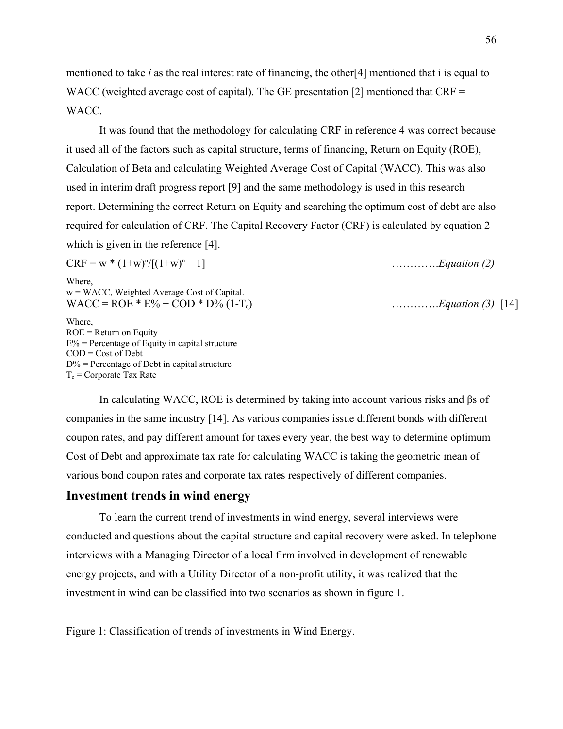mentioned to take *i* as the real interest rate of financing, the other[4] mentioned that i is equal to WACC (weighted average cost of capital). The GE presentation [2] mentioned that CRF = WACC.

It was found that the methodology for calculating CRF in reference 4 was correct because it used all of the factors such as capital structure, terms of financing, Return on Equity (ROE), Calculation of Beta and calculating Weighted Average Cost of Capital (WACC). This was also used in interim draft progress report [9] and the same methodology is used in this research report. Determining the correct Return on Equity and searching the optimum cost of debt are also required for calculation of CRF. The Capital Recovery Factor (CRF) is calculated by equation 2 which is given in the reference [4].

$$CRF = w * (1+w)^n/[(1+w)^n - 1] \qquad \text{............}\textit{Equation (2)}$$

Where,
w = WACC, Weighted Average Cost of Capital.

$$WACC = ROE * E\% + COD * D\% \, (1-T_c) \qquad \text{............}\textit{Equation (3)} \; [14]$$

Where,
ROE = Return on Equity
E% = Percentage of Equity in capital structure
COD = Cost of Debt
D% = Percentage of Debt in capital structure
$T_c$ = Corporate Tax Rate

In calculating WACC, ROE is determined by taking into account various risks and βs of companies in the same industry [14]. As various companies issue different bonds with different coupon rates, and pay different amount for taxes every year, the best way to determine optimum Cost of Debt and approximate tax rate for calculating WACC is taking the geometric mean of various bond coupon rates and corporate tax rates respectively of different companies.

## Investment trends in wind energy

To learn the current trend of investments in wind energy, several interviews were conducted and questions about the capital structure and capital recovery were asked. In telephone interviews with a Managing Director of a local firm involved in development of renewable energy projects, and with a Utility Director of a non-profit utility, it was realized that the investment in wind can be classified into two scenarios as shown in figure 1.

Figure 1: Classification of trends of investments in Wind Energy.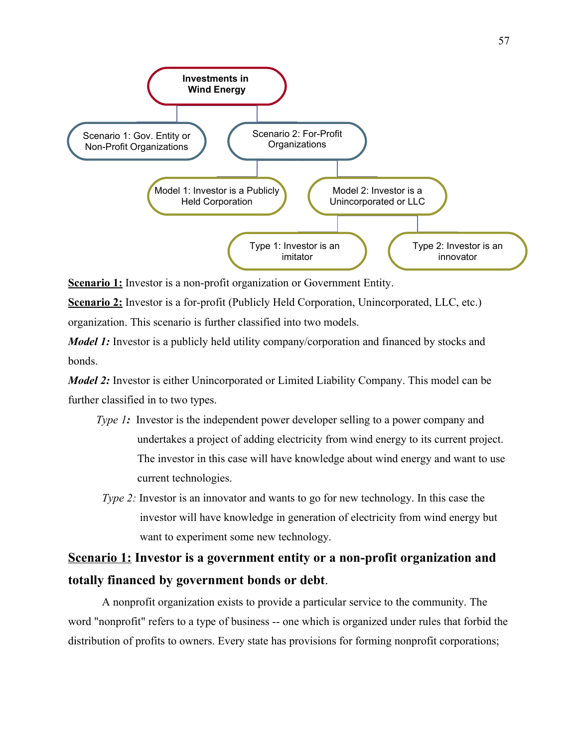Investments in Wind Energy

- Scenario 1: Gov. Entity or Non-Profit Organizations
- Scenario 2: For-Profit Organizations
  - Model 1: Investor is a Publicly Held Corporation
  - Model 2: Investor is a Unincorporated or LLC
    - Type 1: Investor is an imitator
    - Type 2: Investor is an innovator

**Scenario 1:** Investor is a non-profit organization or Government Entity.

**Scenario 2:** Investor is a for-profit (Publicly Held Corporation, Unincorporated, LLC, etc.) organization. This scenario is further classified into two models.

***Model 1:*** Investor is a publicly held utility company/corporation and financed by stocks and bonds.

***Model 2:*** Investor is either Unincorporated or Limited Liability Company. This model can be further classified in to two types.

> *Type 1:* Investor is the independent power developer selling to a power company and undertakes a project of adding electricity from wind energy to its current project. The investor in this case will have knowledge about wind energy and want to use current technologies.

> *Type 2:* Investor is an innovator and wants to go for new technology. In this case the investor will have knowledge in generation of electricity from wind energy but want to experiment some new technology.

## **Scenario 1: Investor is a government entity or a non-profit organization and totally financed by government bonds or debt**.

A nonprofit organization exists to provide a particular service to the community. The word "nonprofit" refers to a type of business -- one which is organized under rules that forbid the distribution of profits to owners. Every state has provisions for forming nonprofit corporations;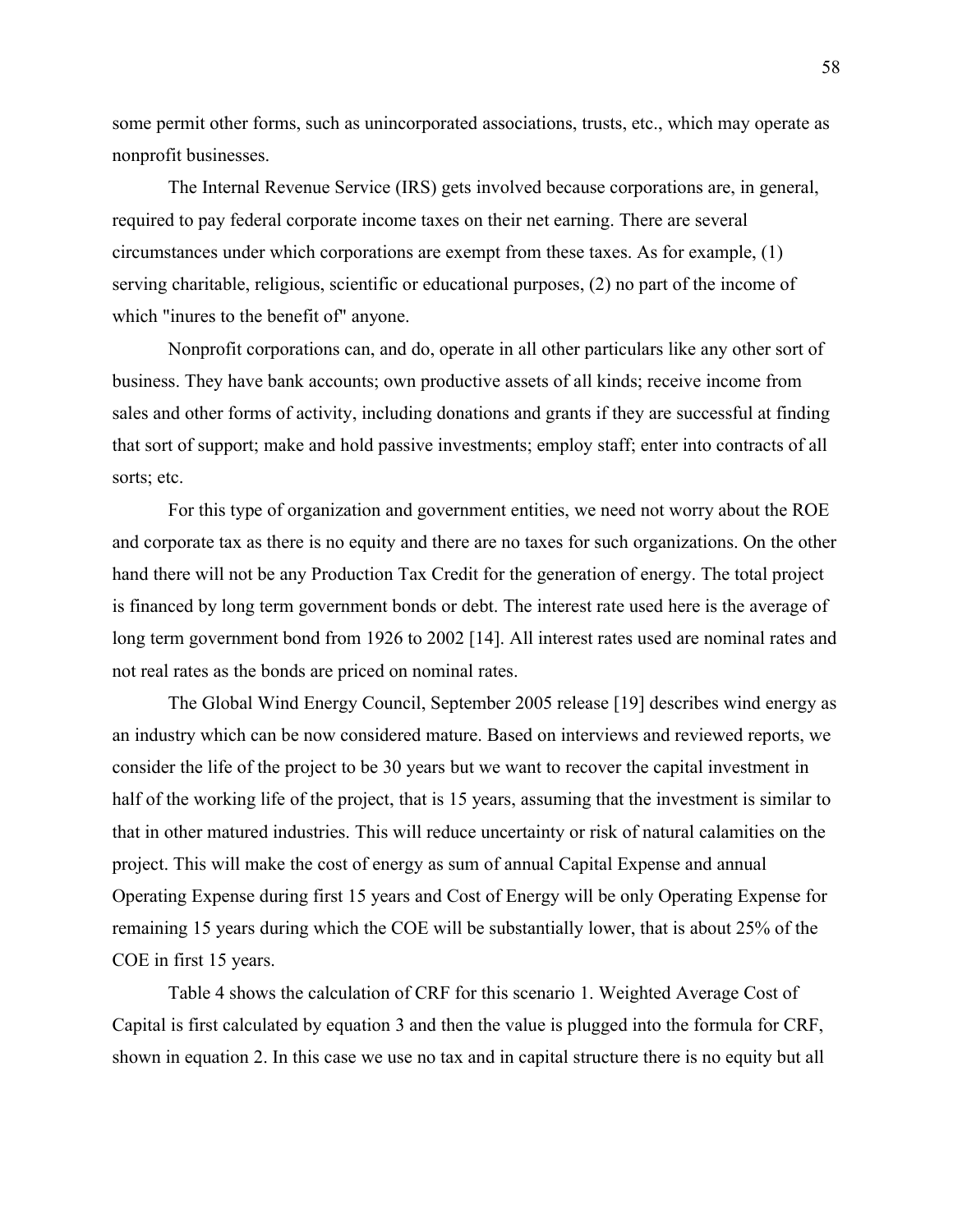some permit other forms, such as unincorporated associations, trusts, etc., which may operate as nonprofit businesses.

The Internal Revenue Service (IRS) gets involved because corporations are, in general, required to pay federal corporate income taxes on their net earning. There are several circumstances under which corporations are exempt from these taxes. As for example, (1) serving charitable, religious, scientific or educational purposes, (2) no part of the income of which "inures to the benefit of" anyone.

Nonprofit corporations can, and do, operate in all other particulars like any other sort of business. They have bank accounts; own productive assets of all kinds; receive income from sales and other forms of activity, including donations and grants if they are successful at finding that sort of support; make and hold passive investments; employ staff; enter into contracts of all sorts; etc.

For this type of organization and government entities, we need not worry about the ROE and corporate tax as there is no equity and there are no taxes for such organizations. On the other hand there will not be any Production Tax Credit for the generation of energy. The total project is financed by long term government bonds or debt. The interest rate used here is the average of long term government bond from 1926 to 2002 [14]. All interest rates used are nominal rates and not real rates as the bonds are priced on nominal rates.

The Global Wind Energy Council, September 2005 release [19] describes wind energy as an industry which can be now considered mature. Based on interviews and reviewed reports, we consider the life of the project to be 30 years but we want to recover the capital investment in half of the working life of the project, that is 15 years, assuming that the investment is similar to that in other matured industries. This will reduce uncertainty or risk of natural calamities on the project. This will make the cost of energy as sum of annual Capital Expense and annual Operating Expense during first 15 years and Cost of Energy will be only Operating Expense for remaining 15 years during which the COE will be substantially lower, that is about 25% of the COE in first 15 years.

Table 4 shows the calculation of CRF for this scenario 1. Weighted Average Cost of Capital is first calculated by equation 3 and then the value is plugged into the formula for CRF, shown in equation 2. In this case we use no tax and in capital structure there is no equity but all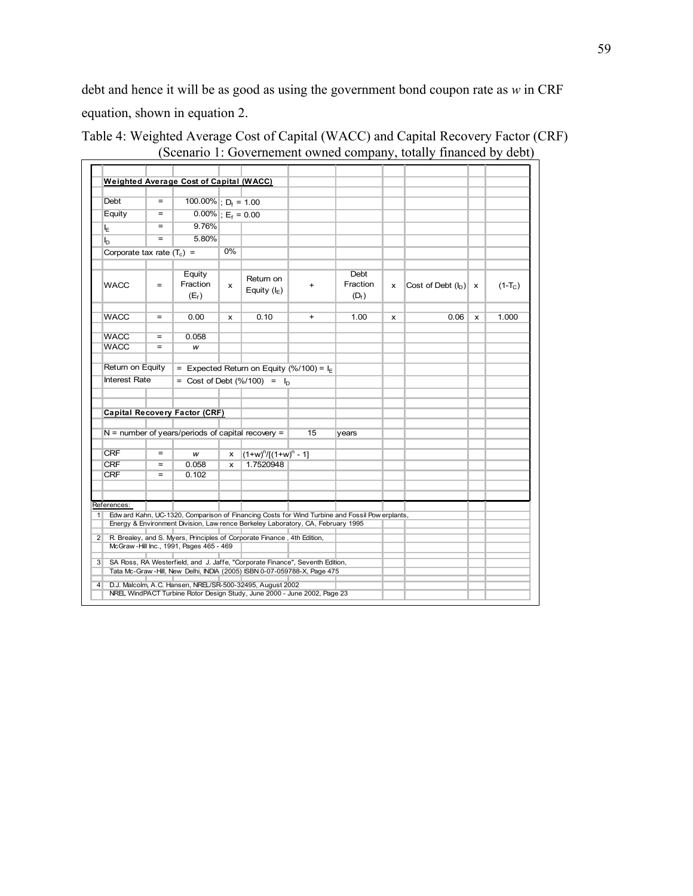debt and hence it will be as good as using the government bond coupon rate as *w* in CRF equation, shown in equation 2.

Table 4: Weighted Average Cost of Capital (WACC) and Capital Recovery Factor (CRF) (Scenario 1: Governement owned company, totally financed by debt)

| | | | | | | | | | | |
|---|---|---|---|---|---|---|---|---|---|---|
| **Weighted Average Cost of Capital (WACC)** | | | | | | | | | | |
| Debt | = | 100.00% | ; $D_f$ = 1.00 | | | | | | | |
| Equity | = | 0.00% | ; $E_f$ = 0.00 | | | | | | | |
| $I_E$ | = | 9.76% | | | | | | | | |
| $I_D$ | = | 5.80% | | | | | | | | |
| Corporate tax rate ($T_c$) = | | | 0% | | | | | | | |
| WACC | = | Equity Fraction ($E_f$) | x | Return on Equity ($I_E$) | + | Debt Fraction ($D_f$) | x | Cost of Debt ($I_D$) | x | ($1-T_C$) |
| WACC | = | 0.00 | x | 0.10 | + | 1.00 | x | 0.06 | x | 1.000 |
| WACC | = | 0.058 | | | | | | | | |
| WACC | = | *w* | | | | | | | | |
| Return on Equity | | = Expected Return on Equity (%/100) = $I_E$ | | | | | | | | |
| Interest Rate | | = Cost of Debt (%/100) = $I_D$ | | | | | | | | |
| **Capital Recovery Factor (CRF)** | | | | | | | | | | |
| N = number of years/periods of capital recovery = | | | | | 15 | years | | | | |
| CRF | = | *w* | x | $(1+w)^n/[(1+w)^n - 1]$ | | | | | | |
| CRF | = | 0.058 | x | 1.7520948 | | | | | | |
| CRF | = | 0.102 | | | | | | | | |

References:

1. Edward Kahn, UC-1320, Comparison of Financing Costs for Wind Turbine and Fossil Powerplants, Energy & Environment Division, Lawrence Berkeley Laboratory, CA, February 1995
2. R. Brealey, and S. Myers, Principles of Corporate Finance, 4th Edition, McGraw-Hill Inc., 1991, Pages 465 - 469
3. SA Ross, RA Westerfield, and J. Jaffe, "Corporate Finance", Seventh Edition, Tata Mc-Graw-Hill, New Delhi, INDIA (2005) ISBN 0-07-059788-X, Page 475
4. D.J. Malcolm, A.C. Hansen, NREL/SR-500-32495, August 2002 NREL WindPACT Turbine Rotor Design Study, June 2000 - June 2002, Page 23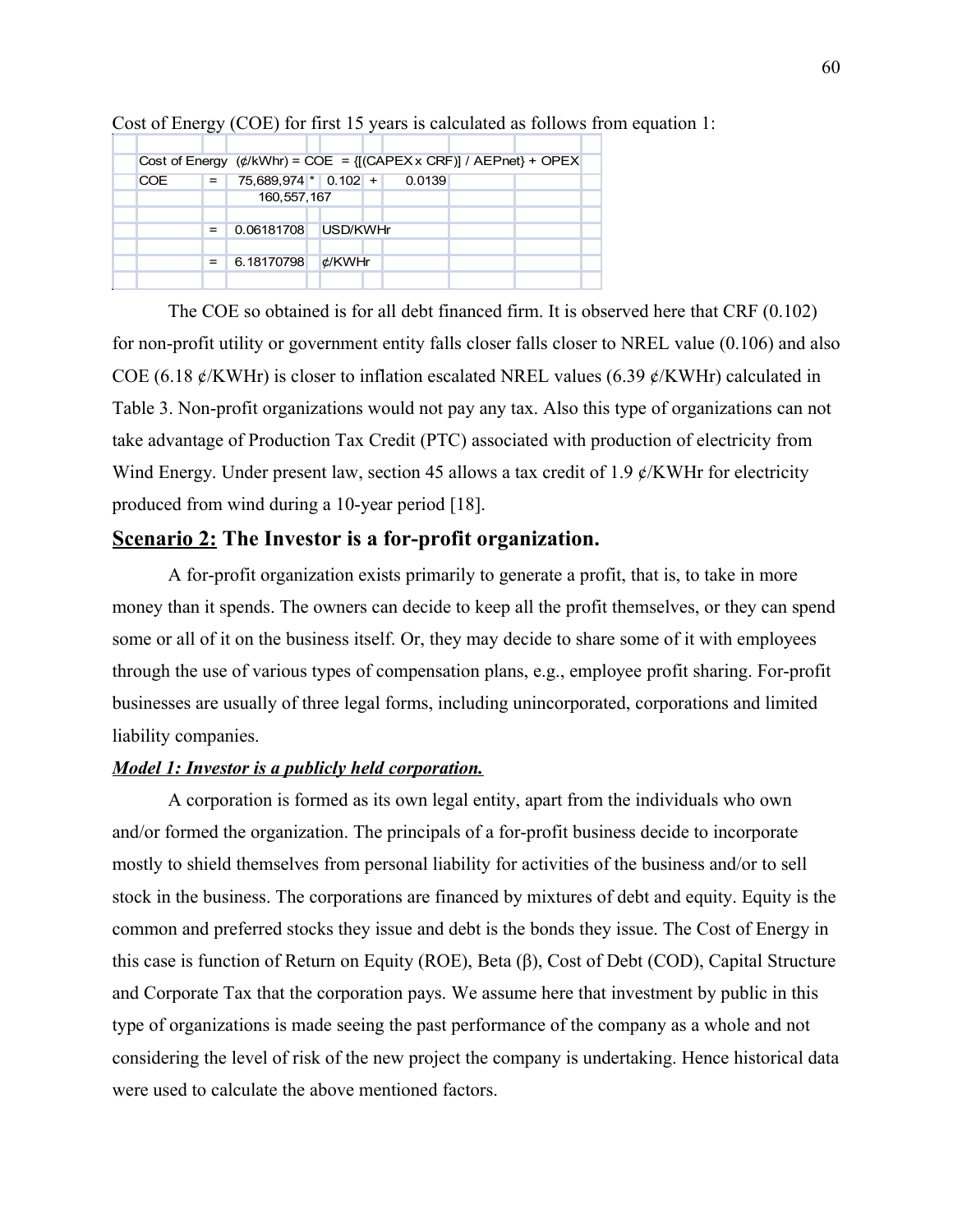Cost of Energy (COE) for first 15 years is calculated as follows from equation 1:

| | | | | | | | | | |
|---|---|---|---|---|---|---|---|---|---|
| Cost of Energy (¢/kWhr) = COE = {[(CAPEX x CRF)] / AEPnet} + OPEX | | | | | | | | | |
| COE | = | 75,689,974 | * | 0.102 | + | 0.0139 | | | |
| | | 160,557,167 | | | | | | | |
| | | | | | | | | | |
| | = | 0.06181708 | | USD/KWHr | | | | | |
| | | | | | | | | | |
| | = | 6.18170798 | | ¢/KWHr | | | | | |

The COE so obtained is for all debt financed firm. It is observed here that CRF (0.102) for non-profit utility or government entity falls closer falls closer to NREL value (0.106) and also COE (6.18 ¢/KWHr) is closer to inflation escalated NREL values (6.39 ¢/KWHr) calculated in Table 3. Non-profit organizations would not pay any tax. Also this type of organizations can not take advantage of Production Tax Credit (PTC) associated with production of electricity from Wind Energy. Under present law, section 45 allows a tax credit of 1.9 ¢/KWHr for electricity produced from wind during a 10-year period [18].

## <u>Scenario 2:</u> The Investor is a for-profit organization.

A for-profit organization exists primarily to generate a profit, that is, to take in more money than it spends. The owners can decide to keep all the profit themselves, or they can spend some or all of it on the business itself. Or, they may decide to share some of it with employees through the use of various types of compensation plans, e.g., employee profit sharing. For-profit businesses are usually of three legal forms, including unincorporated, corporations and limited liability companies.

***<u>Model 1: Investor is a publicly held corporation.</u>***

A corporation is formed as its own legal entity, apart from the individuals who own and/or formed the organization. The principals of a for-profit business decide to incorporate mostly to shield themselves from personal liability for activities of the business and/or to sell stock in the business. The corporations are financed by mixtures of debt and equity. Equity is the common and preferred stocks they issue and debt is the bonds they issue. The Cost of Energy in this case is function of Return on Equity (ROE), Beta ($\beta$), Cost of Debt (COD), Capital Structure and Corporate Tax that the corporation pays. We assume here that investment by public in this type of organizations is made seeing the past performance of the company as a whole and not considering the level of risk of the new project the company is undertaking. Hence historical data were used to calculate the above mentioned factors.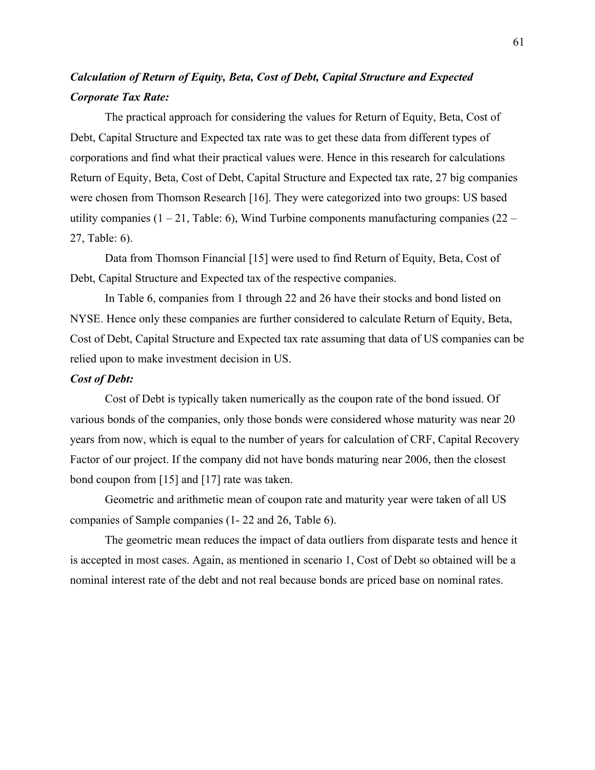***Calculation of Return of Equity, Beta, Cost of Debt, Capital Structure and Expected Corporate Tax Rate:***

The practical approach for considering the values for Return of Equity, Beta, Cost of Debt, Capital Structure and Expected tax rate was to get these data from different types of corporations and find what their practical values were. Hence in this research for calculations Return of Equity, Beta, Cost of Debt, Capital Structure and Expected tax rate, 27 big companies were chosen from Thomson Research [16]. They were categorized into two groups: US based utility companies (1 – 21, Table: 6), Wind Turbine components manufacturing companies (22 – 27, Table: 6).

Data from Thomson Financial [15] were used to find Return of Equity, Beta, Cost of Debt, Capital Structure and Expected tax of the respective companies.

In Table 6, companies from 1 through 22 and 26 have their stocks and bond listed on NYSE. Hence only these companies are further considered to calculate Return of Equity, Beta, Cost of Debt, Capital Structure and Expected tax rate assuming that data of US companies can be relied upon to make investment decision in US.

***Cost of Debt:***

Cost of Debt is typically taken numerically as the coupon rate of the bond issued. Of various bonds of the companies, only those bonds were considered whose maturity was near 20 years from now, which is equal to the number of years for calculation of CRF, Capital Recovery Factor of our project. If the company did not have bonds maturing near 2006, then the closest bond coupon from [15] and [17] rate was taken.

Geometric and arithmetic mean of coupon rate and maturity year were taken of all US companies of Sample companies (1- 22 and 26, Table 6).

The geometric mean reduces the impact of data outliers from disparate tests and hence it is accepted in most cases. Again, as mentioned in scenario 1, Cost of Debt so obtained will be a nominal interest rate of the debt and not real because bonds are priced base on nominal rates.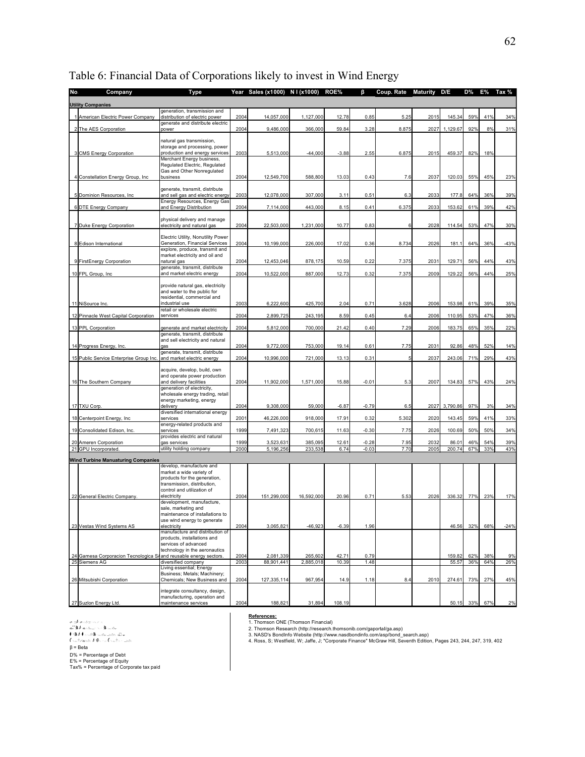Table 6: Financial Data of Corporations likely to invest in Wind Energy

| No. | Company | Type | Year | Sales (x1000) | N I (x1000) | ROE% | β | Coup. Rate | Maturity | D/E | D% | E% | Tax % |
|---|---|---|---|---|---|---|---|---|---|---|---|---|---|
| **Utility Companies** | | | | | | | | | | | | | |
| 1 | American Electric Power Company | generation, transmission and distribution of electric power | 2004 | 14,057,000 | 1,127,000 | 12.78 | 0.85 | 5.25 | 2015 | 145.34 | 59% | 41% | 34% |
| 2 | The AES Corporation | generate and distribute electric power | 2004 | 9,486,000 | 366,000 | 59.84 | 3.28 | 8.875 | 2027 | 1,129.67 | 92% | 8% | 31% |
| 3 | CMS Energy Corporation | natural gas transmission, storage and processing, power production and energy services | 2003 | 5,513,000 | -44,000 | -3.88 | 2.55 | 6.875 | 2015 | 459.37 | 82% | 18% | |
| 4 | Constellation Energy Group, Inc | Merchant Energy business, Regulated Electric, Regulated Gas and Other Nonregulated business | 2004 | 12,549,700 | 588,800 | 13.03 | 0.43 | 7.6 | 2037 | 120.03 | 55% | 45% | 23% |
| 5 | Dominion Resources, Inc | generate, transmit, distribute and sell gas and electric energy | 2003 | 12,078,000 | 307,000 | 3.11 | 0.51 | 6.3 | 2033 | 177.8 | 64% | 36% | 39% |
| 6 | DTE Energy Company | Energy Resources, Energy Gas and Energy Distribution | 2004 | 7,114,000 | 443,000 | 8.15 | 0.41 | 6.375 | 2033 | 153.62 | 61% | 39% | 42% |
| 7 | Duke Energy Corporation | physical delivery and manage electricity and natural gas | 2004 | 22,503,000 | 1,231,000 | 10.77 | 0.83 | 6 | 2028 | 114.54 | 53% | 47% | 30% |
| 8 | Edison International | Electric Utility, Nonutility Power Generation, Financial Services | 2004 | 10,199,000 | 226,000 | 17.02 | 0.36 | 8.734 | 2026 | 181.1 | 64% | 36% | -43% |
| 9 | FirstEnergy Corporation | explore, produce, transmit and market electricity and oil and natural gas | 2004 | 12,453,046 | 878,175 | 10.59 | 0.22 | 7.375 | 2031 | 129.71 | 56% | 44% | 43% |
| 10 | FPL Group, Inc | generate, transmit, distribute and market electric energy | 2004 | 10,522,000 | 887,000 | 12.73 | 0.32 | 7.375 | 2009 | 129.22 | 56% | 44% | 25% |
| 11 | NiSource Inc. | provide natural gas, electricity and water to the public for residential, commercial and industrial use | 2003 | 6,222,600 | 425,700 | 2.04 | 0.71 | 3.628 | 2006 | 153.98 | 61% | 39% | 35% |
| 12 | Pinnacle West Capital Corporation | retail or wholesale electric services | 2004 | 2,899,725 | 243,195 | 8.59 | 0.45 | 6.4 | 2006 | 110.95 | 53% | 47% | 36% |
| 13 | PPL Corporation | generate and market electricity | 2004 | 5,812,000 | 700,000 | 21.42 | 0.40 | 7.29 | 2006 | 183.75 | 65% | 35% | 22% |
| 14 | Progress Energy, Inc. | generate, transmit, distribute and sell electricity and natural gas | 2004 | 9,772,000 | 753,000 | 19.14 | 0.61 | 7.75 | 2031 | 92.86 | 48% | 52% | 14% |
| 15 | Public Service Enterprise Group Inc. | generate, transmit, distribute and market electric energy | 2004 | 10,996,000 | 721,000 | 13.13 | 0.31 | 5 | 2037 | 243.06 | 71% | 29% | 43% |
| 16 | The Southern Company | acquire, develop, build, own and operate power production and delivery facilities | 2004 | 11,902,000 | 1,571,000 | 15.88 | -0.01 | 5.3 | 2007 | 134.83 | 57% | 43% | 24% |
| 17 | TXU Corp. | generation of electricity, wholesale energy trading, retail energy marketing, energy delivery | 2004 | 9,308,000 | 59,000 | -6.87 | -0.79 | 6.5 | 2027 | 3,790.86 | 97% | 3% | 34% |
| 18 | Centerpoint Energy, Inc | diversified international energy services | 2001 | 46,226,000 | 918,000 | 17.91 | 0.32 | 5.302 | 2020 | 143.45 | 59% | 41% | 33% |
| 19 | Consolidated Edison, Inc. | energy-related products and services | 1999 | 7,491,323 | 700,615 | 11.63 | -0.30 | 7.75 | 2026 | 100.69 | 50% | 50% | 34% |
| 20 | Ameren Corporation | provides electric and natural gas services | 1999 | 3,523,631 | 385,095 | 12.61 | -0.28 | 7.95 | 2032 | 86.01 | 46% | 54% | 39% |
| 21 | GPU Incorporated. | utility holding company | 2000 | 5,196,256 | 233,538 | 6.74 | -0.03 | 7.70 | 2005 | 200.74 | 67% | 33% | 43% |
| **Wind Turbine Manuaturing Companies** | | | | | | | | | | | | | |
| 22 | General Electric Company. | develop, manufacture and market a wide variety of products for the generation, transmission, distribution, control and utilization of electricity | 2004 | 151,299,000 | 16,592,000 | 20.96 | 0.71 | 5.53 | 2026 | 336.32 | 77% | 23% | 17% |
| 23 | Vestas Wind Systems AS | development, manufacture, sale, marketing and maintenance of installations to use wind energy to generate electricity | 2004 | 3,065,821 | -46,923 | -6.39 | 1.96 | | | 46.56 | 32% | 68% | -24% |
| 24 | Gamesa Corporacion Tecnologica SA | manufacture and distribution of products, installations and services of advanced technology in the aeronautics and reusable energy sectors. | 2004 | 2,081,339 | 265,602 | 42.71 | 0.79 | | | 159.82 | 62% | 38% | 9% |
| 25 | Siemens AG | diversified company | 2003 | 88,901,441 | 2,885,018 | 10.39 | 1.48 | | | 55.57 | 36% | 64% | 26% |
| 26 | Mitsubishi Corporation | Living essential; Energy Business; Metals; Machinery; Chemicals; New Business and | 2004 | 127,335,114 | 967,954 | 14.9 | 1.18 | 8.4 | 2010 | 274.61 | 73% | 27% | 45% |
| 27 | Suzlon Energy Ltd. | integrate consultancy, design, manufacturing, operation and maintenance services | 2004 | 188,821 | 31,894 | 108.19 | | | | 50.15 | 33% | 67% | 2% |

β = Beta
D% = Percentage of Debt
E% = Percentage of Equity
Tax% = Percentage of Corporate tax paid

**References:**

1. Thomson ONE (Thomson Financial)
2. Thomson Research (http://research.thomsonib.com/gaportal/ga.asp)
3. NASD's BondInfo Website (http://www.nasdbondinfo.com/asp/bond_search.asp)
4. Ross, S; Westfield, W; Jaffe, J; "Corporate Finance" McGraw Hill, Seventh Edition, Pages 243, 244, 247, 319, 402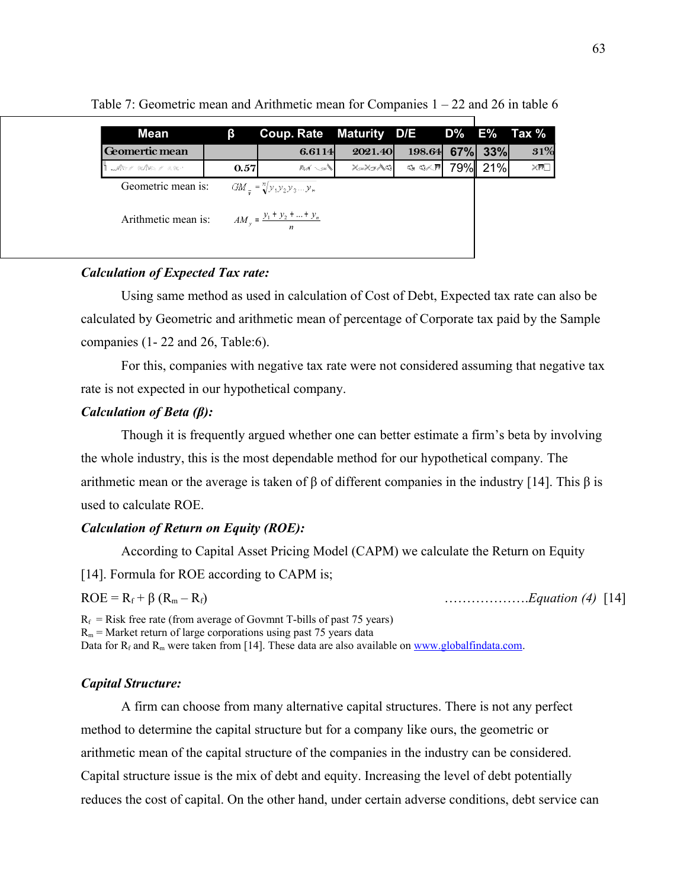Table 7: Geometric mean and Arithmetic mean for Companies 1 – 22 and 26 in table 6

| Mean | β | Coup. Rate | Maturity | D/E | D% | E% | Tax % |
|---|---|---|---|---|---|---|---|
| Geomertic mean | | 6.6114 | 2021.40 | 198.64 | 67% | 33% | 31% |
| Arithmetic mean | 0.57 | | | | 79% | 21% | |

Geometric mean is: $GM_{\bar{y}} = \sqrt[n]{y_1 y_2 y_3 \ldots y_n}$

Arithmetic mean is: $AM_y = \dfrac{y_1 + y_2 + \ldots + y_n}{n}$

***Calculation of Expected Tax rate:***

Using same method as used in calculation of Cost of Debt, Expected tax rate can also be calculated by Geometric and arithmetic mean of percentage of Corporate tax paid by the Sample companies (1- 22 and 26, Table:6).

For this, companies with negative tax rate were not considered assuming that negative tax rate is not expected in our hypothetical company.

***Calculation of Beta (β):***

Though it is frequently argued whether one can better estimate a firm's beta by involving the whole industry, this is the most dependable method for our hypothetical company. The arithmetic mean or the average is taken of β of different companies in the industry [14]. This β is used to calculate ROE.

***Calculation of Return on Equity (ROE):***

According to Capital Asset Pricing Model (CAPM) we calculate the Return on Equity [14]. Formula for ROE according to CAPM is;

$$ROE = R_f + \beta\,(R_m - R_f) \qquad \text{……………….}\textit{Equation (4)} \; [14]$$

$R_f$ = Risk free rate (from average of Govmnt T-bills of past 75 years)
$R_m$ = Market return of large corporations using past 75 years data
Data for $R_f$ and $R_m$ were taken from [14]. These data are also available on www.globalfindata.com.

***Capital Structure:***

A firm can choose from many alternative capital structures. There is not any perfect method to determine the capital structure but for a company like ours, the geometric or arithmetic mean of the capital structure of the companies in the industry can be considered. Capital structure issue is the mix of debt and equity. Increasing the level of debt potentially reduces the cost of capital. On the other hand, under certain adverse conditions, debt service can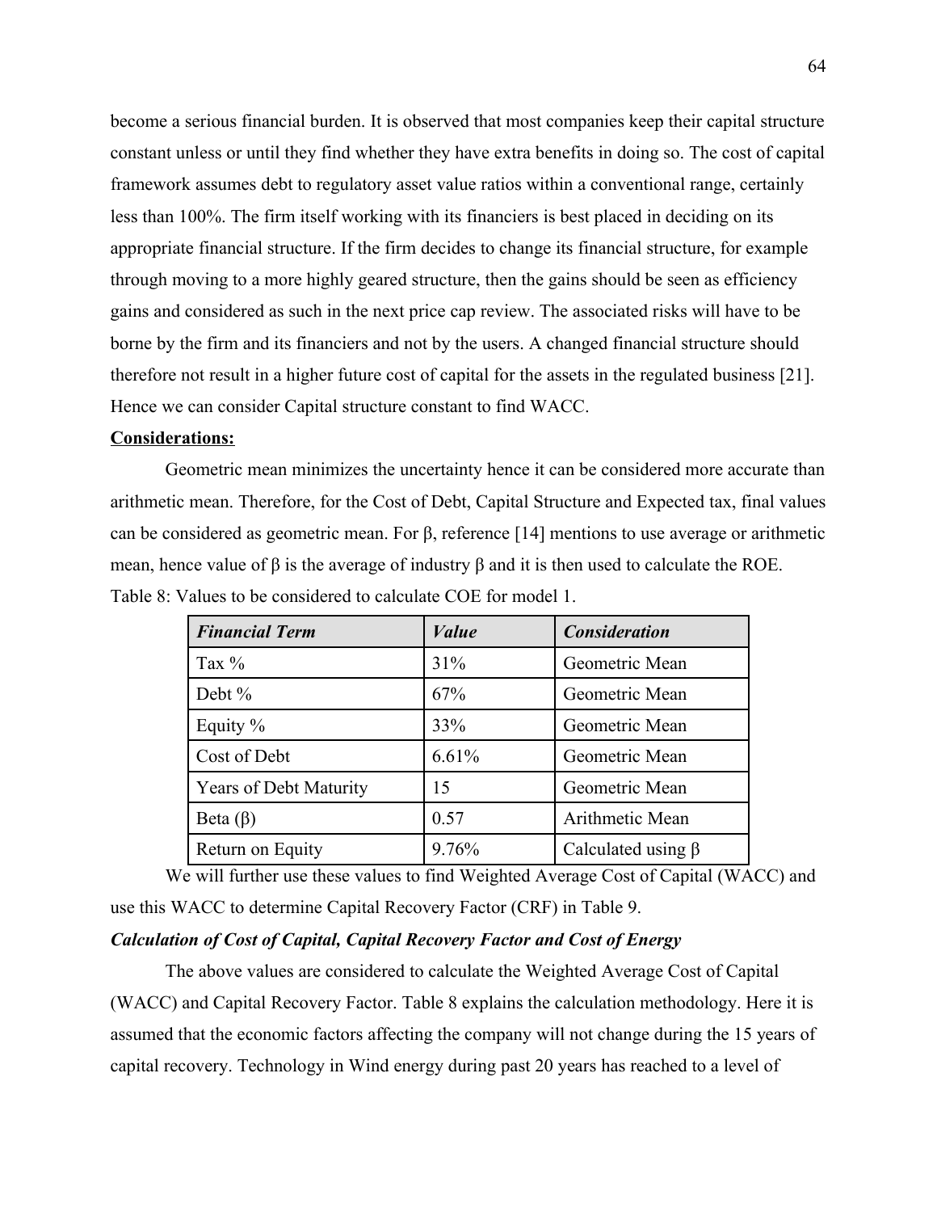become a serious financial burden. It is observed that most companies keep their capital structure constant unless or until they find whether they have extra benefits in doing so. The cost of capital framework assumes debt to regulatory asset value ratios within a conventional range, certainly less than 100%. The firm itself working with its financiers is best placed in deciding on its appropriate financial structure. If the firm decides to change its financial structure, for example through moving to a more highly geared structure, then the gains should be seen as efficiency gains and considered as such in the next price cap review. The associated risks will have to be borne by the firm and its financiers and not by the users. A changed financial structure should therefore not result in a higher future cost of capital for the assets in the regulated business [21]. Hence we can consider Capital structure constant to find WACC.

**Considerations:**

Geometric mean minimizes the uncertainty hence it can be considered more accurate than arithmetic mean. Therefore, for the Cost of Debt, Capital Structure and Expected tax, final values can be considered as geometric mean. For β, reference [14] mentions to use average or arithmetic mean, hence value of β is the average of industry β and it is then used to calculate the ROE.

Table 8: Values to be considered to calculate COE for model 1.

| *Financial Term* | *Value* | *Consideration* |
|---|---|---|
| Tax % | 31% | Geometric Mean |
| Debt % | 67% | Geometric Mean |
| Equity % | 33% | Geometric Mean |
| Cost of Debt | 6.61% | Geometric Mean |
| Years of Debt Maturity | 15 | Geometric Mean |
| Beta (β) | 0.57 | Arithmetic Mean |
| Return on Equity | 9.76% | Calculated using β |

We will further use these values to find Weighted Average Cost of Capital (WACC) and use this WACC to determine Capital Recovery Factor (CRF) in Table 9.

***Calculation of Cost of Capital, Capital Recovery Factor and Cost of Energy***

The above values are considered to calculate the Weighted Average Cost of Capital (WACC) and Capital Recovery Factor. Table 8 explains the calculation methodology. Here it is assumed that the economic factors affecting the company will not change during the 15 years of capital recovery. Technology in Wind energy during past 20 years has reached to a level of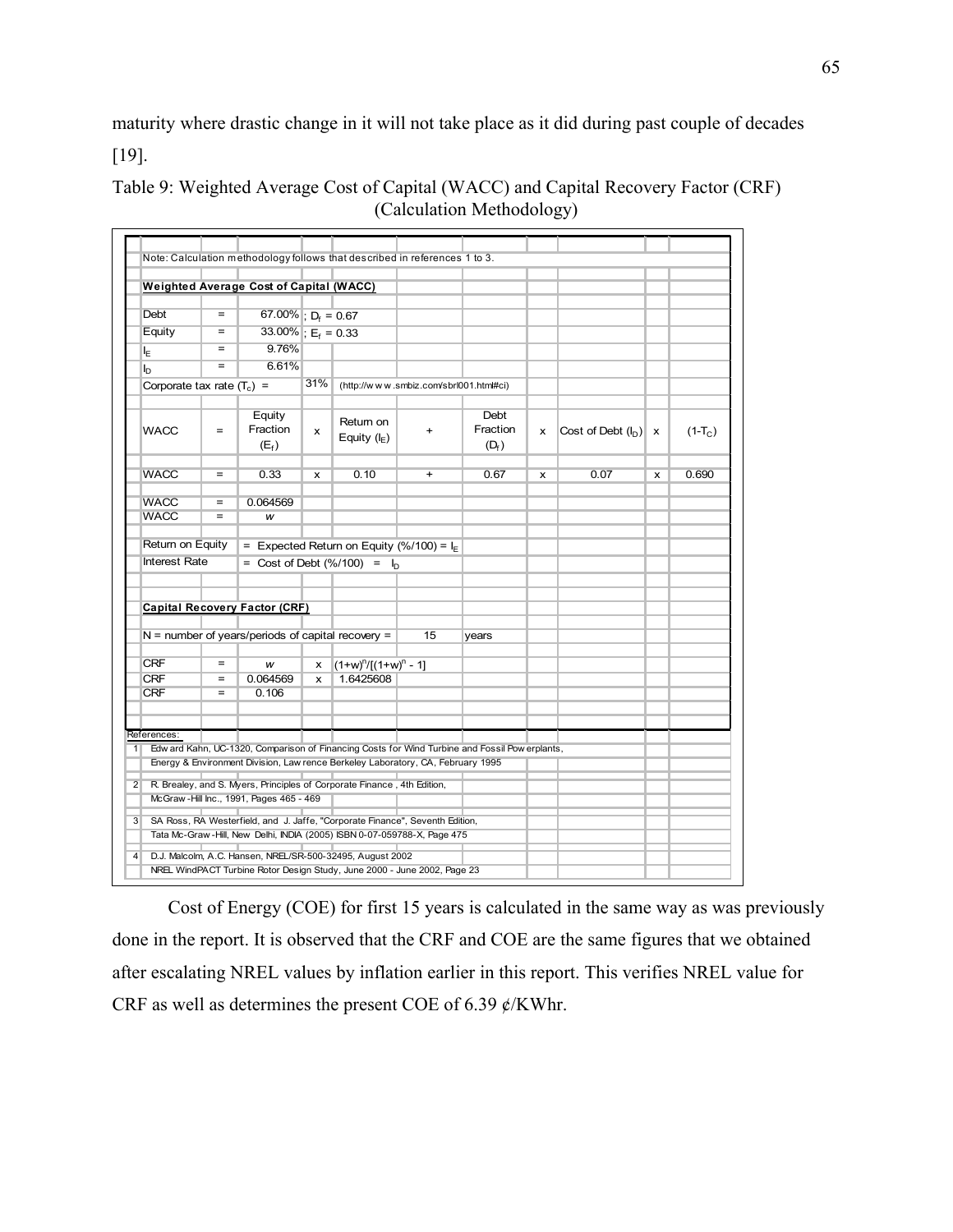maturity where drastic change in it will not take place as it did during past couple of decades [19].

Table 9: Weighted Average Cost of Capital (WACC) and Capital Recovery Factor (CRF) (Calculation Methodology)

Note: Calculation methodology follows that described in references 1 to 3.

**Weighted Average Cost of Capital (WACC)**

| | | | | | | | | | | |
|---|---|---|---|---|---|---|---|---|---|---|
| Debt | = | 67.00% | ; $D_f$ = 0.67 | | | | | | | |
| Equity | = | 33.00% | ; $E_f$ = 0.33 | | | | | | | |
| $I_E$ | = | 9.76% | | | | | | | | |
| $I_D$ | = | 6.61% | | | | | | | | |
| Corporate tax rate ($T_c$) = | | | 31% | (http://www.smbiz.com/sbrl001.html#ci) | | | | | | |
| WACC | = | Equity Fraction ($E_f$) | x | Return on Equity ($I_E$) | + | Debt Fraction ($D_f$) | x | Cost of Debt ($I_D$) | x | $(1-T_C)$ |
| WACC | = | 0.33 | x | 0.10 | + | 0.67 | x | 0.07 | x | 0.690 |
| WACC | = | 0.064569 | | | | | | | | |
| WACC | = | *w* | | | | | | | | |

Return on Equity = Expected Return on Equity (%/100) = $I_E$

Interest Rate = Cost of Debt (%/100) = $I_D$

**Capital Recovery Factor (CRF)**

N = number of years/periods of capital recovery = 15 years

| | | | | |
|---|---|---|---|---|
| CRF | = | *w* | x | $(1+w)^n/[(1+w)^n - 1]$ |
| CRF | = | 0.064569 | x | 1.6425608 |
| CRF | = | 0.106 | | |

References:

1. Edward Kahn, UC-1320, Comparison of Financing Costs for Wind Turbine and Fossil Powerplants, Energy & Environment Division, Lawrence Berkeley Laboratory, CA, February 1995
2. R. Brealey, and S. Myers, Principles of Corporate Finance, 4th Edition, McGraw-Hill Inc., 1991, Pages 465 - 469
3. SA Ross, RA Westerfield, and J. Jaffe, "Corporate Finance", Seventh Edition, Tata Mc-Graw-Hill, New Delhi, INDIA (2005) ISBN 0-07-059788-X, Page 475
4. D.J. Malcolm, A.C. Hansen, NREL/SR-500-32495, August 2002 NREL WindPACT Turbine Rotor Design Study, June 2000 - June 2002, Page 23

Cost of Energy (COE) for first 15 years is calculated in the same way as was previously done in the report. It is observed that the CRF and COE are the same figures that we obtained after escalating NREL values by inflation earlier in this report. This verifies NREL value for CRF as well as determines the present COE of 6.39 ¢/KWhr.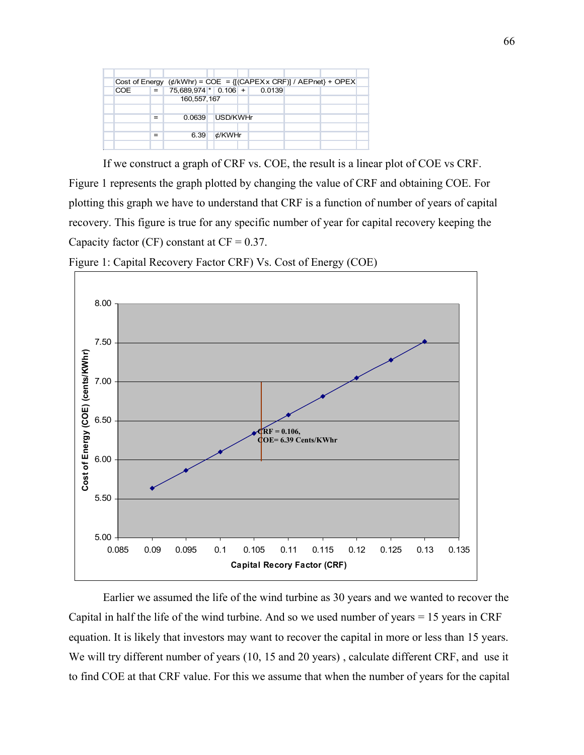| Cost of Energy | (¢/kWhr) = COE | = {[(CAPEX x CRF)] / AEPnet} + OPEX | | | |
|---|---|---|---|---|---|
| COE | = | 75,689,974 | * | 0.106 | + | 0.0139 |
| | | 160,557,167 | | | | |
| | = | 0.0639 | USD/KWHr | | | |
| | = | 6.39 | ¢/KWHr | | | |

If we construct a graph of CRF vs. COE, the result is a linear plot of COE vs CRF. Figure 1 represents the graph plotted by changing the value of CRF and obtaining COE. For plotting this graph we have to understand that CRF is a function of number of years of capital recovery. This figure is true for any specific number of year for capital recovery keeping the Capacity factor (CF) constant at CF = 0.37.

Figure 1: Capital Recovery Factor CRF) Vs. Cost of Energy (COE)

Earlier we assumed the life of the wind turbine as 30 years and we wanted to recover the Capital in half the life of the wind turbine. And so we used number of years = 15 years in CRF equation. It is likely that investors may want to recover the capital in more or less than 15 years. We will try different number of years (10, 15 and 20 years) , calculate different CRF, and use it to find COE at that CRF value. For this we assume that when the number of years for the capital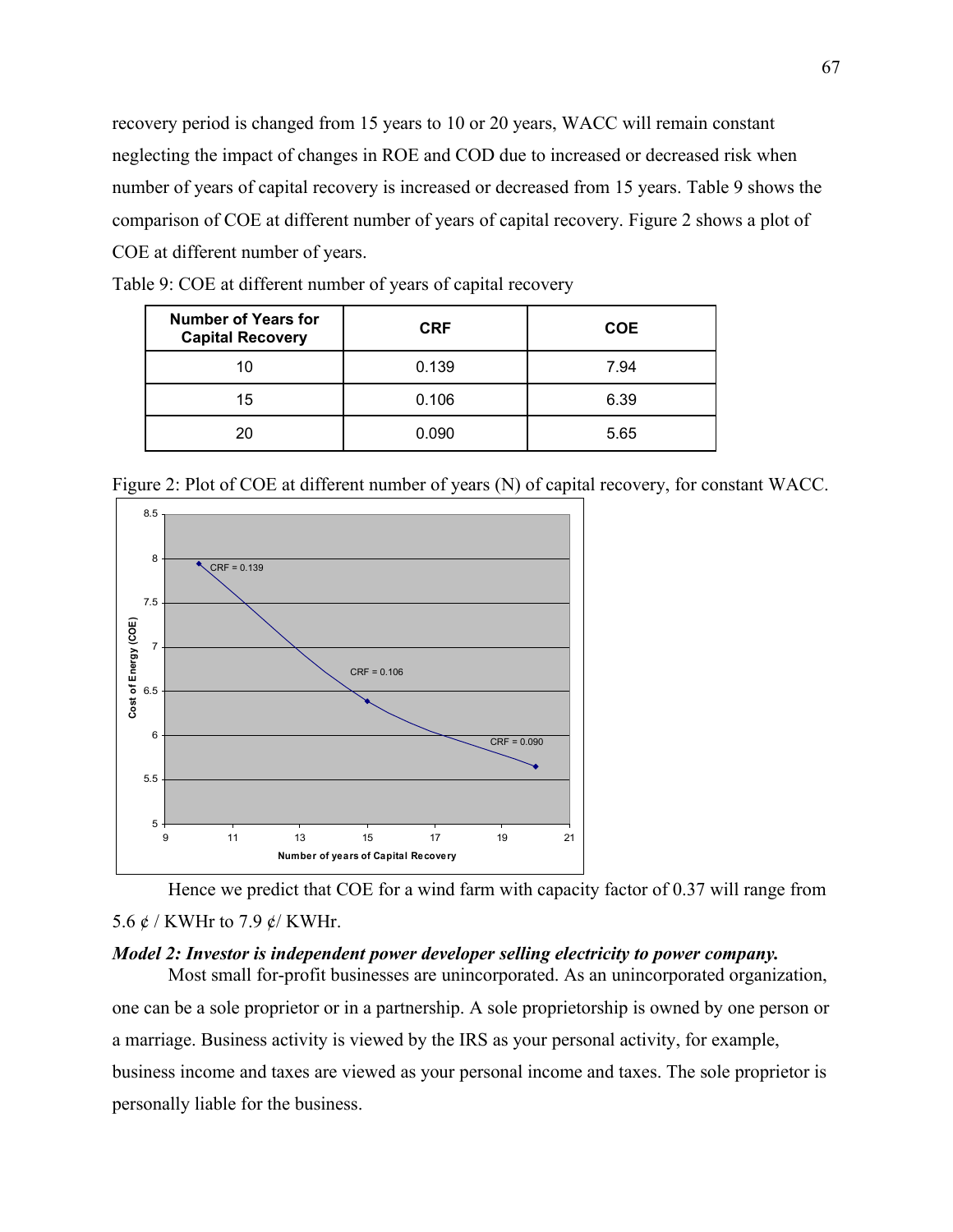recovery period is changed from 15 years to 10 or 20 years, WACC will remain constant neglecting the impact of changes in ROE and COD due to increased or decreased risk when number of years of capital recovery is increased or decreased from 15 years. Table 9 shows the comparison of COE at different number of years of capital recovery. Figure 2 shows a plot of COE at different number of years.

Table 9: COE at different number of years of capital recovery

| Number of Years for Capital Recovery | CRF | COE |
|---|---|---|
| 10 | 0.139 | 7.94 |
| 15 | 0.106 | 6.39 |
| 20 | 0.090 | 5.65 |

Figure 2: Plot of COE at different number of years (N) of capital recovery, for constant WACC.

Hence we predict that COE for a wind farm with capacity factor of 0.37 will range from 5.6 ¢ / KWHr to 7.9 ¢/ KWHr.

***Model 2: Investor is independent power developer selling electricity to power company.***

Most small for-profit businesses are unincorporated. As an unincorporated organization, one can be a sole proprietor or in a partnership. A sole proprietorship is owned by one person or a marriage. Business activity is viewed by the IRS as your personal activity, for example, business income and taxes are viewed as your personal income and taxes. The sole proprietor is personally liable for the business.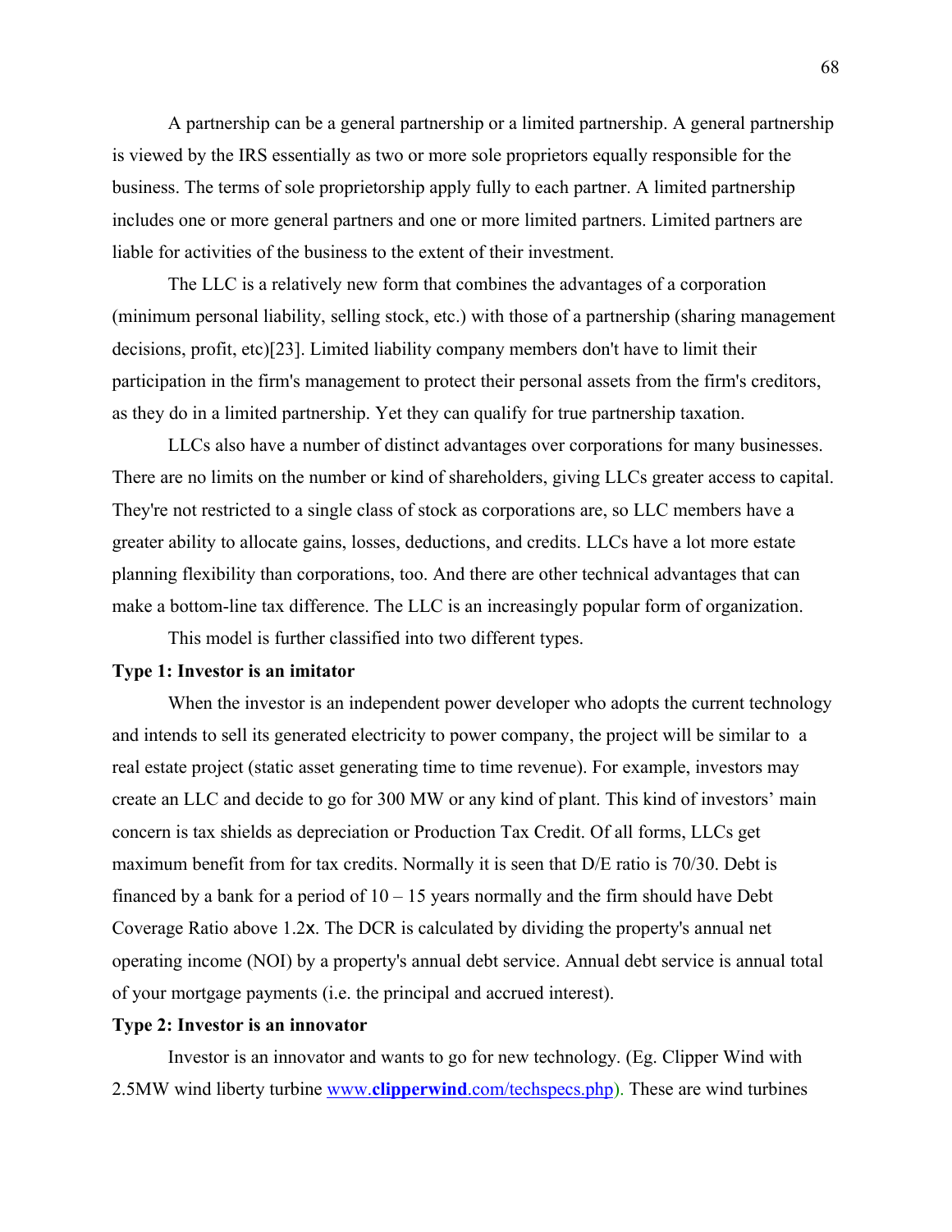A partnership can be a general partnership or a limited partnership. A general partnership is viewed by the IRS essentially as two or more sole proprietors equally responsible for the business. The terms of sole proprietorship apply fully to each partner. A limited partnership includes one or more general partners and one or more limited partners. Limited partners are liable for activities of the business to the extent of their investment.

The LLC is a relatively new form that combines the advantages of a corporation (minimum personal liability, selling stock, etc.) with those of a partnership (sharing management decisions, profit, etc)[23]. Limited liability company members don't have to limit their participation in the firm's management to protect their personal assets from the firm's creditors, as they do in a limited partnership. Yet they can qualify for true partnership taxation.

LLCs also have a number of distinct advantages over corporations for many businesses. There are no limits on the number or kind of shareholders, giving LLCs greater access to capital. They're not restricted to a single class of stock as corporations are, so LLC members have a greater ability to allocate gains, losses, deductions, and credits. LLCs have a lot more estate planning flexibility than corporations, too. And there are other technical advantages that can make a bottom-line tax difference. The LLC is an increasingly popular form of organization.

This model is further classified into two different types.

**Type 1: Investor is an imitator**

When the investor is an independent power developer who adopts the current technology and intends to sell its generated electricity to power company, the project will be similar to a real estate project (static asset generating time to time revenue). For example, investors may create an LLC and decide to go for 300 MW or any kind of plant. This kind of investors' main concern is tax shields as depreciation or Production Tax Credit. Of all forms, LLCs get maximum benefit from for tax credits. Normally it is seen that D/E ratio is 70/30. Debt is financed by a bank for a period of 10 – 15 years normally and the firm should have Debt Coverage Ratio above 1.2x. The DCR is calculated by dividing the property's annual net operating income (NOI) by a property's annual debt service. Annual debt service is annual total of your mortgage payments (i.e. the principal and accrued interest).

**Type 2: Investor is an innovator**

Investor is an innovator and wants to go for new technology. (Eg. Clipper Wind with 2.5MW wind liberty turbine www.**clipperwind**.com/techspecs.php). These are wind turbines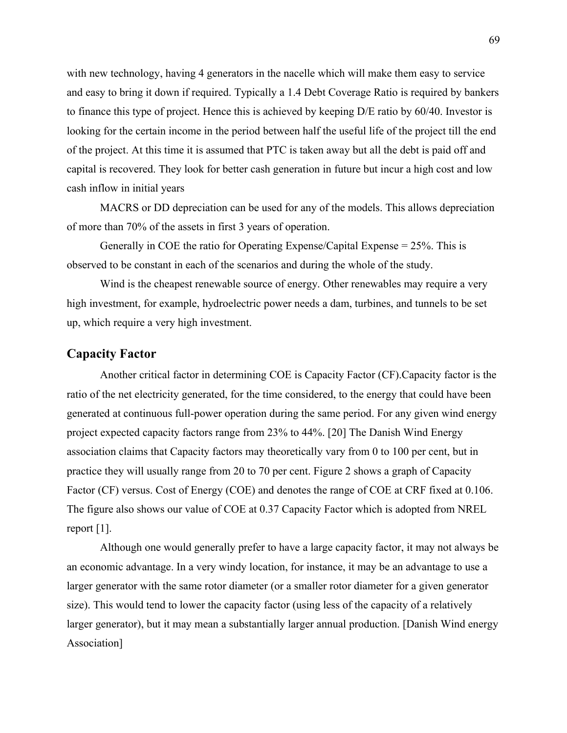with new technology, having 4 generators in the nacelle which will make them easy to service and easy to bring it down if required. Typically a 1.4 Debt Coverage Ratio is required by bankers to finance this type of project. Hence this is achieved by keeping D/E ratio by 60/40. Investor is looking for the certain income in the period between half the useful life of the project till the end of the project. At this time it is assumed that PTC is taken away but all the debt is paid off and capital is recovered. They look for better cash generation in future but incur a high cost and low cash inflow in initial years

MACRS or DD depreciation can be used for any of the models. This allows depreciation of more than 70% of the assets in first 3 years of operation.

Generally in COE the ratio for Operating Expense/Capital Expense = 25%. This is observed to be constant in each of the scenarios and during the whole of the study.

Wind is the cheapest renewable source of energy. Other renewables may require a very high investment, for example, hydroelectric power needs a dam, turbines, and tunnels to be set up, which require a very high investment.

## Capacity Factor

Another critical factor in determining COE is Capacity Factor (CF).Capacity factor is the ratio of the net electricity generated, for the time considered, to the energy that could have been generated at continuous full-power operation during the same period. For any given wind energy project expected capacity factors range from 23% to 44%. [20] The Danish Wind Energy association claims that Capacity factors may theoretically vary from 0 to 100 per cent, but in practice they will usually range from 20 to 70 per cent. Figure 2 shows a graph of Capacity Factor (CF) versus. Cost of Energy (COE) and denotes the range of COE at CRF fixed at 0.106. The figure also shows our value of COE at 0.37 Capacity Factor which is adopted from NREL report [1].

Although one would generally prefer to have a large capacity factor, it may not always be an economic advantage. In a very windy location, for instance, it may be an advantage to use a larger generator with the same rotor diameter (or a smaller rotor diameter for a given generator size). This would tend to lower the capacity factor (using less of the capacity of a relatively larger generator), but it may mean a substantially larger annual production. [Danish Wind energy Association]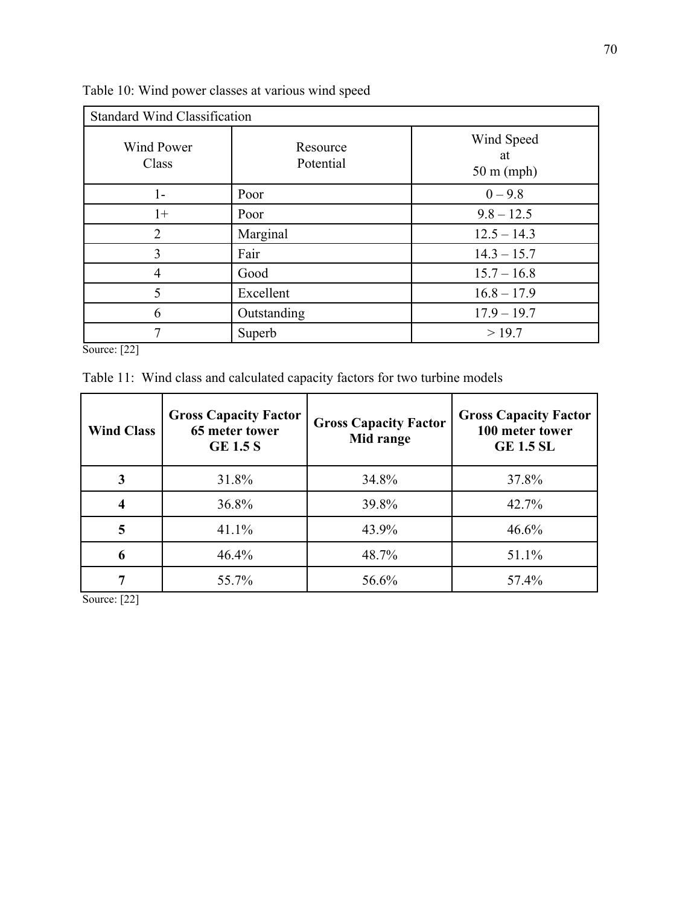Table 10: Wind power classes at various wind speed

| Standard Wind Classification | | |
|---|---|---|
| Wind Power Class | Resource Potential | Wind Speed at 50 m (mph) |
| 1- | Poor | 0 – 9.8 |
| 1+ | Poor | 9.8 – 12.5 |
| 2 | Marginal | 12.5 – 14.3 |
| 3 | Fair | 14.3 – 15.7 |
| 4 | Good | 15.7 – 16.8 |
| 5 | Excellent | 16.8 – 17.9 |
| 6 | Outstanding | 17.9 – 19.7 |
| 7 | Superb | > 19.7 |

Source: [22]

Table 11: Wind class and calculated capacity factors for two turbine models

| **Wind Class** | **Gross Capacity Factor 65 meter tower GE 1.5 S** | **Gross Capacity Factor Mid range** | **Gross Capacity Factor 100 meter tower GE 1.5 SL** |
|---|---|---|---|
| **3** | 31.8% | 34.8% | 37.8% |
| **4** | 36.8% | 39.8% | 42.7% |
| **5** | 41.1% | 43.9% | 46.6% |
| **6** | 46.4% | 48.7% | 51.1% |
| **7** | 55.7% | 56.6% | 57.4% |

Source: [22]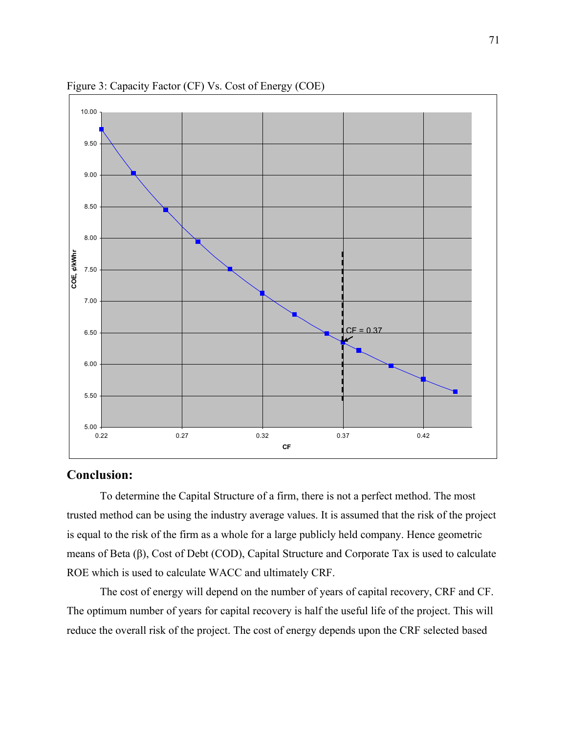Figure 3: Capacity Factor (CF) Vs. Cost of Energy (COE)

## Conclusion:

To determine the Capital Structure of a firm, there is not a perfect method. The most trusted method can be using the industry average values. It is assumed that the risk of the project is equal to the risk of the firm as a whole for a large publicly held company. Hence geometric means of Beta (β), Cost of Debt (COD), Capital Structure and Corporate Tax is used to calculate ROE which is used to calculate WACC and ultimately CRF.

The cost of energy will depend on the number of years of capital recovery, CRF and CF. The optimum number of years for capital recovery is half the useful life of the project. This will reduce the overall risk of the project. The cost of energy depends upon the CRF selected based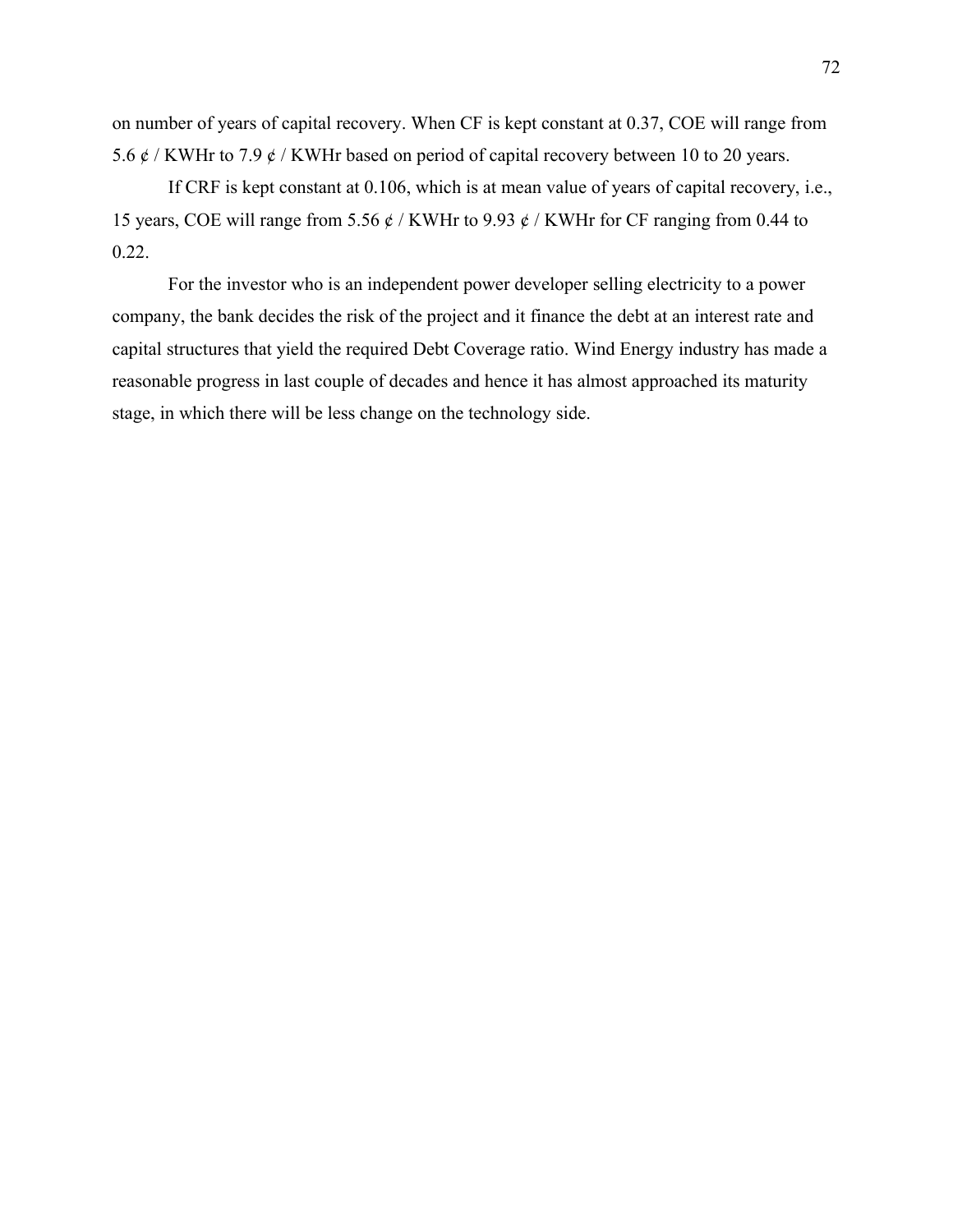on number of years of capital recovery. When CF is kept constant at 0.37, COE will range from 5.6 ¢ / KWHr to 7.9 ¢ / KWHr based on period of capital recovery between 10 to 20 years.

If CRF is kept constant at 0.106, which is at mean value of years of capital recovery, i.e., 15 years, COE will range from 5.56 ¢ / KWHr to 9.93 ¢ / KWHr for CF ranging from 0.44 to 0.22.

For the investor who is an independent power developer selling electricity to a power company, the bank decides the risk of the project and it finance the debt at an interest rate and capital structures that yield the required Debt Coverage ratio. Wind Energy industry has made a reasonable progress in last couple of decades and hence it has almost approached its maturity stage, in which there will be less change on the technology side.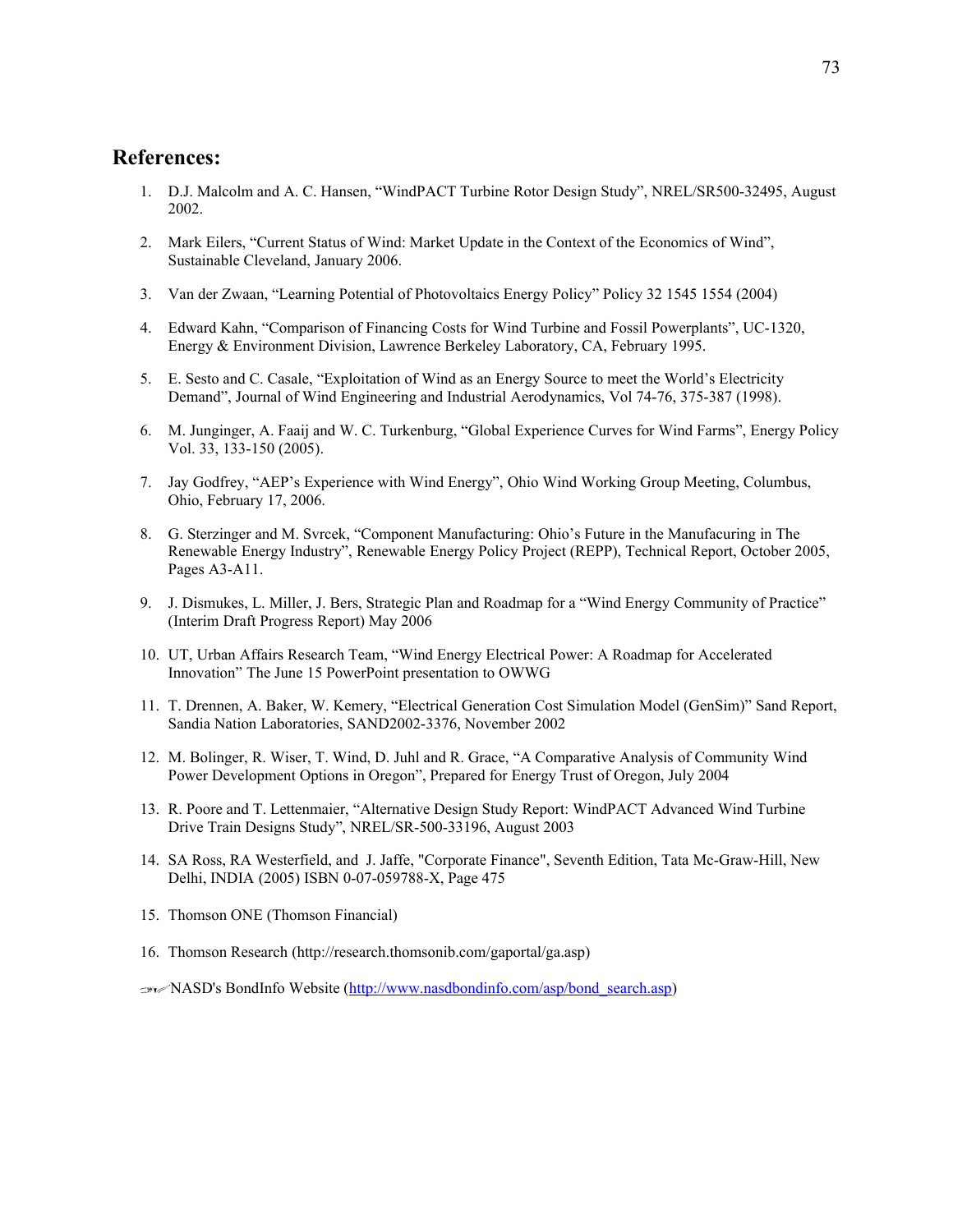## References:

1. D.J. Malcolm and A. C. Hansen, "WindPACT Turbine Rotor Design Study", NREL/SR500-32495, August 2002.

2. Mark Eilers, "Current Status of Wind: Market Update in the Context of the Economics of Wind", Sustainable Cleveland, January 2006.

3. Van der Zwaan, "Learning Potential of Photovoltaics Energy Policy" Policy 32 1545 1554 (2004)

4. Edward Kahn, "Comparison of Financing Costs for Wind Turbine and Fossil Powerplants", UC-1320, Energy & Environment Division, Lawrence Berkeley Laboratory, CA, February 1995.

5. E. Sesto and C. Casale, "Exploitation of Wind as an Energy Source to meet the World's Electricity Demand", Journal of Wind Engineering and Industrial Aerodynamics, Vol 74-76, 375-387 (1998).

6. M. Junginger, A. Faaij and W. C. Turkenburg, "Global Experience Curves for Wind Farms", Energy Policy Vol. 33, 133-150 (2005).

7. Jay Godfrey, "AEP's Experience with Wind Energy", Ohio Wind Working Group Meeting, Columbus, Ohio, February 17, 2006.

8. G. Sterzinger and M. Svrcek, "Component Manufacturing: Ohio's Future in the Manufacuring in The Renewable Energy Industry", Renewable Energy Policy Project (REPP), Technical Report, October 2005, Pages A3-A11.

9. J. Dismukes, L. Miller, J. Bers, Strategic Plan and Roadmap for a "Wind Energy Community of Practice" (Interim Draft Progress Report) May 2006

10. UT, Urban Affairs Research Team, "Wind Energy Electrical Power: A Roadmap for Accelerated Innovation" The June 15 PowerPoint presentation to OWWG

11. T. Drennen, A. Baker, W. Kemery, "Electrical Generation Cost Simulation Model (GenSim)" Sand Report, Sandia Nation Laboratories, SAND2002-3376, November 2002

12. M. Bolinger, R. Wiser, T. Wind, D. Juhl and R. Grace, "A Comparative Analysis of Community Wind Power Development Options in Oregon", Prepared for Energy Trust of Oregon, July 2004

13. R. Poore and T. Lettenmaier, "Alternative Design Study Report: WindPACT Advanced Wind Turbine Drive Train Designs Study", NREL/SR-500-33196, August 2003

14. SA Ross, RA Westerfield, and J. Jaffe, "Corporate Finance", Seventh Edition, Tata Mc-Graw-Hill, New Delhi, INDIA (2005) ISBN 0-07-059788-X, Page 475

15. Thomson ONE (Thomson Financial)

16. Thomson Research (http://research.thomsonib.com/gaportal/ga.asp)

- NASD's BondInfo Website (http://www.nasdbondinfo.com/asp/bond_search.asp)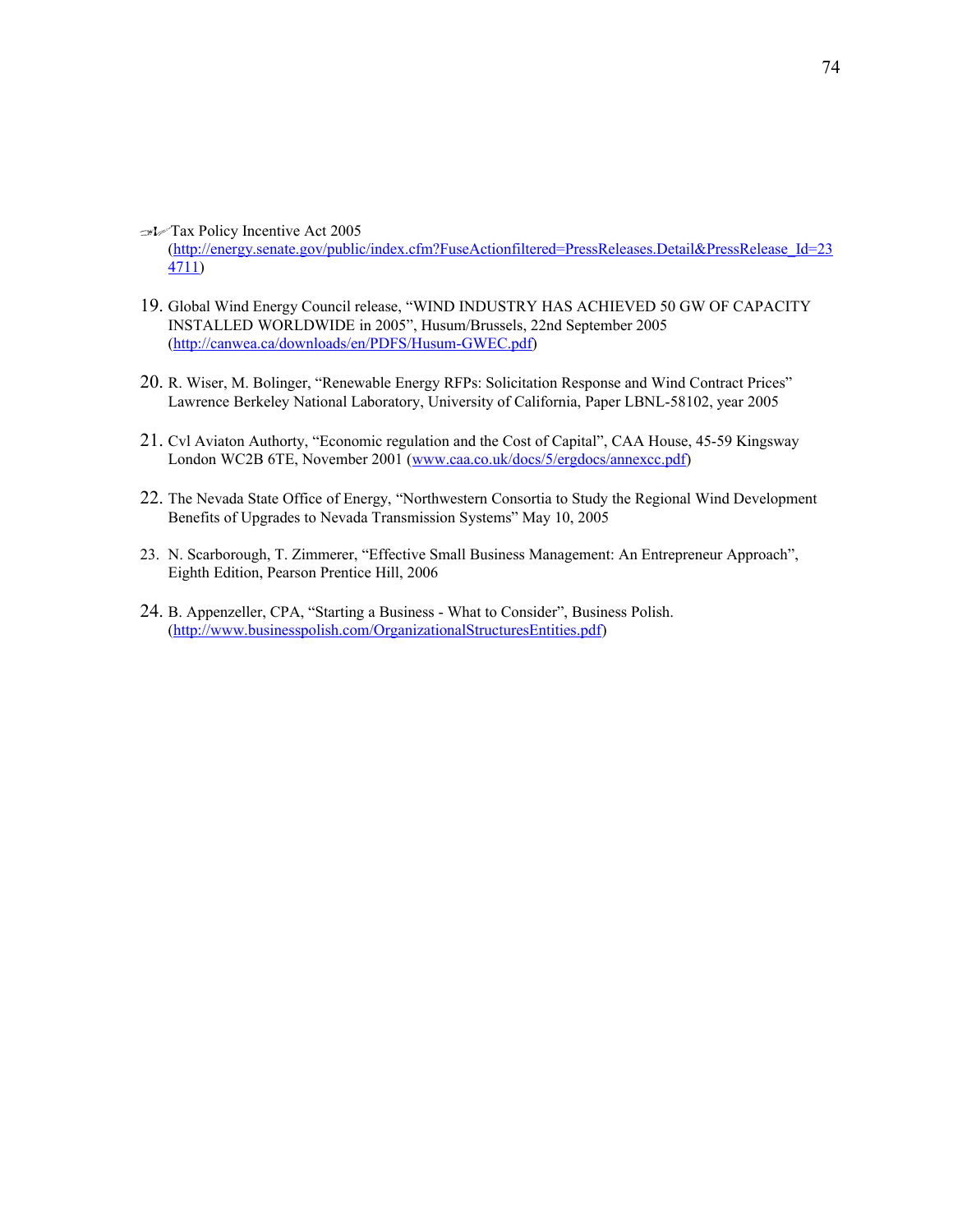18. Tax Policy Incentive Act 2005 (http://energy.senate.gov/public/index.cfm?FuseActionfiltered=PressReleases.Detail&PressRelease_Id=234711)

19. Global Wind Energy Council release, "WIND INDUSTRY HAS ACHIEVED 50 GW OF CAPACITY INSTALLED WORLDWIDE in 2005", Husum/Brussels, 22nd September 2005 (http://canwea.ca/downloads/en/PDFS/Husum-GWEC.pdf)

20. R. Wiser, M. Bolinger, "Renewable Energy RFPs: Solicitation Response and Wind Contract Prices" Lawrence Berkeley National Laboratory, University of California, Paper LBNL-58102, year 2005

21. Cvl Aviaton Authorty, "Economic regulation and the Cost of Capital", CAA House, 45-59 Kingsway London WC2B 6TE, November 2001 (www.caa.co.uk/docs/5/ergdocs/annexcc.pdf)

22. The Nevada State Office of Energy, "Northwestern Consortia to Study the Regional Wind Development Benefits of Upgrades to Nevada Transmission Systems" May 10, 2005

23. N. Scarborough, T. Zimmerer, "Effective Small Business Management: An Entrepreneur Approach", Eighth Edition, Pearson Prentice Hill, 2006

24. B. Appenzeller, CPA, "Starting a Business - What to Consider", Business Polish. (http://www.businesspolish.com/OrganizationalStructuresEntities.pdf)